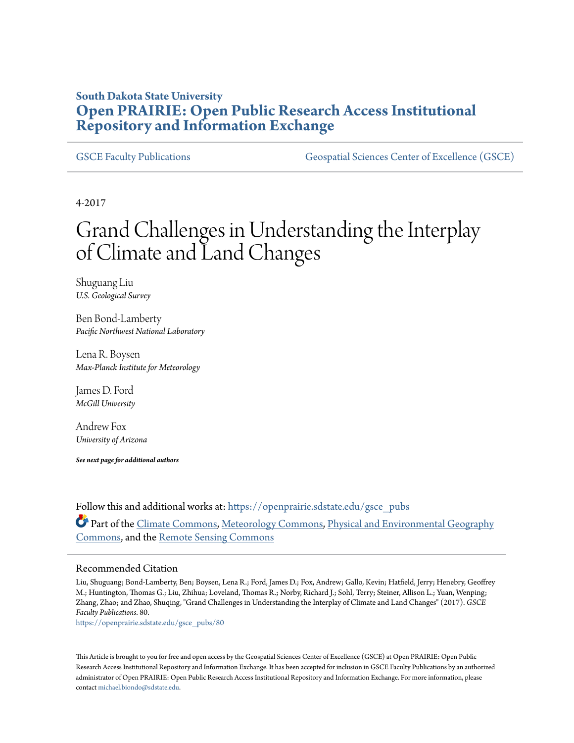South Dakota State University

# Open PRAIRIE: Open Public Research Access Institutional Repository and Information Exchange

GSCE Faculty Publications | Geospatial Sciences Center of Excellence (GSCE)

4-2017

# Grand Challenges in Understanding the Interplay of Climate and Land Changes

Shuguang Liu
*U.S. Geological Survey*

Ben Bond-Lamberty
*Pacific Northwest National Laboratory*

Lena R. Boysen
*Max-Planck Institute for Meteorology*

James D. Ford
*McGill University*

Andrew Fox
*University of Arizona*

***See next page for additional authors***

Follow this and additional works at: https://openprairie.sdstate.edu/gsce_pubs

Part of the Climate Commons, Meteorology Commons, Physical and Environmental Geography Commons, and the Remote Sensing Commons

## Recommended Citation

Liu, Shuguang; Bond-Lamberty, Ben; Boysen, Lena R.; Ford, James D.; Fox, Andrew; Gallo, Kevin; Hatfield, Jerry; Henebry, Geoffrey M.; Huntington, Thomas G.; Liu, Zhihua; Loveland, Thomas R.; Norby, Richard J.; Sohl, Terry; Steiner, Allison L.; Yuan, Wenping; Zhang, Zhao; and Zhao, Shuqing, "Grand Challenges in Understanding the Interplay of Climate and Land Changes" (2017). *GSCE Faculty Publications*. 80.
https://openprairie.sdstate.edu/gsce_pubs/80

This Article is brought to you for free and open access by the Geospatial Sciences Center of Excellence (GSCE) at Open PRAIRIE: Open Public Research Access Institutional Repository and Information Exchange. It has been accepted for inclusion in GSCE Faculty Publications by an authorized administrator of Open PRAIRIE: Open Public Research Access Institutional Repository and Information Exchange. For more information, please contact michael.biondo@sdstate.edu.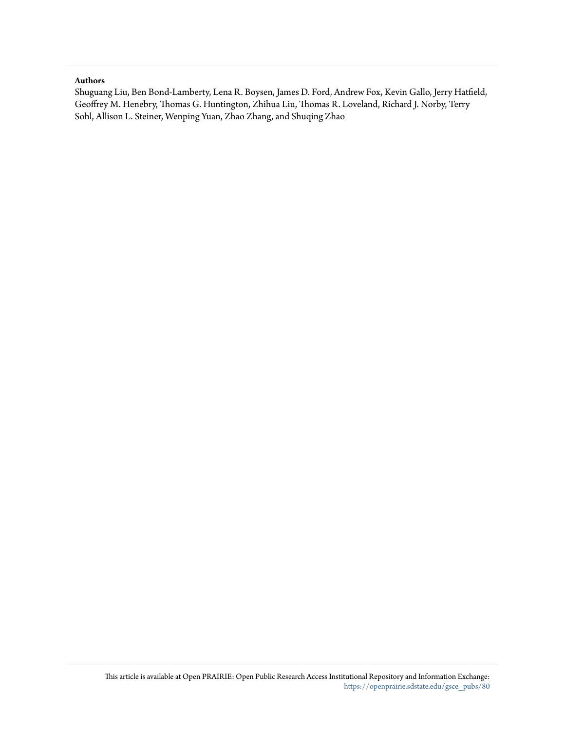**Authors**

Shuguang Liu, Ben Bond-Lamberty, Lena R. Boysen, James D. Ford, Andrew Fox, Kevin Gallo, Jerry Hatfield, Geoffrey M. Henebry, Thomas G. Huntington, Zhihua Liu, Thomas R. Loveland, Richard J. Norby, Terry Sohl, Allison L. Steiner, Wenping Yuan, Zhao Zhang, and Shuqing Zhao

This article is available at Open PRAIRIE: Open Public Research Access Institutional Repository and Information Exchange: https://openprairie.sdstate.edu/gsce_pubs/80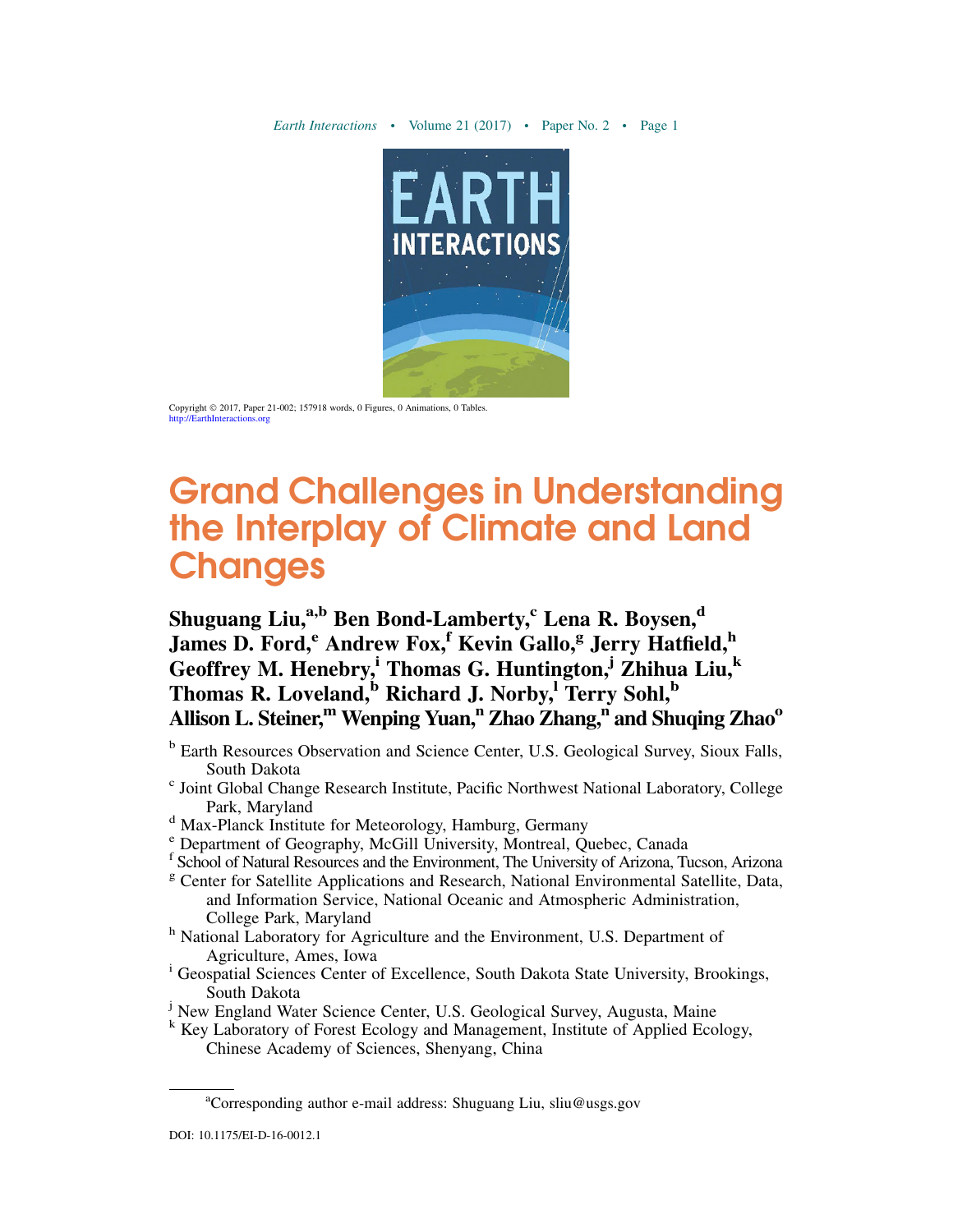Copyright © 2017, Paper 21-002; 157918 words, 0 Figures, 0 Animations, 0 Tables.
http://EarthInteractions.org

# Grand Challenges in Understanding the Interplay of Climate and Land Changes

**Shuguang Liu,[a,b] Ben Bond-Lamberty,[c] Lena R. Boysen,[d] James D. Ford,[e] Andrew Fox,[f] Kevin Gallo,[g] Jerry Hatfield,[h] Geoffrey M. Henebry,[i] Thomas G. Huntington,[j] Zhihua Liu,[k] Thomas R. Loveland,[b] Richard J. Norby,[l] Terry Sohl,[b] Allison L. Steiner,[m] Wenping Yuan,[n] Zhao Zhang,[n] and Shuqing Zhao[o]**

[b] Earth Resources Observation and Science Center, U.S. Geological Survey, Sioux Falls, South Dakota

[c] Joint Global Change Research Institute, Pacific Northwest National Laboratory, College Park, Maryland

[d] Max-Planck Institute for Meteorology, Hamburg, Germany

[e] Department of Geography, McGill University, Montreal, Quebec, Canada

[f] School of Natural Resources and the Environment, The University of Arizona, Tucson, Arizona

[g] Center for Satellite Applications and Research, National Environmental Satellite, Data, and Information Service, National Oceanic and Atmospheric Administration, College Park, Maryland

[h] National Laboratory for Agriculture and the Environment, U.S. Department of Agriculture, Ames, Iowa

[i] Geospatial Sciences Center of Excellence, South Dakota State University, Brookings, South Dakota

[j] New England Water Science Center, U.S. Geological Survey, Augusta, Maine

[k] Key Laboratory of Forest Ecology and Management, Institute of Applied Ecology, Chinese Academy of Sciences, Shenyang, China

[a]Corresponding author e-mail address: Shuguang Liu, sliu@usgs.gov

DOI: 10.1175/EI-D-16-0012.1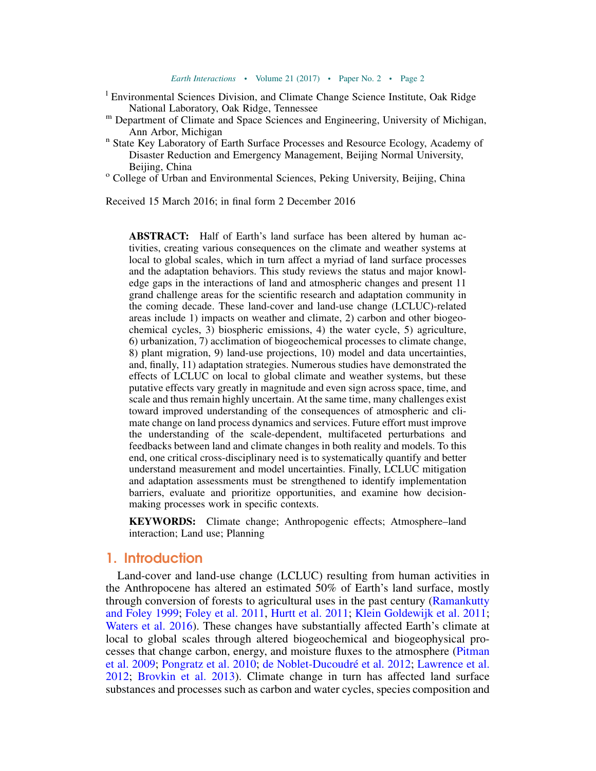[l] Environmental Sciences Division, and Climate Change Science Institute, Oak Ridge National Laboratory, Oak Ridge, Tennessee

[m] Department of Climate and Space Sciences and Engineering, University of Michigan, Ann Arbor, Michigan

[n] State Key Laboratory of Earth Surface Processes and Resource Ecology, Academy of Disaster Reduction and Emergency Management, Beijing Normal University, Beijing, China

[o] College of Urban and Environmental Sciences, Peking University, Beijing, China

Received 15 March 2016; in final form 2 December 2016

**ABSTRACT:** Half of Earth's land surface has been altered by human activities, creating various consequences on the climate and weather systems at local to global scales, which in turn affect a myriad of land surface processes and the adaptation behaviors. This study reviews the status and major knowledge gaps in the interactions of land and atmospheric changes and present 11 grand challenge areas for the scientific research and adaptation community in the coming decade. These land-cover and land-use change (LCLUC)-related areas include 1) impacts on weather and climate, 2) carbon and other biogeochemical cycles, 3) biospheric emissions, 4) the water cycle, 5) agriculture, 6) urbanization, 7) acclimation of biogeochemical processes to climate change, 8) plant migration, 9) land-use projections, 10) model and data uncertainties, and, finally, 11) adaptation strategies. Numerous studies have demonstrated the effects of LCLUC on local to global climate and weather systems, but these putative effects vary greatly in magnitude and even sign across space, time, and scale and thus remain highly uncertain. At the same time, many challenges exist toward improved understanding of the consequences of atmospheric and climate change on land process dynamics and services. Future effort must improve the understanding of the scale-dependent, multifaceted perturbations and feedbacks between land and climate changes in both reality and models. To this end, one critical cross-disciplinary need is to systematically quantify and better understand measurement and model uncertainties. Finally, LCLUC mitigation and adaptation assessments must be strengthened to identify implementation barriers, evaluate and prioritize opportunities, and examine how decision-making processes work in specific contexts.

**KEYWORDS:** Climate change; Anthropogenic effects; Atmosphere–land interaction; Land use; Planning

## 1. Introduction

Land-cover and land-use change (LCLUC) resulting from human activities in the Anthropocene has altered an estimated 50% of Earth's land surface, mostly through conversion of forests to agricultural uses in the past century (Ramankutty and Foley 1999; Foley et al. 2011, Hurtt et al. 2011; Klein Goldewijk et al. 2011; Waters et al. 2016). These changes have substantially affected Earth's climate at local to global scales through altered biogeochemical and biogeophysical processes that change carbon, energy, and moisture fluxes to the atmosphere (Pitman et al. 2009; Pongratz et al. 2010; de Noblet-Ducoudré et al. 2012; Lawrence et al. 2012; Brovkin et al. 2013). Climate change in turn has affected land surface substances and processes such as carbon and water cycles, species composition and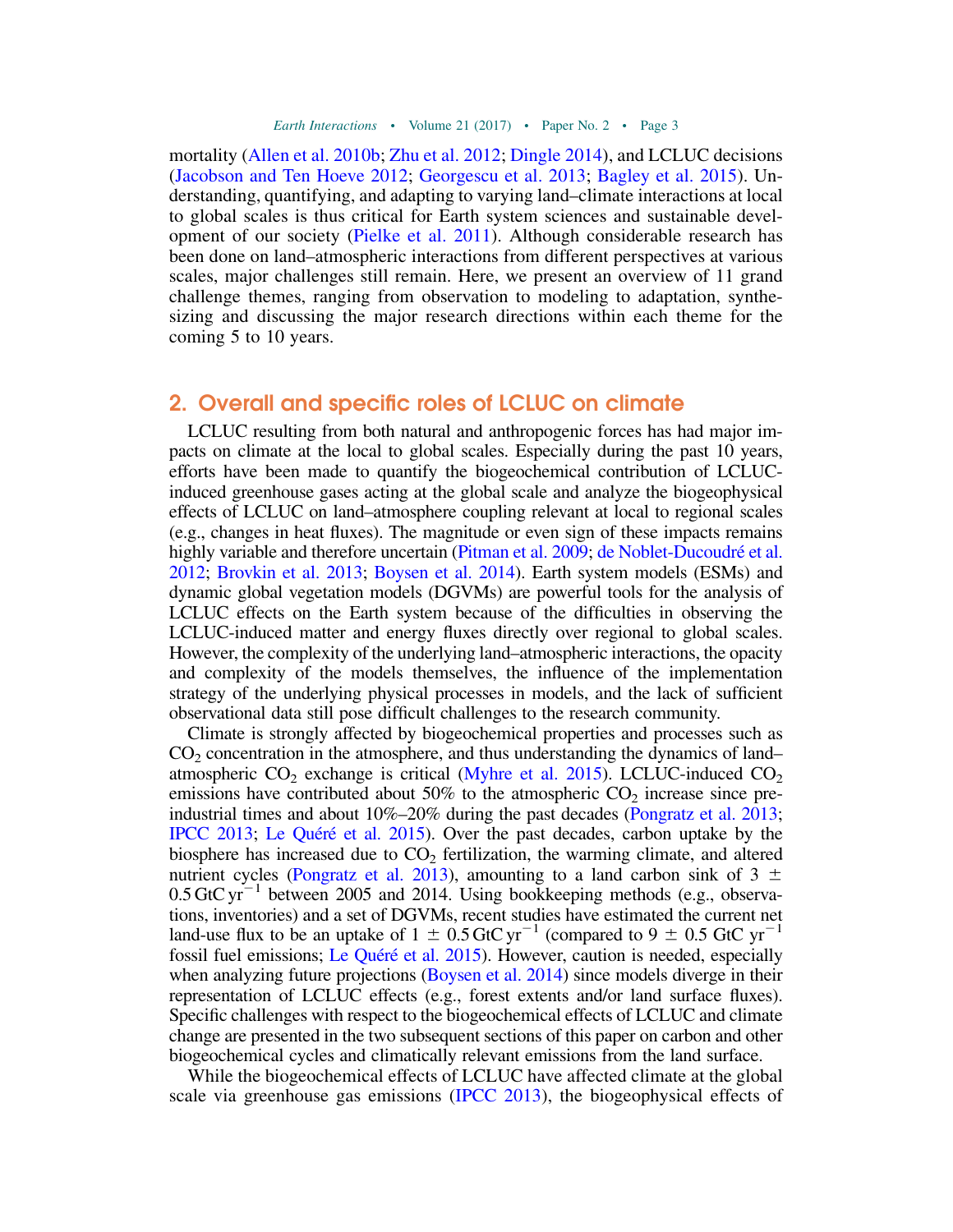mortality (Allen et al. 2010b; Zhu et al. 2012; Dingle 2014), and LCLUC decisions (Jacobson and Ten Hoeve 2012; Georgescu et al. 2013; Bagley et al. 2015). Understanding, quantifying, and adapting to varying land–climate interactions at local to global scales is thus critical for Earth system sciences and sustainable development of our society (Pielke et al. 2011). Although considerable research has been done on land–atmospheric interactions from different perspectives at various scales, major challenges still remain. Here, we present an overview of 11 grand challenge themes, ranging from observation to modeling to adaptation, synthesizing and discussing the major research directions within each theme for the coming 5 to 10 years.

## 2. Overall and specific roles of LCLUC on climate

LCLUC resulting from both natural and anthropogenic forces has had major impacts on climate at the local to global scales. Especially during the past 10 years, efforts have been made to quantify the biogeochemical contribution of LCLUC-induced greenhouse gases acting at the global scale and analyze the biogeophysical effects of LCLUC on land–atmosphere coupling relevant at local to regional scales (e.g., changes in heat fluxes). The magnitude or even sign of these impacts remains highly variable and therefore uncertain (Pitman et al. 2009; de Noblet-Ducoudré et al. 2012; Brovkin et al. 2013; Boysen et al. 2014). Earth system models (ESMs) and dynamic global vegetation models (DGVMs) are powerful tools for the analysis of LCLUC effects on the Earth system because of the difficulties in observing the LCLUC-induced matter and energy fluxes directly over regional to global scales. However, the complexity of the underlying land–atmospheric interactions, the opacity and complexity of the models themselves, the influence of the implementation strategy of the underlying physical processes in models, and the lack of sufficient observational data still pose difficult challenges to the research community.

Climate is strongly affected by biogeochemical properties and processes such as $CO_2$ concentration in the atmosphere, and thus understanding the dynamics of land–atmospheric $CO_2$ exchange is critical (Myhre et al. 2015). LCLUC-induced $CO_2$ emissions have contributed about 50% to the atmospheric $CO_2$ increase since preindustrial times and about 10%–20% during the past decades (Pongratz et al. 2013; IPCC 2013; Le Quéré et al. 2015). Over the past decades, carbon uptake by the biosphere has increased due to $CO_2$ fertilization, the warming climate, and altered nutrient cycles (Pongratz et al. 2013), amounting to a land carbon sink of $3 \pm 0.5\,\mathrm{GtC\,yr^{-1}}$ between 2005 and 2014. Using bookkeeping methods (e.g., observations, inventories) and a set of DGVMs, recent studies have estimated the current net land-use flux to be an uptake of $1 \pm 0.5\,\mathrm{GtC\,yr^{-1}}$ (compared to $9 \pm 0.5\,\mathrm{GtC\,yr^{-1}}$ fossil fuel emissions; Le Quéré et al. 2015). However, caution is needed, especially when analyzing future projections (Boysen et al. 2014) since models diverge in their representation of LCLUC effects (e.g., forest extents and/or land surface fluxes). Specific challenges with respect to the biogeochemical effects of LCLUC and climate change are presented in the two subsequent sections of this paper on carbon and other biogeochemical cycles and climatically relevant emissions from the land surface.

While the biogeochemical effects of LCLUC have affected climate at the global scale via greenhouse gas emissions (IPCC 2013), the biogeophysical effects of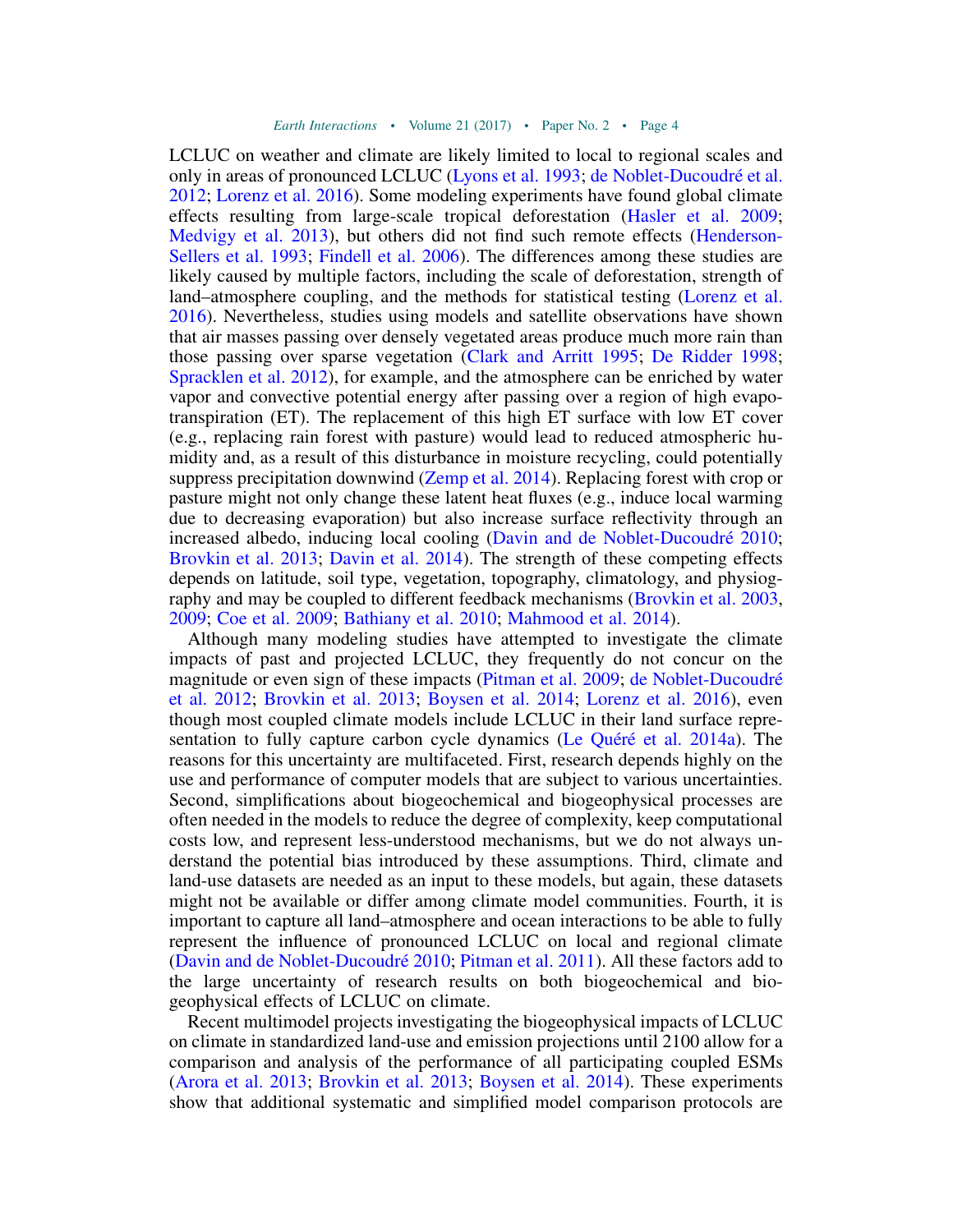LCLUC on weather and climate are likely limited to local to regional scales and only in areas of pronounced LCLUC (Lyons et al. 1993; de Noblet-Ducoudré et al. 2012; Lorenz et al. 2016). Some modeling experiments have found global climate effects resulting from large-scale tropical deforestation (Hasler et al. 2009; Medvigy et al. 2013), but others did not find such remote effects (Henderson-Sellers et al. 1993; Findell et al. 2006). The differences among these studies are likely caused by multiple factors, including the scale of deforestation, strength of land–atmosphere coupling, and the methods for statistical testing (Lorenz et al. 2016). Nevertheless, studies using models and satellite observations have shown that air masses passing over densely vegetated areas produce much more rain than those passing over sparse vegetation (Clark and Arritt 1995; De Ridder 1998; Spracklen et al. 2012), for example, and the atmosphere can be enriched by water vapor and convective potential energy after passing over a region of high evapotranspiration (ET). The replacement of this high ET surface with low ET cover (e.g., replacing rain forest with pasture) would lead to reduced atmospheric humidity and, as a result of this disturbance in moisture recycling, could potentially suppress precipitation downwind (Zemp et al. 2014). Replacing forest with crop or pasture might not only change these latent heat fluxes (e.g., induce local warming due to decreasing evaporation) but also increase surface reflectivity through an increased albedo, inducing local cooling (Davin and de Noblet-Ducoudré 2010; Brovkin et al. 2013; Davin et al. 2014). The strength of these competing effects depends on latitude, soil type, vegetation, topography, climatology, and physiography and may be coupled to different feedback mechanisms (Brovkin et al. 2003, 2009; Coe et al. 2009; Bathiany et al. 2010; Mahmood et al. 2014).

Although many modeling studies have attempted to investigate the climate impacts of past and projected LCLUC, they frequently do not concur on the magnitude or even sign of these impacts (Pitman et al. 2009; de Noblet-Ducoudré et al. 2012; Brovkin et al. 2013; Boysen et al. 2014; Lorenz et al. 2016), even though most coupled climate models include LCLUC in their land surface representation to fully capture carbon cycle dynamics (Le Quéré et al. 2014a). The reasons for this uncertainty are multifaceted. First, research depends highly on the use and performance of computer models that are subject to various uncertainties. Second, simplifications about biogeochemical and biogeophysical processes are often needed in the models to reduce the degree of complexity, keep computational costs low, and represent less-understood mechanisms, but we do not always understand the potential bias introduced by these assumptions. Third, climate and land-use datasets are needed as an input to these models, but again, these datasets might not be available or differ among climate model communities. Fourth, it is important to capture all land–atmosphere and ocean interactions to be able to fully represent the influence of pronounced LCLUC on local and regional climate (Davin and de Noblet-Ducoudré 2010; Pitman et al. 2011). All these factors add to the large uncertainty of research results on both biogeochemical and biogeophysical effects of LCLUC on climate.

Recent multimodel projects investigating the biogeophysical impacts of LCLUC on climate in standardized land-use and emission projections until 2100 allow for a comparison and analysis of the performance of all participating coupled ESMs (Arora et al. 2013; Brovkin et al. 2013; Boysen et al. 2014). These experiments show that additional systematic and simplified model comparison protocols are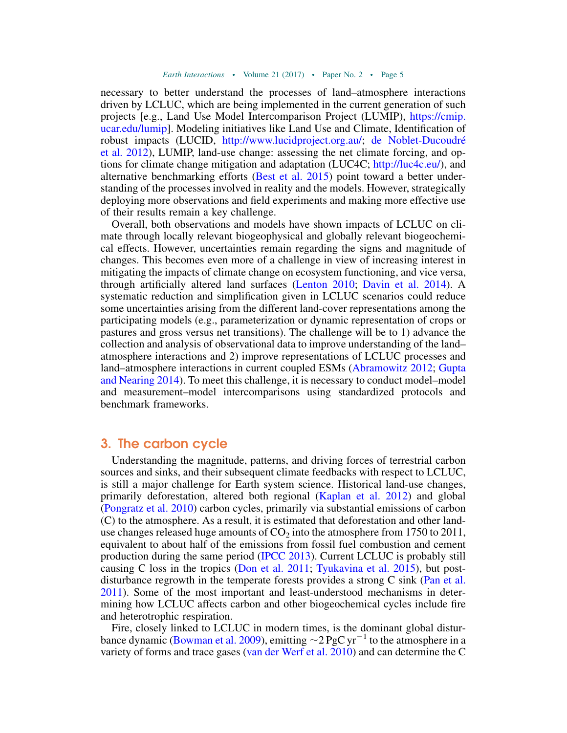necessary to better understand the processes of land–atmosphere interactions driven by LCLUC, which are being implemented in the current generation of such projects [e.g., Land Use Model Intercomparison Project (LUMIP), https://cmip.ucar.edu/lumip]. Modeling initiatives like Land Use and Climate, Identification of robust impacts (LUCID, http://www.lucidproject.org.au/; de Noblet-Ducoudré et al. 2012), LUMIP, land-use change: assessing the net climate forcing, and options for climate change mitigation and adaptation (LUC4C; http://luc4c.eu/), and alternative benchmarking efforts (Best et al. 2015) point toward a better understanding of the processes involved in reality and the models. However, strategically deploying more observations and field experiments and making more effective use of their results remain a key challenge.

Overall, both observations and models have shown impacts of LCLUC on climate through locally relevant biogeophysical and globally relevant biogeochemical effects. However, uncertainties remain regarding the signs and magnitude of changes. This becomes even more of a challenge in view of increasing interest in mitigating the impacts of climate change on ecosystem functioning, and vice versa, through artificially altered land surfaces (Lenton 2010; Davin et al. 2014). A systematic reduction and simplification given in LCLUC scenarios could reduce some uncertainties arising from the different land-cover representations among the participating models (e.g., parameterization or dynamic representation of crops or pastures and gross versus net transitions). The challenge will be to 1) advance the collection and analysis of observational data to improve understanding of the land–atmosphere interactions and 2) improve representations of LCLUC processes and land–atmosphere interactions in current coupled ESMs (Abramowitz 2012; Gupta and Nearing 2014). To meet this challenge, it is necessary to conduct model–model and measurement–model intercomparisons using standardized protocols and benchmark frameworks.

## 3. The carbon cycle

Understanding the magnitude, patterns, and driving forces of terrestrial carbon sources and sinks, and their subsequent climate feedbacks with respect to LCLUC, is still a major challenge for Earth system science. Historical land-use changes, primarily deforestation, altered both regional (Kaplan et al. 2012) and global (Pongratz et al. 2010) carbon cycles, primarily via substantial emissions of carbon (C) to the atmosphere. As a result, it is estimated that deforestation and other land-use changes released huge amounts of $CO_2$ into the atmosphere from 1750 to 2011, equivalent to about half of the emissions from fossil fuel combustion and cement production during the same period (IPCC 2013). Current LCLUC is probably still causing C loss in the tropics (Don et al. 2011; Tyukavina et al. 2015), but post-disturbance regrowth in the temperate forests provides a strong C sink (Pan et al. 2011). Some of the most important and least-understood mechanisms in determining how LCLUC affects carbon and other biogeochemical cycles include fire and heterotrophic respiration.

Fire, closely linked to LCLUC in modern times, is the dominant global disturbance dynamic (Bowman et al. 2009), emitting $\sim$2 $\mathrm{PgC\,yr^{-1}}$ to the atmosphere in a variety of forms and trace gases (van der Werf et al. 2010) and can determine the C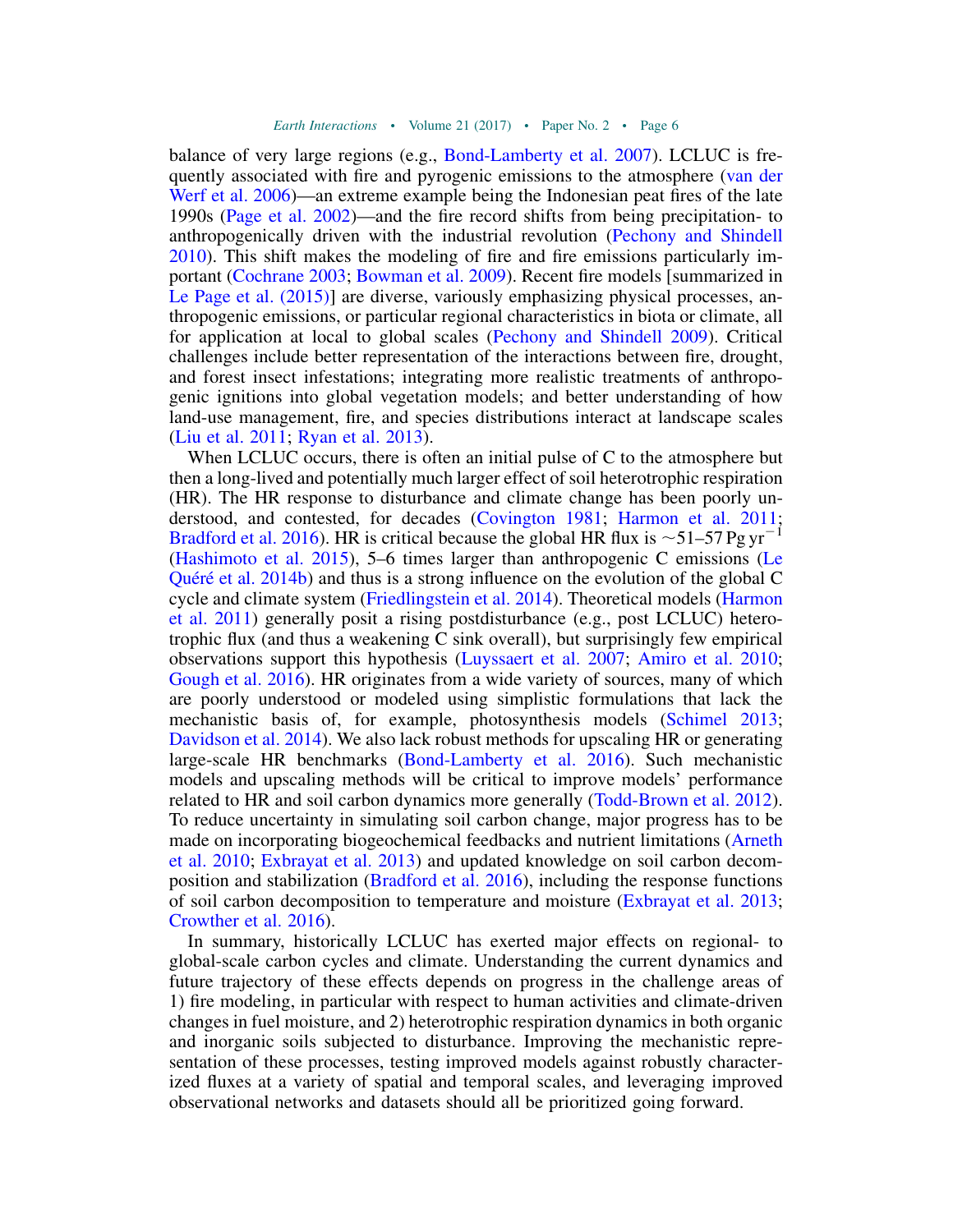balance of very large regions (e.g., Bond-Lamberty et al. 2007). LCLUC is frequently associated with fire and pyrogenic emissions to the atmosphere (van der Werf et al. 2006)—an extreme example being the Indonesian peat fires of the late 1990s (Page et al. 2002)—and the fire record shifts from being precipitation- to anthropogenically driven with the industrial revolution (Pechony and Shindell 2010). This shift makes the modeling of fire and fire emissions particularly important (Cochrane 2003; Bowman et al. 2009). Recent fire models [summarized in Le Page et al. (2015)] are diverse, variously emphasizing physical processes, anthropogenic emissions, or particular regional characteristics in biota or climate, all for application at local to global scales (Pechony and Shindell 2009). Critical challenges include better representation of the interactions between fire, drought, and forest insect infestations; integrating more realistic treatments of anthropogenic ignitions into global vegetation models; and better understanding of how land-use management, fire, and species distributions interact at landscape scales (Liu et al. 2011; Ryan et al. 2013).

When LCLUC occurs, there is often an initial pulse of C to the atmosphere but then a long-lived and potentially much larger effect of soil heterotrophic respiration (HR). The HR response to disturbance and climate change has been poorly understood, and contested, for decades (Covington 1981; Harmon et al. 2011; Bradford et al. 2016). HR is critical because the global HR flux is ~51–57 Pg $yr^{-1}$ (Hashimoto et al. 2015), 5–6 times larger than anthropogenic C emissions (Le Quéré et al. 2014b) and thus is a strong influence on the evolution of the global C cycle and climate system (Friedlingstein et al. 2014). Theoretical models (Harmon et al. 2011) generally posit a rising postdisturbance (e.g., post LCLUC) heterotrophic flux (and thus a weakening C sink overall), but surprisingly few empirical observations support this hypothesis (Luyssaert et al. 2007; Amiro et al. 2010; Gough et al. 2016). HR originates from a wide variety of sources, many of which are poorly understood or modeled using simplistic formulations that lack the mechanistic basis of, for example, photosynthesis models (Schimel 2013; Davidson et al. 2014). We also lack robust methods for upscaling HR or generating large-scale HR benchmarks (Bond-Lamberty et al. 2016). Such mechanistic models and upscaling methods will be critical to improve models' performance related to HR and soil carbon dynamics more generally (Todd-Brown et al. 2012). To reduce uncertainty in simulating soil carbon change, major progress has to be made on incorporating biogeochemical feedbacks and nutrient limitations (Arneth et al. 2010; Exbrayat et al. 2013) and updated knowledge on soil carbon decomposition and stabilization (Bradford et al. 2016), including the response functions of soil carbon decomposition to temperature and moisture (Exbrayat et al. 2013; Crowther et al. 2016).

In summary, historically LCLUC has exerted major effects on regional- to global-scale carbon cycles and climate. Understanding the current dynamics and future trajectory of these effects depends on progress in the challenge areas of 1) fire modeling, in particular with respect to human activities and climate-driven changes in fuel moisture, and 2) heterotrophic respiration dynamics in both organic and inorganic soils subjected to disturbance. Improving the mechanistic representation of these processes, testing improved models against robustly characterized fluxes at a variety of spatial and temporal scales, and leveraging improved observational networks and datasets should all be prioritized going forward.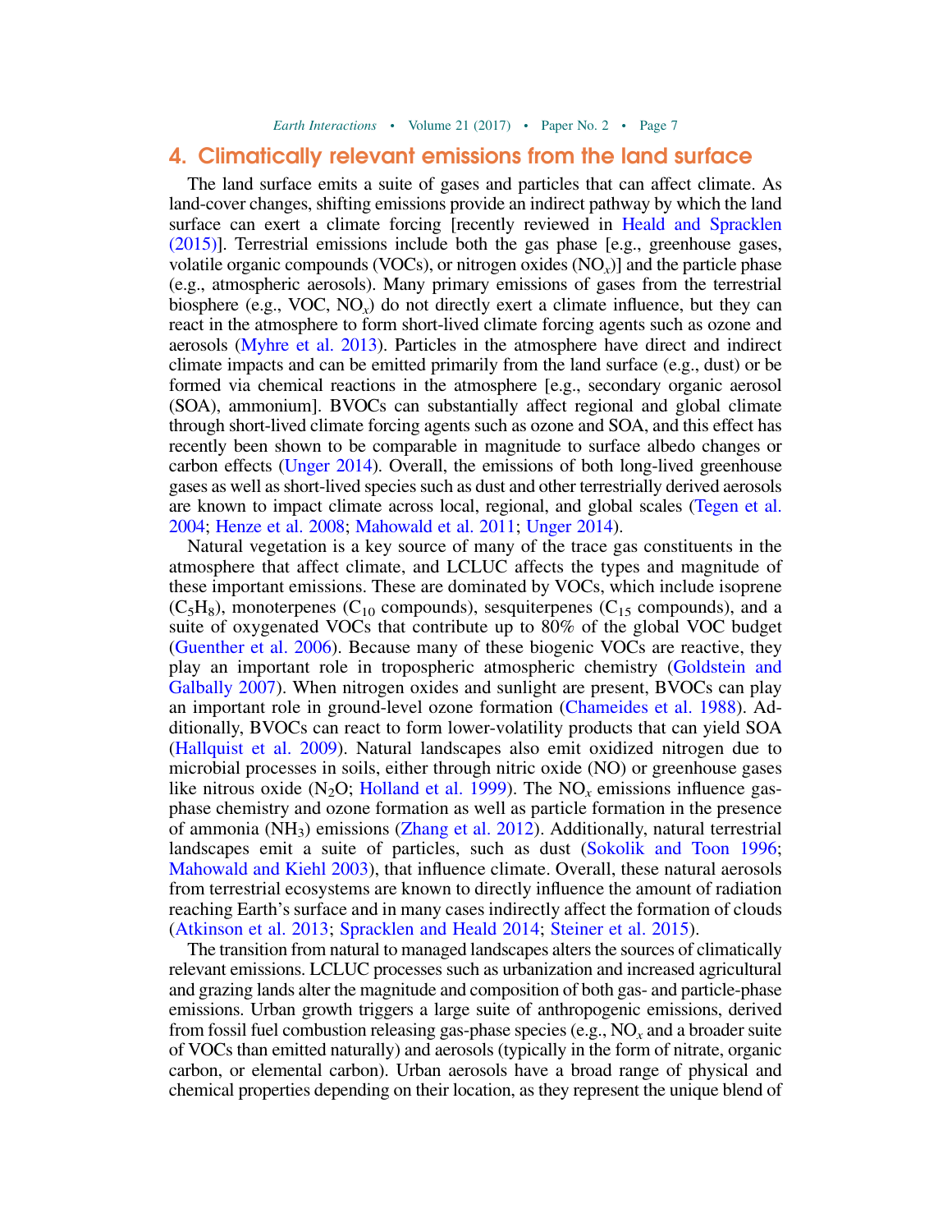## 4. Climatically relevant emissions from the land surface

The land surface emits a suite of gases and particles that can affect climate. As land-cover changes, shifting emissions provide an indirect pathway by which the land surface can exert a climate forcing [recently reviewed in Heald and Spracklen (2015)]. Terrestrial emissions include both the gas phase [e.g., greenhouse gases, volatile organic compounds (VOCs), or nitrogen oxides ($NO_x$)] and the particle phase (e.g., atmospheric aerosols). Many primary emissions of gases from the terrestrial biosphere (e.g., VOC, $NO_x$) do not directly exert a climate influence, but they can react in the atmosphere to form short-lived climate forcing agents such as ozone and aerosols (Myhre et al. 2013). Particles in the atmosphere have direct and indirect climate impacts and can be emitted primarily from the land surface (e.g., dust) or be formed via chemical reactions in the atmosphere [e.g., secondary organic aerosol (SOA), ammonium]. BVOCs can substantially affect regional and global climate through short-lived climate forcing agents such as ozone and SOA, and this effect has recently been shown to be comparable in magnitude to surface albedo changes or carbon effects (Unger 2014). Overall, the emissions of both long-lived greenhouse gases as well as short-lived species such as dust and other terrestrially derived aerosols are known to impact climate across local, regional, and global scales (Tegen et al. 2004; Henze et al. 2008; Mahowald et al. 2011; Unger 2014).

Natural vegetation is a key source of many of the trace gas constituents in the atmosphere that affect climate, and LCLUC affects the types and magnitude of these important emissions. These are dominated by VOCs, which include isoprene ($C_5H_8$), monoterpenes ($C_{10}$ compounds), sesquiterpenes ($C_{15}$ compounds), and a suite of oxygenated VOCs that contribute up to 80% of the global VOC budget (Guenther et al. 2006). Because many of these biogenic VOCs are reactive, they play an important role in tropospheric atmospheric chemistry (Goldstein and Galbally 2007). When nitrogen oxides and sunlight are present, BVOCs can play an important role in ground-level ozone formation (Chameides et al. 1988). Additionally, BVOCs can react to form lower-volatility products that can yield SOA (Hallquist et al. 2009). Natural landscapes also emit oxidized nitrogen due to microbial processes in soils, either through nitric oxide (NO) or greenhouse gases like nitrous oxide ($N_2O$; Holland et al. 1999). The $NO_x$ emissions influence gas-phase chemistry and ozone formation as well as particle formation in the presence of ammonia ($NH_3$) emissions (Zhang et al. 2012). Additionally, natural terrestrial landscapes emit a suite of particles, such as dust (Sokolik and Toon 1996; Mahowald and Kiehl 2003), that influence climate. Overall, these natural aerosols from terrestrial ecosystems are known to directly influence the amount of radiation reaching Earth's surface and in many cases indirectly affect the formation of clouds (Atkinson et al. 2013; Spracklen and Heald 2014; Steiner et al. 2015).

The transition from natural to managed landscapes alters the sources of climatically relevant emissions. LCLUC processes such as urbanization and increased agricultural and grazing lands alter the magnitude and composition of both gas- and particle-phase emissions. Urban growth triggers a large suite of anthropogenic emissions, derived from fossil fuel combustion releasing gas-phase species (e.g., $NO_x$ and a broader suite of VOCs than emitted naturally) and aerosols (typically in the form of nitrate, organic carbon, or elemental carbon). Urban aerosols have a broad range of physical and chemical properties depending on their location, as they represent the unique blend of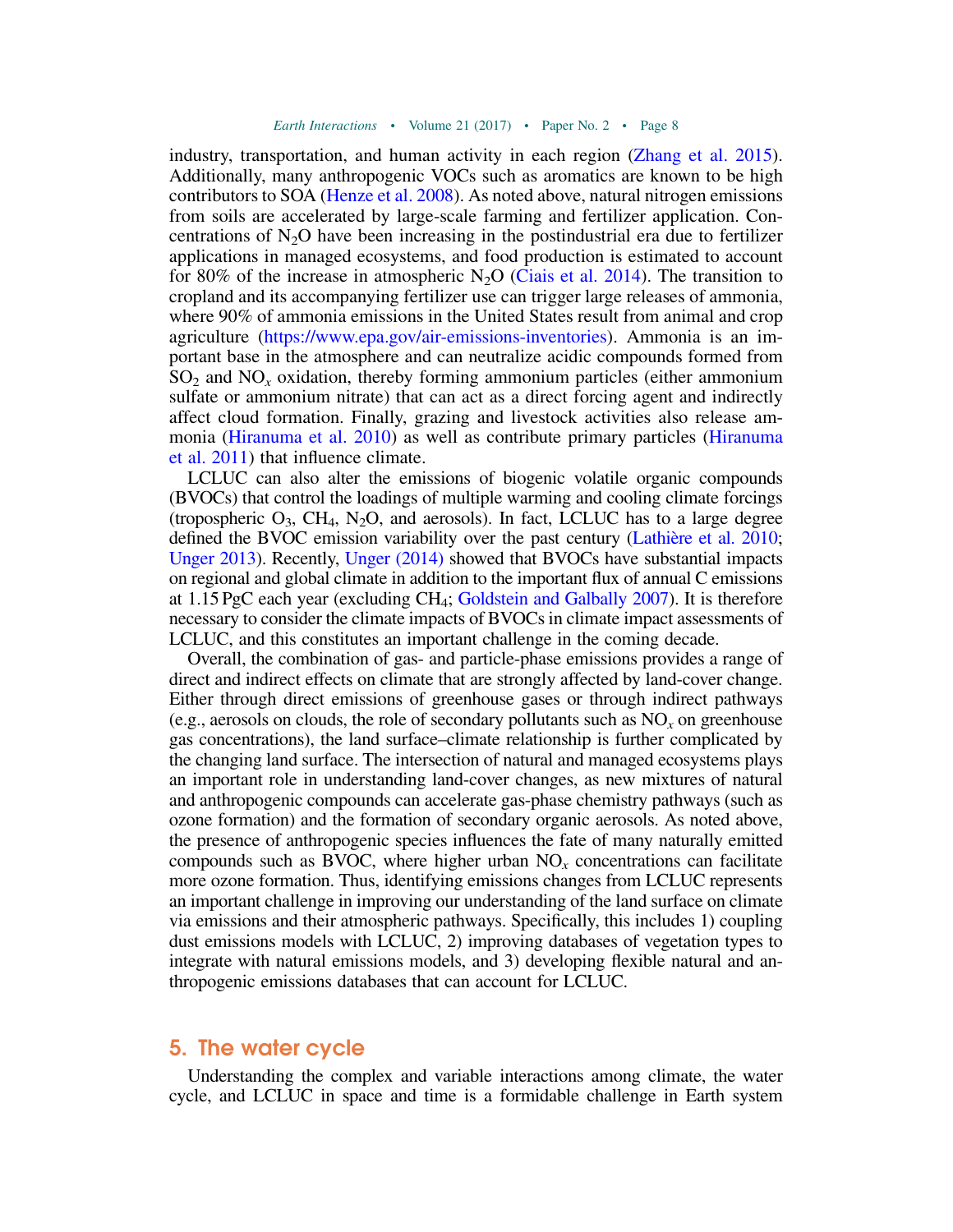industry, transportation, and human activity in each region (Zhang et al. 2015). Additionally, many anthropogenic VOCs such as aromatics are known to be high contributors to SOA (Henze et al. 2008). As noted above, natural nitrogen emissions from soils are accelerated by large-scale farming and fertilizer application. Concentrations of $N_2O$ have been increasing in the postindustrial era due to fertilizer applications in managed ecosystems, and food production is estimated to account for 80% of the increase in atmospheric $N_2O$ (Ciais et al. 2014). The transition to cropland and its accompanying fertilizer use can trigger large releases of ammonia, where 90% of ammonia emissions in the United States result from animal and crop agriculture (https://www.epa.gov/air-emissions-inventories). Ammonia is an important base in the atmosphere and can neutralize acidic compounds formed from $SO_2$ and $NO_x$ oxidation, thereby forming ammonium particles (either ammonium sulfate or ammonium nitrate) that can act as a direct forcing agent and indirectly affect cloud formation. Finally, grazing and livestock activities also release ammonia (Hiranuma et al. 2010) as well as contribute primary particles (Hiranuma et al. 2011) that influence climate.

LCLUC can also alter the emissions of biogenic volatile organic compounds (BVOCs) that control the loadings of multiple warming and cooling climate forcings (tropospheric $O_3$, $CH_4$, $N_2O$, and aerosols). In fact, LCLUC has to a large degree defined the BVOC emission variability over the past century (Lathière et al. 2010; Unger 2013). Recently, Unger (2014) showed that BVOCs have substantial impacts on regional and global climate in addition to the important flux of annual C emissions at 1.15 PgC each year (excluding $CH_4$; Goldstein and Galbally 2007). It is therefore necessary to consider the climate impacts of BVOCs in climate impact assessments of LCLUC, and this constitutes an important challenge in the coming decade.

Overall, the combination of gas- and particle-phase emissions provides a range of direct and indirect effects on climate that are strongly affected by land-cover change. Either through direct emissions of greenhouse gases or through indirect pathways (e.g., aerosols on clouds, the role of secondary pollutants such as $NO_x$ on greenhouse gas concentrations), the land surface–climate relationship is further complicated by the changing land surface. The intersection of natural and managed ecosystems plays an important role in understanding land-cover changes, as new mixtures of natural and anthropogenic compounds can accelerate gas-phase chemistry pathways (such as ozone formation) and the formation of secondary organic aerosols. As noted above, the presence of anthropogenic species influences the fate of many naturally emitted compounds such as BVOC, where higher urban $NO_x$ concentrations can facilitate more ozone formation. Thus, identifying emissions changes from LCLUC represents an important challenge in improving our understanding of the land surface on climate via emissions and their atmospheric pathways. Specifically, this includes 1) coupling dust emissions models with LCLUC, 2) improving databases of vegetation types to integrate with natural emissions models, and 3) developing flexible natural and anthropogenic emissions databases that can account for LCLUC.

## 5. The water cycle

Understanding the complex and variable interactions among climate, the water cycle, and LCLUC in space and time is a formidable challenge in Earth system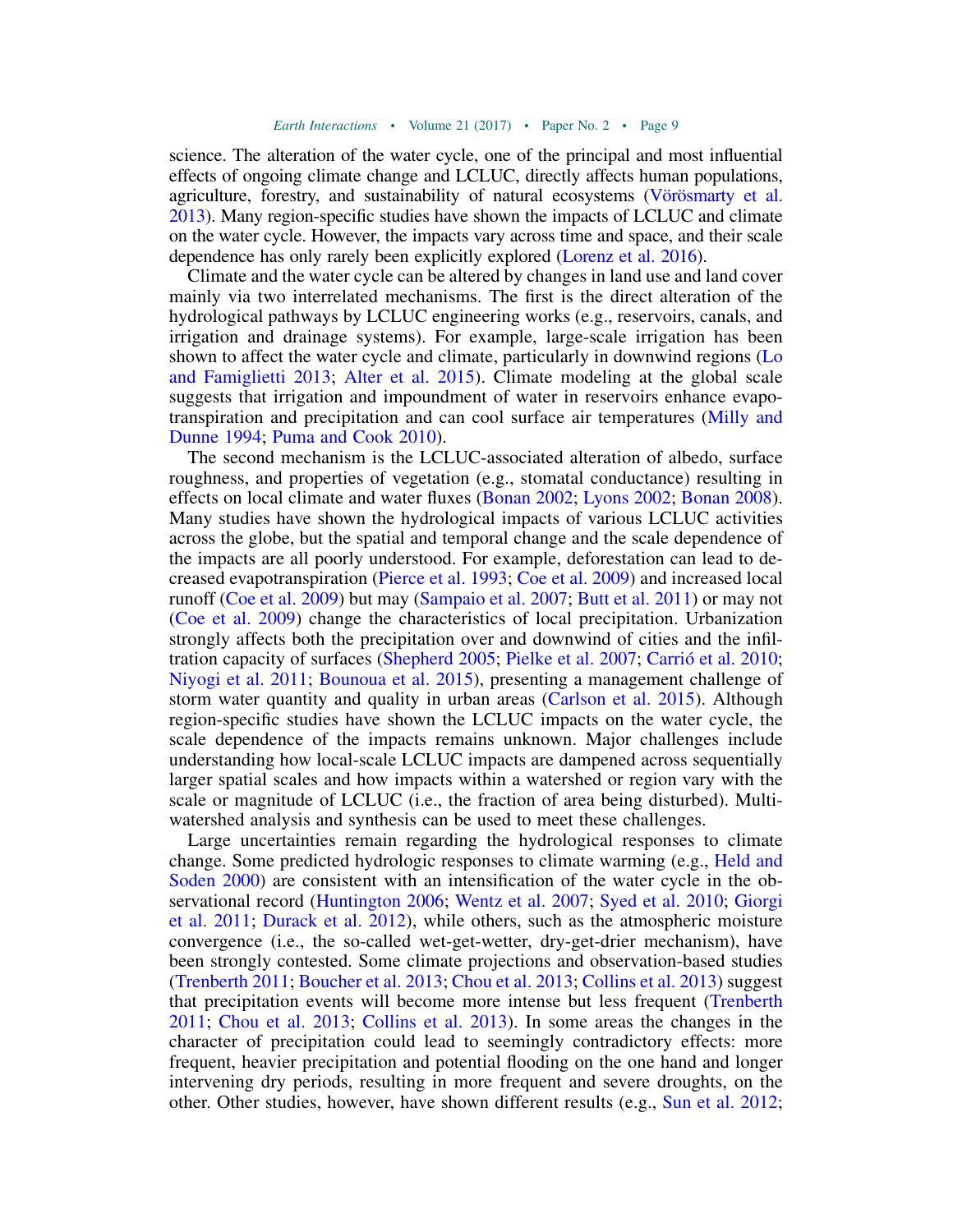science. The alteration of the water cycle, one of the principal and most influential effects of ongoing climate change and LCLUC, directly affects human populations, agriculture, forestry, and sustainability of natural ecosystems (Vörösmarty et al. 2013). Many region-specific studies have shown the impacts of LCLUC and climate on the water cycle. However, the impacts vary across time and space, and their scale dependence has only rarely been explicitly explored (Lorenz et al. 2016).

Climate and the water cycle can be altered by changes in land use and land cover mainly via two interrelated mechanisms. The first is the direct alteration of the hydrological pathways by LCLUC engineering works (e.g., reservoirs, canals, and irrigation and drainage systems). For example, large-scale irrigation has been shown to affect the water cycle and climate, particularly in downwind regions (Lo and Famiglietti 2013; Alter et al. 2015). Climate modeling at the global scale suggests that irrigation and impoundment of water in reservoirs enhance evapotranspiration and precipitation and can cool surface air temperatures (Milly and Dunne 1994; Puma and Cook 2010).

The second mechanism is the LCLUC-associated alteration of albedo, surface roughness, and properties of vegetation (e.g., stomatal conductance) resulting in effects on local climate and water fluxes (Bonan 2002; Lyons 2002; Bonan 2008). Many studies have shown the hydrological impacts of various LCLUC activities across the globe, but the spatial and temporal change and the scale dependence of the impacts are all poorly understood. For example, deforestation can lead to decreased evapotranspiration (Pierce et al. 1993; Coe et al. 2009) and increased local runoff (Coe et al. 2009) but may (Sampaio et al. 2007; Butt et al. 2011) or may not (Coe et al. 2009) change the characteristics of local precipitation. Urbanization strongly affects both the precipitation over and downwind of cities and the infiltration capacity of surfaces (Shepherd 2005; Pielke et al. 2007; Carrió et al. 2010; Niyogi et al. 2011; Bounoua et al. 2015), presenting a management challenge of storm water quantity and quality in urban areas (Carlson et al. 2015). Although region-specific studies have shown the LCLUC impacts on the water cycle, the scale dependence of the impacts remains unknown. Major challenges include understanding how local-scale LCLUC impacts are dampened across sequentially larger spatial scales and how impacts within a watershed or region vary with the scale or magnitude of LCLUC (i.e., the fraction of area being disturbed). Multi-watershed analysis and synthesis can be used to meet these challenges.

Large uncertainties remain regarding the hydrological responses to climate change. Some predicted hydrologic responses to climate warming (e.g., Held and Soden 2000) are consistent with an intensification of the water cycle in the observational record (Huntington 2006; Wentz et al. 2007; Syed et al. 2010; Giorgi et al. 2011; Durack et al. 2012), while others, such as the atmospheric moisture convergence (i.e., the so-called wet-get-wetter, dry-get-drier mechanism), have been strongly contested. Some climate projections and observation-based studies (Trenberth 2011; Boucher et al. 2013; Chou et al. 2013; Collins et al. 2013) suggest that precipitation events will become more intense but less frequent (Trenberth 2011; Chou et al. 2013; Collins et al. 2013). In some areas the changes in the character of precipitation could lead to seemingly contradictory effects: more frequent, heavier precipitation and potential flooding on the one hand and longer intervening dry periods, resulting in more frequent and severe droughts, on the other. Other studies, however, have shown different results (e.g., Sun et al. 2012;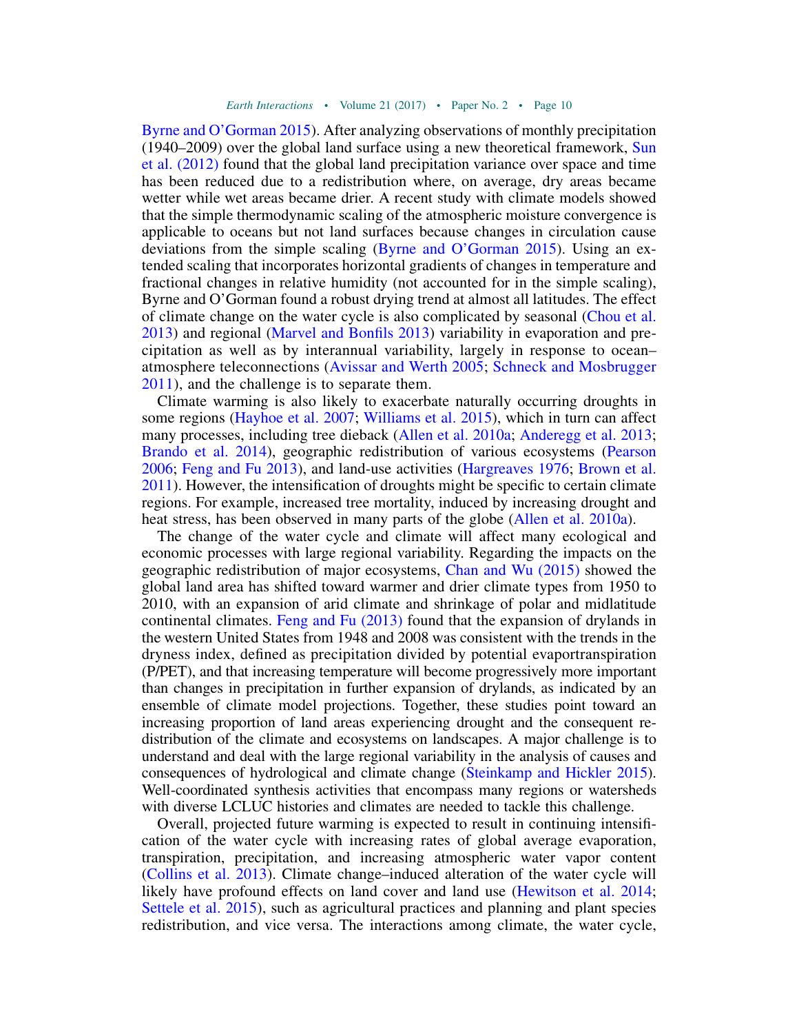Byrne and O'Gorman 2015). After analyzing observations of monthly precipitation (1940–2009) over the global land surface using a new theoretical framework, Sun et al. (2012) found that the global land precipitation variance over space and time has been reduced due to a redistribution where, on average, dry areas became wetter while wet areas became drier. A recent study with climate models showed that the simple thermodynamic scaling of the atmospheric moisture convergence is applicable to oceans but not land surfaces because changes in circulation cause deviations from the simple scaling (Byrne and O'Gorman 2015). Using an extended scaling that incorporates horizontal gradients of changes in temperature and fractional changes in relative humidity (not accounted for in the simple scaling), Byrne and O'Gorman found a robust drying trend at almost all latitudes. The effect of climate change on the water cycle is also complicated by seasonal (Chou et al. 2013) and regional (Marvel and Bonfils 2013) variability in evaporation and precipitation as well as by interannual variability, largely in response to ocean–atmosphere teleconnections (Avissar and Werth 2005; Schneck and Mosbrugger 2011), and the challenge is to separate them.

Climate warming is also likely to exacerbate naturally occurring droughts in some regions (Hayhoe et al. 2007; Williams et al. 2015), which in turn can affect many processes, including tree dieback (Allen et al. 2010a; Anderegg et al. 2013; Brando et al. 2014), geographic redistribution of various ecosystems (Pearson 2006; Feng and Fu 2013), and land-use activities (Hargreaves 1976; Brown et al. 2011). However, the intensification of droughts might be specific to certain climate regions. For example, increased tree mortality, induced by increasing drought and heat stress, has been observed in many parts of the globe (Allen et al. 2010a).

The change of the water cycle and climate will affect many ecological and economic processes with large regional variability. Regarding the impacts on the geographic redistribution of major ecosystems, Chan and Wu (2015) showed the global land area has shifted toward warmer and drier climate types from 1950 to 2010, with an expansion of arid climate and shrinkage of polar and midlatitude continental climates. Feng and Fu (2013) found that the expansion of drylands in the western United States from 1948 and 2008 was consistent with the trends in the dryness index, defined as precipitation divided by potential evaportranspiration (P/PET), and that increasing temperature will become progressively more important than changes in precipitation in further expansion of drylands, as indicated by an ensemble of climate model projections. Together, these studies point toward an increasing proportion of land areas experiencing drought and the consequent redistribution of the climate and ecosystems on landscapes. A major challenge is to understand and deal with the large regional variability in the analysis of causes and consequences of hydrological and climate change (Steinkamp and Hickler 2015). Well-coordinated synthesis activities that encompass many regions or watersheds with diverse LCLUC histories and climates are needed to tackle this challenge.

Overall, projected future warming is expected to result in continuing intensification of the water cycle with increasing rates of global average evaporation, transpiration, precipitation, and increasing atmospheric water vapor content (Collins et al. 2013). Climate change–induced alteration of the water cycle will likely have profound effects on land cover and land use (Hewitson et al. 2014; Settele et al. 2015), such as agricultural practices and planning and plant species redistribution, and vice versa. The interactions among climate, the water cycle,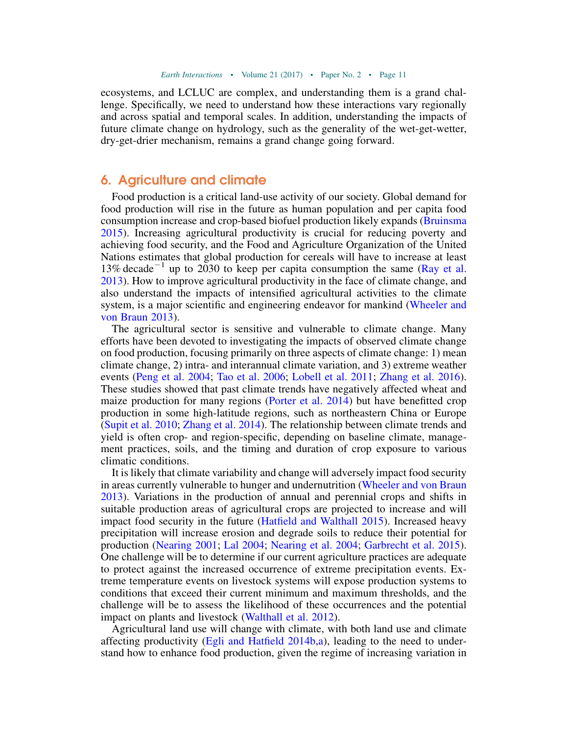ecosystems, and LCLUC are complex, and understanding them is a grand challenge. Specifically, we need to understand how these interactions vary regionally and across spatial and temporal scales. In addition, understanding the impacts of future climate change on hydrology, such as the generality of the wet-get-wetter, dry-get-drier mechanism, remains a grand change going forward.

## 6. Agriculture and climate

Food production is a critical land-use activity of our society. Global demand for food production will rise in the future as human population and per capita food consumption increase and crop-based biofuel production likely expands (Bruinsma 2015). Increasing agricultural productivity is crucial for reducing poverty and achieving food security, and the Food and Agriculture Organization of the United Nations estimates that global production for cereals will have to increase at least 13% $\mathrm{decade}^{-1}$ up to 2030 to keep per capita consumption the same (Ray et al. 2013). How to improve agricultural productivity in the face of climate change, and also understand the impacts of intensified agricultural activities to the climate system, is a major scientific and engineering endeavor for mankind (Wheeler and von Braun 2013).

The agricultural sector is sensitive and vulnerable to climate change. Many efforts have been devoted to investigating the impacts of observed climate change on food production, focusing primarily on three aspects of climate change: 1) mean climate change, 2) intra- and interannual climate variation, and 3) extreme weather events (Peng et al. 2004; Tao et al. 2006; Lobell et al. 2011; Zhang et al. 2016). These studies showed that past climate trends have negatively affected wheat and maize production for many regions (Porter et al. 2014) but have benefitted crop production in some high-latitude regions, such as northeastern China or Europe (Supit et al. 2010; Zhang et al. 2014). The relationship between climate trends and yield is often crop- and region-specific, depending on baseline climate, management practices, soils, and the timing and duration of crop exposure to various climatic conditions.

It is likely that climate variability and change will adversely impact food security in areas currently vulnerable to hunger and undernutrition (Wheeler and von Braun 2013). Variations in the production of annual and perennial crops and shifts in suitable production areas of agricultural crops are projected to increase and will impact food security in the future (Hatfield and Walthall 2015). Increased heavy precipitation will increase erosion and degrade soils to reduce their potential for production (Nearing 2001; Lal 2004; Nearing et al. 2004; Garbrecht et al. 2015). One challenge will be to determine if our current agriculture practices are adequate to protect against the increased occurrence of extreme precipitation events. Extreme temperature events on livestock systems will expose production systems to conditions that exceed their current minimum and maximum thresholds, and the challenge will be to assess the likelihood of these occurrences and the potential impact on plants and livestock (Walthall et al. 2012).

Agricultural land use will change with climate, with both land use and climate affecting productivity (Egli and Hatfield 2014b,a), leading to the need to understand how to enhance food production, given the regime of increasing variation in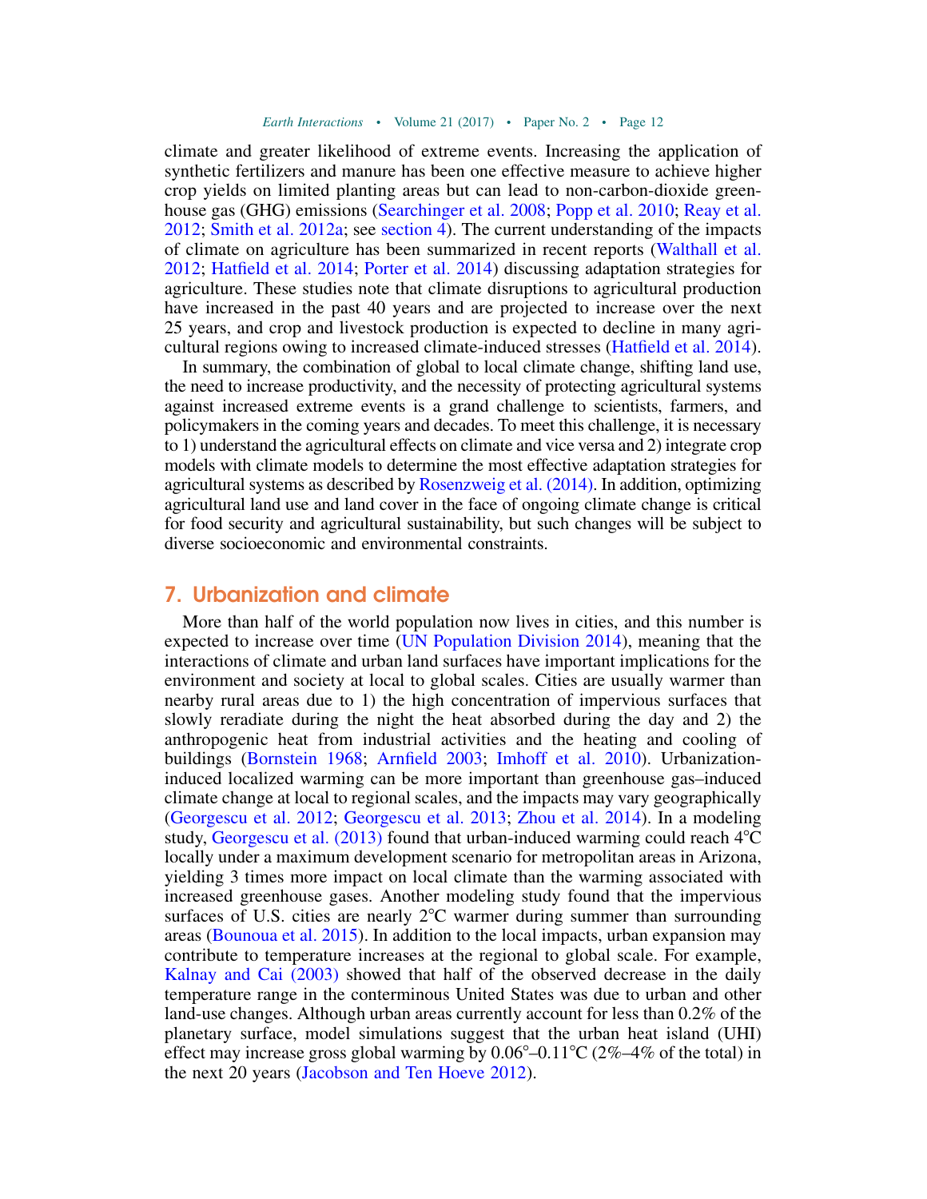climate and greater likelihood of extreme events. Increasing the application of synthetic fertilizers and manure has been one effective measure to achieve higher crop yields on limited planting areas but can lead to non-carbon-dioxide greenhouse gas (GHG) emissions (Searchinger et al. 2008; Popp et al. 2010; Reay et al. 2012; Smith et al. 2012a; see section 4). The current understanding of the impacts of climate on agriculture has been summarized in recent reports (Walthall et al. 2012; Hatfield et al. 2014; Porter et al. 2014) discussing adaptation strategies for agriculture. These studies note that climate disruptions to agricultural production have increased in the past 40 years and are projected to increase over the next 25 years, and crop and livestock production is expected to decline in many agricultural regions owing to increased climate-induced stresses (Hatfield et al. 2014).

In summary, the combination of global to local climate change, shifting land use, the need to increase productivity, and the necessity of protecting agricultural systems against increased extreme events is a grand challenge to scientists, farmers, and policymakers in the coming years and decades. To meet this challenge, it is necessary to 1) understand the agricultural effects on climate and vice versa and 2) integrate crop models with climate models to determine the most effective adaptation strategies for agricultural systems as described by Rosenzweig et al. (2014). In addition, optimizing agricultural land use and land cover in the face of ongoing climate change is critical for food security and agricultural sustainability, but such changes will be subject to diverse socioeconomic and environmental constraints.

## 7. Urbanization and climate

More than half of the world population now lives in cities, and this number is expected to increase over time (UN Population Division 2014), meaning that the interactions of climate and urban land surfaces have important implications for the environment and society at local to global scales. Cities are usually warmer than nearby rural areas due to 1) the high concentration of impervious surfaces that slowly reradiate during the night the heat absorbed during the day and 2) the anthropogenic heat from industrial activities and the heating and cooling of buildings (Bornstein 1968; Arnfield 2003; Imhoff et al. 2010). Urbanization-induced localized warming can be more important than greenhouse gas–induced climate change at local to regional scales, and the impacts may vary geographically (Georgescu et al. 2012; Georgescu et al. 2013; Zhou et al. 2014). In a modeling study, Georgescu et al. (2013) found that urban-induced warming could reach 4°C locally under a maximum development scenario for metropolitan areas in Arizona, yielding 3 times more impact on local climate than the warming associated with increased greenhouse gases. Another modeling study found that the impervious surfaces of U.S. cities are nearly 2°C warmer during summer than surrounding areas (Bounoua et al. 2015). In addition to the local impacts, urban expansion may contribute to temperature increases at the regional to global scale. For example, Kalnay and Cai (2003) showed that half of the observed decrease in the daily temperature range in the conterminous United States was due to urban and other land-use changes. Although urban areas currently account for less than 0.2% of the planetary surface, model simulations suggest that the urban heat island (UHI) effect may increase gross global warming by 0.06°–0.11°C (2%–4% of the total) in the next 20 years (Jacobson and Ten Hoeve 2012).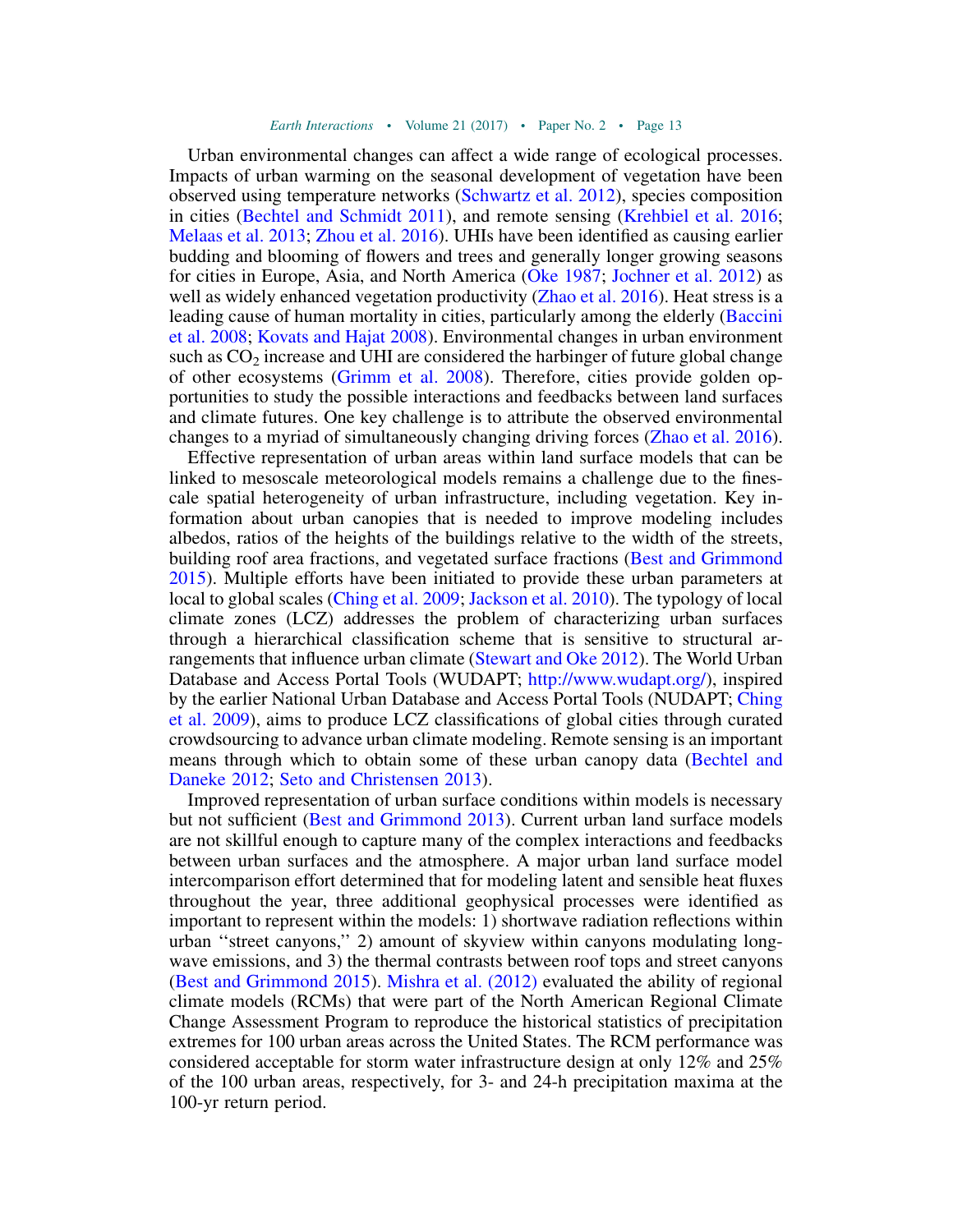Urban environmental changes can affect a wide range of ecological processes. Impacts of urban warming on the seasonal development of vegetation have been observed using temperature networks (Schwartz et al. 2012), species composition in cities (Bechtel and Schmidt 2011), and remote sensing (Krehbiel et al. 2016; Melaas et al. 2013; Zhou et al. 2016). UHIs have been identified as causing earlier budding and blooming of flowers and trees and generally longer growing seasons for cities in Europe, Asia, and North America (Oke 1987; Jochner et al. 2012) as well as widely enhanced vegetation productivity (Zhao et al. 2016). Heat stress is a leading cause of human mortality in cities, particularly among the elderly (Baccini et al. 2008; Kovats and Hajat 2008). Environmental changes in urban environment such as $CO_2$ increase and UHI are considered the harbinger of future global change of other ecosystems (Grimm et al. 2008). Therefore, cities provide golden opportunities to study the possible interactions and feedbacks between land surfaces and climate futures. One key challenge is to attribute the observed environmental changes to a myriad of simultaneously changing driving forces (Zhao et al. 2016).

Effective representation of urban areas within land surface models that can be linked to mesoscale meteorological models remains a challenge due to the fine-scale spatial heterogeneity of urban infrastructure, including vegetation. Key information about urban canopies that is needed to improve modeling includes albedos, ratios of the heights of the buildings relative to the width of the streets, building roof area fractions, and vegetated surface fractions (Best and Grimmond 2015). Multiple efforts have been initiated to provide these urban parameters at local to global scales (Ching et al. 2009; Jackson et al. 2010). The typology of local climate zones (LCZ) addresses the problem of characterizing urban surfaces through a hierarchical classification scheme that is sensitive to structural arrangements that influence urban climate (Stewart and Oke 2012). The World Urban Database and Access Portal Tools (WUDAPT; http://www.wudapt.org/), inspired by the earlier National Urban Database and Access Portal Tools (NUDAPT; Ching et al. 2009), aims to produce LCZ classifications of global cities through curated crowdsourcing to advance urban climate modeling. Remote sensing is an important means through which to obtain some of these urban canopy data (Bechtel and Daneke 2012; Seto and Christensen 2013).

Improved representation of urban surface conditions within models is necessary but not sufficient (Best and Grimmond 2013). Current urban land surface models are not skillful enough to capture many of the complex interactions and feedbacks between urban surfaces and the atmosphere. A major urban land surface model intercomparison effort determined that for modeling latent and sensible heat fluxes throughout the year, three additional geophysical processes were identified as important to represent within the models: 1) shortwave radiation reflections within urban "street canyons," 2) amount of skyview within canyons modulating longwave emissions, and 3) the thermal contrasts between roof tops and street canyons (Best and Grimmond 2015). Mishra et al. (2012) evaluated the ability of regional climate models (RCMs) that were part of the North American Regional Climate Change Assessment Program to reproduce the historical statistics of precipitation extremes for 100 urban areas across the United States. The RCM performance was considered acceptable for storm water infrastructure design at only 12% and 25% of the 100 urban areas, respectively, for 3- and 24-h precipitation maxima at the 100-yr return period.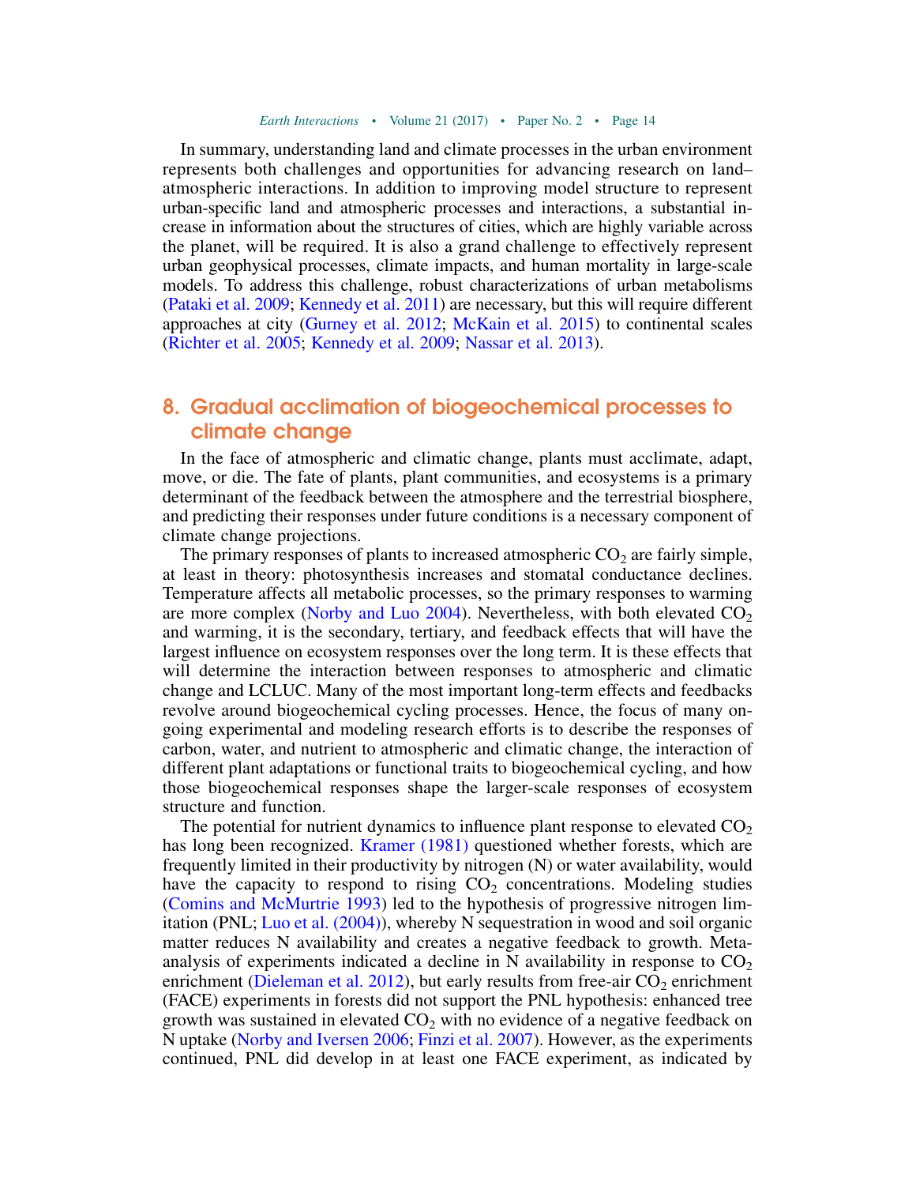In summary, understanding land and climate processes in the urban environment represents both challenges and opportunities for advancing research on land–atmospheric interactions. In addition to improving model structure to represent urban-specific land and atmospheric processes and interactions, a substantial increase in information about the structures of cities, which are highly variable across the planet, will be required. It is also a grand challenge to effectively represent urban geophysical processes, climate impacts, and human mortality in large-scale models. To address this challenge, robust characterizations of urban metabolisms (Pataki et al. 2009; Kennedy et al. 2011) are necessary, but this will require different approaches at city (Gurney et al. 2012; McKain et al. 2015) to continental scales (Richter et al. 2005; Kennedy et al. 2009; Nassar et al. 2013).

## 8. Gradual acclimation of biogeochemical processes to climate change

In the face of atmospheric and climatic change, plants must acclimate, adapt, move, or die. The fate of plants, plant communities, and ecosystems is a primary determinant of the feedback between the atmosphere and the terrestrial biosphere, and predicting their responses under future conditions is a necessary component of climate change projections.

The primary responses of plants to increased atmospheric $CO_2$ are fairly simple, at least in theory: photosynthesis increases and stomatal conductance declines. Temperature affects all metabolic processes, so the primary responses to warming are more complex (Norby and Luo 2004). Nevertheless, with both elevated $CO_2$ and warming, it is the secondary, tertiary, and feedback effects that will have the largest influence on ecosystem responses over the long term. It is these effects that will determine the interaction between responses to atmospheric and climatic change and LCLUC. Many of the most important long-term effects and feedbacks revolve around biogeochemical cycling processes. Hence, the focus of many ongoing experimental and modeling research efforts is to describe the responses of carbon, water, and nutrient to atmospheric and climatic change, the interaction of different plant adaptations or functional traits to biogeochemical cycling, and how those biogeochemical responses shape the larger-scale responses of ecosystem structure and function.

The potential for nutrient dynamics to influence plant response to elevated $CO_2$ has long been recognized. Kramer (1981) questioned whether forests, which are frequently limited in their productivity by nitrogen (N) or water availability, would have the capacity to respond to rising $CO_2$ concentrations. Modeling studies (Comins and McMurtrie 1993) led to the hypothesis of progressive nitrogen limitation (PNL; Luo et al. (2004)), whereby N sequestration in wood and soil organic matter reduces N availability and creates a negative feedback to growth. Meta-analysis of experiments indicated a decline in N availability in response to $CO_2$ enrichment (Dieleman et al. 2012), but early results from free-air $CO_2$ enrichment (FACE) experiments in forests did not support the PNL hypothesis: enhanced tree growth was sustained in elevated $CO_2$ with no evidence of a negative feedback on N uptake (Norby and Iversen 2006; Finzi et al. 2007). However, as the experiments continued, PNL did develop in at least one FACE experiment, as indicated by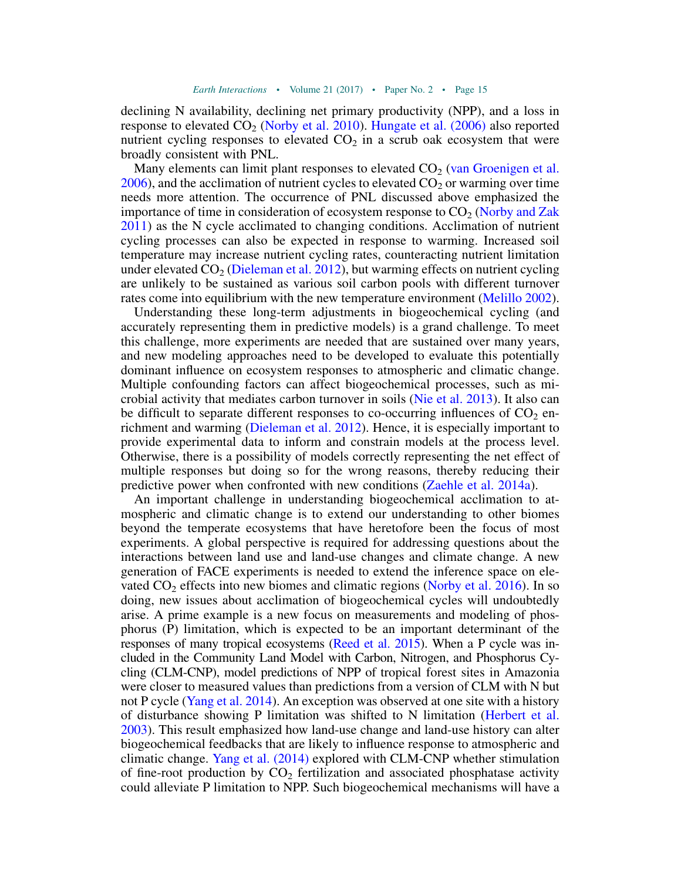declining N availability, declining net primary productivity (NPP), and a loss in response to elevated $CO_2$ (Norby et al. 2010). Hungate et al. (2006) also reported nutrient cycling responses to elevated $CO_2$ in a scrub oak ecosystem that were broadly consistent with PNL.

Many elements can limit plant responses to elevated $CO_2$ (van Groenigen et al. 2006), and the acclimation of nutrient cycles to elevated $CO_2$ or warming over time needs more attention. The occurrence of PNL discussed above emphasized the importance of time in consideration of ecosystem response to $CO_2$ (Norby and Zak 2011) as the N cycle acclimated to changing conditions. Acclimation of nutrient cycling processes can also be expected in response to warming. Increased soil temperature may increase nutrient cycling rates, counteracting nutrient limitation under elevated $CO_2$ (Dieleman et al. 2012), but warming effects on nutrient cycling are unlikely to be sustained as various soil carbon pools with different turnover rates come into equilibrium with the new temperature environment (Melillo 2002).

Understanding these long-term adjustments in biogeochemical cycling (and accurately representing them in predictive models) is a grand challenge. To meet this challenge, more experiments are needed that are sustained over many years, and new modeling approaches need to be developed to evaluate this potentially dominant influence on ecosystem responses to atmospheric and climatic change. Multiple confounding factors can affect biogeochemical processes, such as microbial activity that mediates carbon turnover in soils (Nie et al. 2013). It also can be difficult to separate different responses to co-occurring influences of $CO_2$ enrichment and warming (Dieleman et al. 2012). Hence, it is especially important to provide experimental data to inform and constrain models at the process level. Otherwise, there is a possibility of models correctly representing the net effect of multiple responses but doing so for the wrong reasons, thereby reducing their predictive power when confronted with new conditions (Zaehle et al. 2014a).

An important challenge in understanding biogeochemical acclimation to atmospheric and climatic change is to extend our understanding to other biomes beyond the temperate ecosystems that have heretofore been the focus of most experiments. A global perspective is required for addressing questions about the interactions between land use and land-use changes and climate change. A new generation of FACE experiments is needed to extend the inference space on elevated $CO_2$ effects into new biomes and climatic regions (Norby et al. 2016). In so doing, new issues about acclimation of biogeochemical cycles will undoubtedly arise. A prime example is a new focus on measurements and modeling of phosphorus (P) limitation, which is expected to be an important determinant of the responses of many tropical ecosystems (Reed et al. 2015). When a P cycle was included in the Community Land Model with Carbon, Nitrogen, and Phosphorus Cycling (CLM-CNP), model predictions of NPP of tropical forest sites in Amazonia were closer to measured values than predictions from a version of CLM with N but not P cycle (Yang et al. 2014). An exception was observed at one site with a history of disturbance showing P limitation was shifted to N limitation (Herbert et al. 2003). This result emphasized how land-use change and land-use history can alter biogeochemical feedbacks that are likely to influence response to atmospheric and climatic change. Yang et al. (2014) explored with CLM-CNP whether stimulation of fine-root production by $CO_2$ fertilization and associated phosphatase activity could alleviate P limitation to NPP. Such biogeochemical mechanisms will have a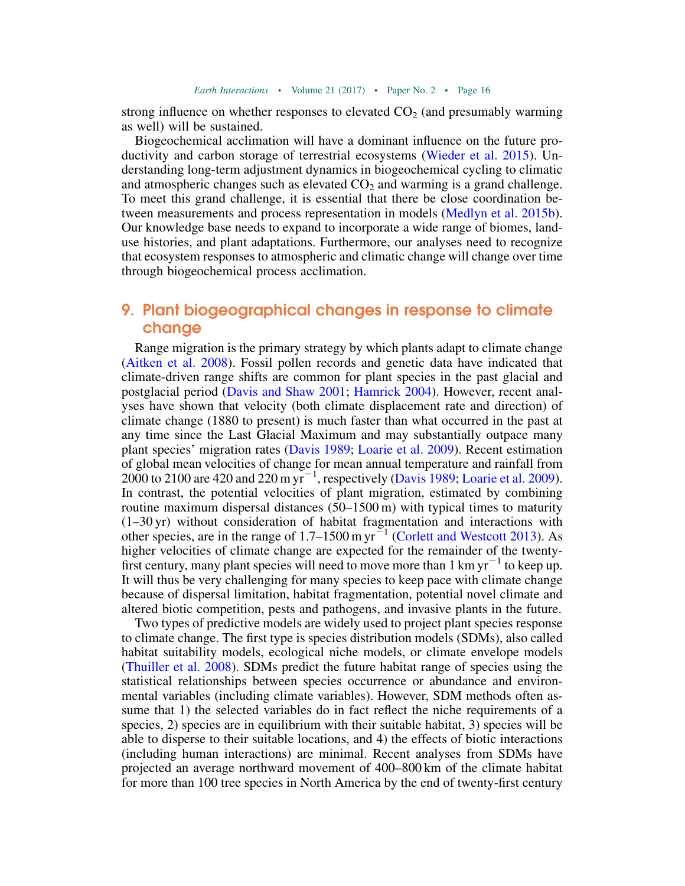strong influence on whether responses to elevated $CO_2$ (and presumably warming as well) will be sustained.

Biogeochemical acclimation will have a dominant influence on the future productivity and carbon storage of terrestrial ecosystems (Wieder et al. 2015). Understanding long-term adjustment dynamics in biogeochemical cycling to climatic and atmospheric changes such as elevated $CO_2$ and warming is a grand challenge. To meet this grand challenge, it is essential that there be close coordination between measurements and process representation in models (Medlyn et al. 2015b). Our knowledge base needs to expand to incorporate a wide range of biomes, land-use histories, and plant adaptations. Furthermore, our analyses need to recognize that ecosystem responses to atmospheric and climatic change will change over time through biogeochemical process acclimation.

## 9. Plant biogeographical changes in response to climate change

Range migration is the primary strategy by which plants adapt to climate change (Aitken et al. 2008). Fossil pollen records and genetic data have indicated that climate-driven range shifts are common for plant species in the past glacial and postglacial period (Davis and Shaw 2001; Hamrick 2004). However, recent analyses have shown that velocity (both climate displacement rate and direction) of climate change (1880 to present) is much faster than what occurred in the past at any time since the Last Glacial Maximum and may substantially outpace many plant species' migration rates (Davis 1989; Loarie et al. 2009). Recent estimation of global mean velocities of change for mean annual temperature and rainfall from 2000 to 2100 are 420 and 220 m $yr^{-1}$, respectively (Davis 1989; Loarie et al. 2009). In contrast, the potential velocities of plant migration, estimated by combining routine maximum dispersal distances (50–1500 m) with typical times to maturity (1–30 yr) without consideration of habitat fragmentation and interactions with other species, are in the range of 1.7–1500 m $yr^{-1}$ (Corlett and Westcott 2013). As higher velocities of climate change are expected for the remainder of the twenty-first century, many plant species will need to move more than 1 km $yr^{-1}$ to keep up. It will thus be very challenging for many species to keep pace with climate change because of dispersal limitation, habitat fragmentation, potential novel climate and altered biotic competition, pests and pathogens, and invasive plants in the future.

Two types of predictive models are widely used to project plant species response to climate change. The first type is species distribution models (SDMs), also called habitat suitability models, ecological niche models, or climate envelope models (Thuiller et al. 2008). SDMs predict the future habitat range of species using the statistical relationships between species occurrence or abundance and environmental variables (including climate variables). However, SDM methods often assume that 1) the selected variables do in fact reflect the niche requirements of a species, 2) species are in equilibrium with their suitable habitat, 3) species will be able to disperse to their suitable locations, and 4) the effects of biotic interactions (including human interactions) are minimal. Recent analyses from SDMs have projected an average northward movement of 400–800 km of the climate habitat for more than 100 tree species in North America by the end of twenty-first century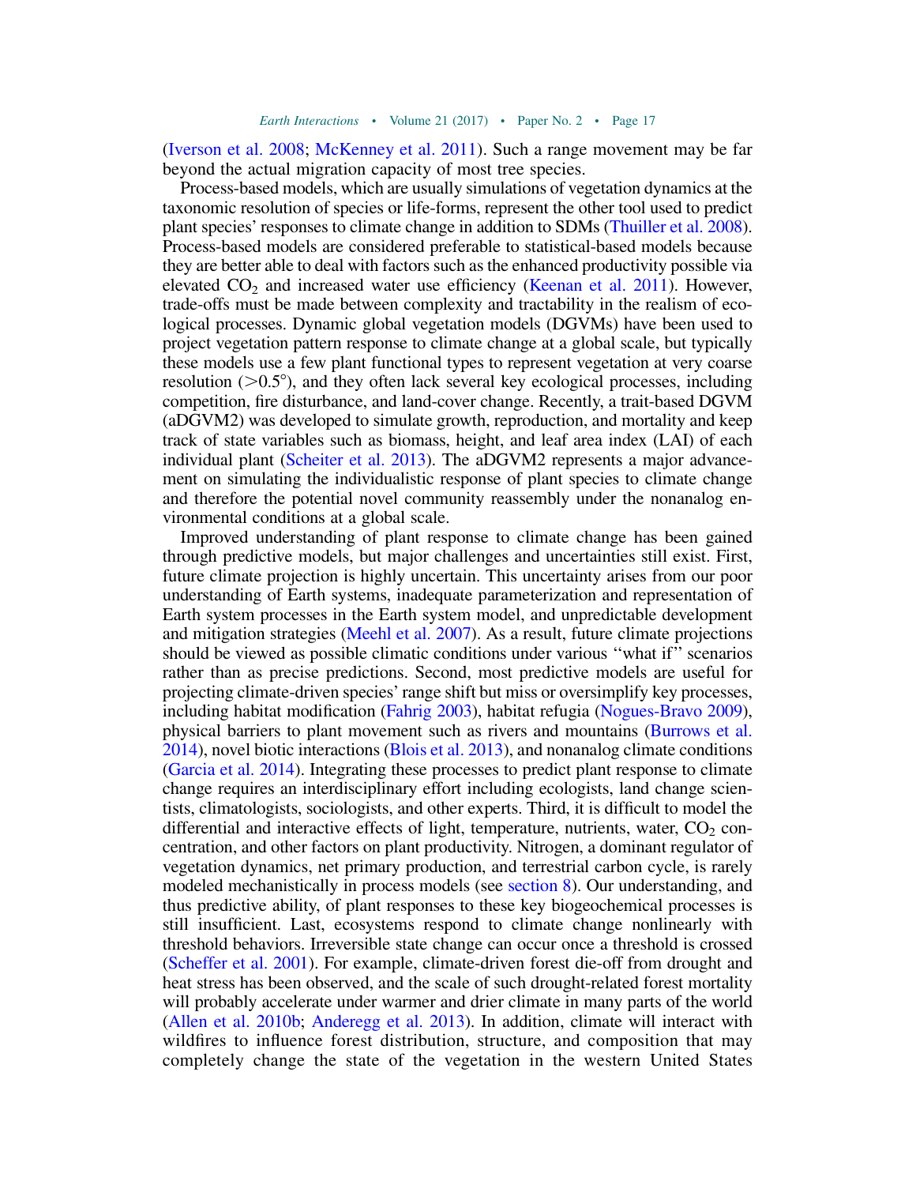(Iverson et al. 2008; McKenney et al. 2011). Such a range movement may be far beyond the actual migration capacity of most tree species.

Process-based models, which are usually simulations of vegetation dynamics at the taxonomic resolution of species or life-forms, represent the other tool used to predict plant species' responses to climate change in addition to SDMs (Thuiller et al. 2008). Process-based models are considered preferable to statistical-based models because they are better able to deal with factors such as the enhanced productivity possible via elevated $CO_2$ and increased water use efficiency (Keenan et al. 2011). However, trade-offs must be made between complexity and tractability in the realism of ecological processes. Dynamic global vegetation models (DGVMs) have been used to project vegetation pattern response to climate change at a global scale, but typically these models use a few plant functional types to represent vegetation at very coarse resolution ($>0.5°$), and they often lack several key ecological processes, including competition, fire disturbance, and land-cover change. Recently, a trait-based DGVM (aDGVM2) was developed to simulate growth, reproduction, and mortality and keep track of state variables such as biomass, height, and leaf area index (LAI) of each individual plant (Scheiter et al. 2013). The aDGVM2 represents a major advancement on simulating the individualistic response of plant species to climate change and therefore the potential novel community reassembly under the nonanalog environmental conditions at a global scale.

Improved understanding of plant response to climate change has been gained through predictive models, but major challenges and uncertainties still exist. First, future climate projection is highly uncertain. This uncertainty arises from our poor understanding of Earth systems, inadequate parameterization and representation of Earth system processes in the Earth system model, and unpredictable development and mitigation strategies (Meehl et al. 2007). As a result, future climate projections should be viewed as possible climatic conditions under various "what if" scenarios rather than as precise predictions. Second, most predictive models are useful for projecting climate-driven species' range shift but miss or oversimplify key processes, including habitat modification (Fahrig 2003), habitat refugia (Nogues-Bravo 2009), physical barriers to plant movement such as rivers and mountains (Burrows et al. 2014), novel biotic interactions (Blois et al. 2013), and nonanalog climate conditions (Garcia et al. 2014). Integrating these processes to predict plant response to climate change requires an interdisciplinary effort including ecologists, land change scientists, climatologists, sociologists, and other experts. Third, it is difficult to model the differential and interactive effects of light, temperature, nutrients, water, $CO_2$ concentration, and other factors on plant productivity. Nitrogen, a dominant regulator of vegetation dynamics, net primary production, and terrestrial carbon cycle, is rarely modeled mechanistically in process models (see section 8). Our understanding, and thus predictive ability, of plant responses to these key biogeochemical processes is still insufficient. Last, ecosystems respond to climate change nonlinearly with threshold behaviors. Irreversible state change can occur once a threshold is crossed (Scheffer et al. 2001). For example, climate-driven forest die-off from drought and heat stress has been observed, and the scale of such drought-related forest mortality will probably accelerate under warmer and drier climate in many parts of the world (Allen et al. 2010b; Anderegg et al. 2013). In addition, climate will interact with wildfires to influence forest distribution, structure, and composition that may completely change the state of the vegetation in the western United States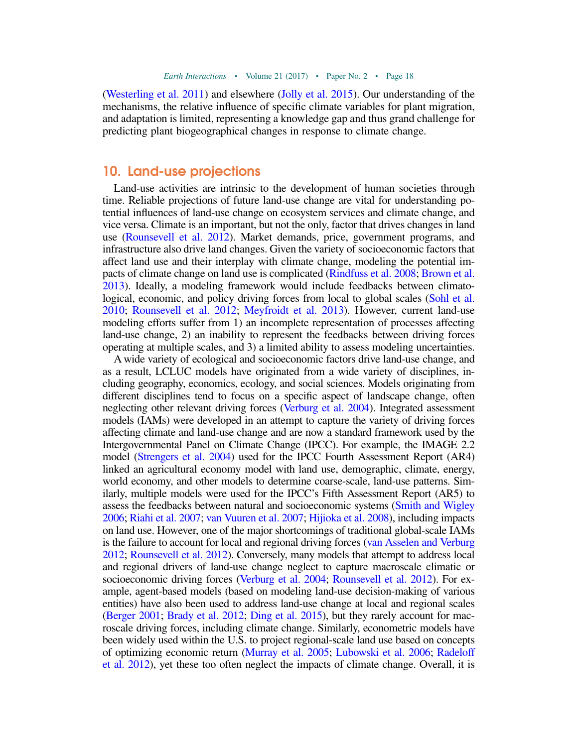(Westerling et al. 2011) and elsewhere (Jolly et al. 2015). Our understanding of the mechanisms, the relative influence of specific climate variables for plant migration, and adaptation is limited, representing a knowledge gap and thus grand challenge for predicting plant biogeographical changes in response to climate change.

## 10. Land-use projections

Land-use activities are intrinsic to the development of human societies through time. Reliable projections of future land-use change are vital for understanding potential influences of land-use change on ecosystem services and climate change, and vice versa. Climate is an important, but not the only, factor that drives changes in land use (Rounsevell et al. 2012). Market demands, price, government programs, and infrastructure also drive land changes. Given the variety of socioeconomic factors that affect land use and their interplay with climate change, modeling the potential impacts of climate change on land use is complicated (Rindfuss et al. 2008; Brown et al. 2013). Ideally, a modeling framework would include feedbacks between climatological, economic, and policy driving forces from local to global scales (Sohl et al. 2010; Rounsevell et al. 2012; Meyfroidt et al. 2013). However, current land-use modeling efforts suffer from 1) an incomplete representation of processes affecting land-use change, 2) an inability to represent the feedbacks between driving forces operating at multiple scales, and 3) a limited ability to assess modeling uncertainties.

A wide variety of ecological and socioeconomic factors drive land-use change, and as a result, LCLUC models have originated from a wide variety of disciplines, including geography, economics, ecology, and social sciences. Models originating from different disciplines tend to focus on a specific aspect of landscape change, often neglecting other relevant driving forces (Verburg et al. 2004). Integrated assessment models (IAMs) were developed in an attempt to capture the variety of driving forces affecting climate and land-use change and are now a standard framework used by the Intergovernmental Panel on Climate Change (IPCC). For example, the IMAGE 2.2 model (Strengers et al. 2004) used for the IPCC Fourth Assessment Report (AR4) linked an agricultural economy model with land use, demographic, climate, energy, world economy, and other models to determine coarse-scale, land-use patterns. Similarly, multiple models were used for the IPCC's Fifth Assessment Report (AR5) to assess the feedbacks between natural and socioeconomic systems (Smith and Wigley 2006; Riahi et al. 2007; van Vuuren et al. 2007; Hijioka et al. 2008), including impacts on land use. However, one of the major shortcomings of traditional global-scale IAMs is the failure to account for local and regional driving forces (van Asselen and Verburg 2012; Rounsevell et al. 2012). Conversely, many models that attempt to address local and regional drivers of land-use change neglect to capture macroscale climatic or socioeconomic driving forces (Verburg et al. 2004; Rounsevell et al. 2012). For example, agent-based models (based on modeling land-use decision-making of various entities) have also been used to address land-use change at local and regional scales (Berger 2001; Brady et al. 2012; Ding et al. 2015), but they rarely account for macroscale driving forces, including climate change. Similarly, econometric models have been widely used within the U.S. to project regional-scale land use based on concepts of optimizing economic return (Murray et al. 2005; Lubowski et al. 2006; Radeloff et al. 2012), yet these too often neglect the impacts of climate change. Overall, it is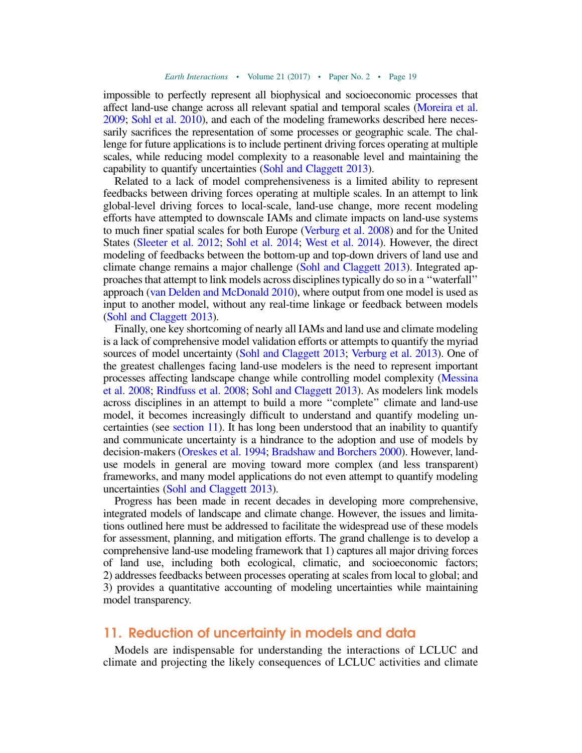impossible to perfectly represent all biophysical and socioeconomic processes that affect land-use change across all relevant spatial and temporal scales (Moreira et al. 2009; Sohl et al. 2010), and each of the modeling frameworks described here necessarily sacrifices the representation of some processes or geographic scale. The challenge for future applications is to include pertinent driving forces operating at multiple scales, while reducing model complexity to a reasonable level and maintaining the capability to quantify uncertainties (Sohl and Claggett 2013).

Related to a lack of model comprehensiveness is a limited ability to represent feedbacks between driving forces operating at multiple scales. In an attempt to link global-level driving forces to local-scale, land-use change, more recent modeling efforts have attempted to downscale IAMs and climate impacts on land-use systems to much finer spatial scales for both Europe (Verburg et al. 2008) and for the United States (Sleeter et al. 2012; Sohl et al. 2014; West et al. 2014). However, the direct modeling of feedbacks between the bottom-up and top-down drivers of land use and climate change remains a major challenge (Sohl and Claggett 2013). Integrated approaches that attempt to link models across disciplines typically do so in a ''waterfall'' approach (van Delden and McDonald 2010), where output from one model is used as input to another model, without any real-time linkage or feedback between models (Sohl and Claggett 2013).

Finally, one key shortcoming of nearly all IAMs and land use and climate modeling is a lack of comprehensive model validation efforts or attempts to quantify the myriad sources of model uncertainty (Sohl and Claggett 2013; Verburg et al. 2013). One of the greatest challenges facing land-use modelers is the need to represent important processes affecting landscape change while controlling model complexity (Messina et al. 2008; Rindfuss et al. 2008; Sohl and Claggett 2013). As modelers link models across disciplines in an attempt to build a more ''complete'' climate and land-use model, it becomes increasingly difficult to understand and quantify modeling uncertainties (see section 11). It has long been understood that an inability to quantify and communicate uncertainty is a hindrance to the adoption and use of models by decision-makers (Oreskes et al. 1994; Bradshaw and Borchers 2000). However, land-use models in general are moving toward more complex (and less transparent) frameworks, and many model applications do not even attempt to quantify modeling uncertainties (Sohl and Claggett 2013).

Progress has been made in recent decades in developing more comprehensive, integrated models of landscape and climate change. However, the issues and limitations outlined here must be addressed to facilitate the widespread use of these models for assessment, planning, and mitigation efforts. The grand challenge is to develop a comprehensive land-use modeling framework that 1) captures all major driving forces of land use, including both ecological, climatic, and socioeconomic factors; 2) addresses feedbacks between processes operating at scales from local to global; and 3) provides a quantitative accounting of modeling uncertainties while maintaining model transparency.

## 11. Reduction of uncertainty in models and data

Models are indispensable for understanding the interactions of LCLUC and climate and projecting the likely consequences of LCLUC activities and climate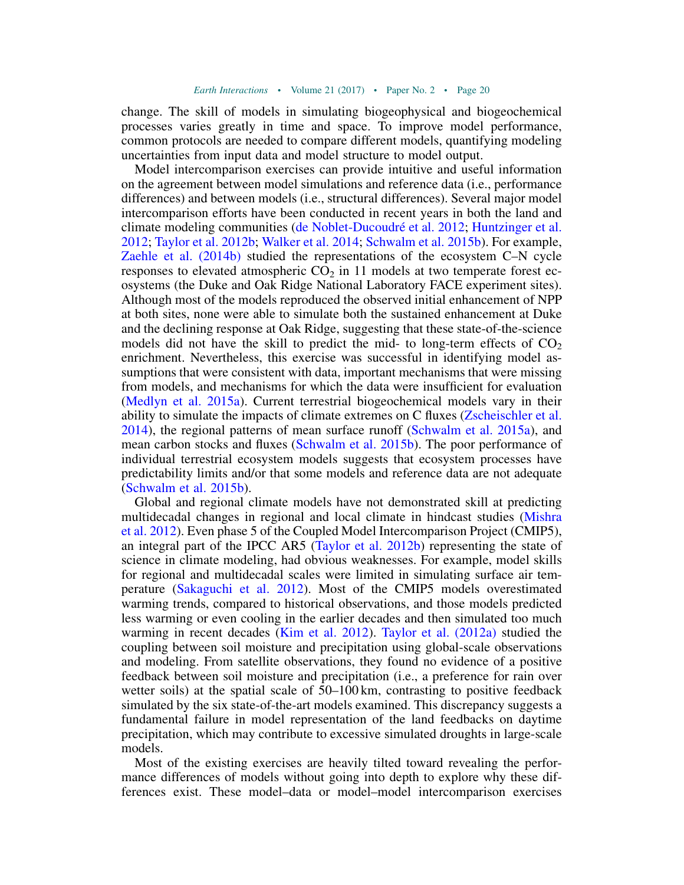change. The skill of models in simulating biogeophysical and biogeochemical processes varies greatly in time and space. To improve model performance, common protocols are needed to compare different models, quantifying modeling uncertainties from input data and model structure to model output.

Model intercomparison exercises can provide intuitive and useful information on the agreement between model simulations and reference data (i.e., performance differences) and between models (i.e., structural differences). Several major model intercomparison efforts have been conducted in recent years in both the land and climate modeling communities (de Noblet-Ducoudré et al. 2012; Huntzinger et al. 2012; Taylor et al. 2012b; Walker et al. 2014; Schwalm et al. 2015b). For example, Zaehle et al. (2014b) studied the representations of the ecosystem C–N cycle responses to elevated atmospheric $CO_2$ in 11 models at two temperate forest ecosystems (the Duke and Oak Ridge National Laboratory FACE experiment sites). Although most of the models reproduced the observed initial enhancement of NPP at both sites, none were able to simulate both the sustained enhancement at Duke and the declining response at Oak Ridge, suggesting that these state-of-the-science models did not have the skill to predict the mid- to long-term effects of $CO_2$ enrichment. Nevertheless, this exercise was successful in identifying model assumptions that were consistent with data, important mechanisms that were missing from models, and mechanisms for which the data were insufficient for evaluation (Medlyn et al. 2015a). Current terrestrial biogeochemical models vary in their ability to simulate the impacts of climate extremes on C fluxes (Zscheischler et al. 2014), the regional patterns of mean surface runoff (Schwalm et al. 2015a), and mean carbon stocks and fluxes (Schwalm et al. 2015b). The poor performance of individual terrestrial ecosystem models suggests that ecosystem processes have predictability limits and/or that some models and reference data are not adequate (Schwalm et al. 2015b).

Global and regional climate models have not demonstrated skill at predicting multidecadal changes in regional and local climate in hindcast studies (Mishra et al. 2012). Even phase 5 of the Coupled Model Intercomparison Project (CMIP5), an integral part of the IPCC AR5 (Taylor et al. 2012b) representing the state of science in climate modeling, had obvious weaknesses. For example, model skills for regional and multidecadal scales were limited in simulating surface air temperature (Sakaguchi et al. 2012). Most of the CMIP5 models overestimated warming trends, compared to historical observations, and those models predicted less warming or even cooling in the earlier decades and then simulated too much warming in recent decades (Kim et al. 2012). Taylor et al. (2012a) studied the coupling between soil moisture and precipitation using global-scale observations and modeling. From satellite observations, they found no evidence of a positive feedback between soil moisture and precipitation (i.e., a preference for rain over wetter soils) at the spatial scale of 50–100 km, contrasting to positive feedback simulated by the six state-of-the-art models examined. This discrepancy suggests a fundamental failure in model representation of the land feedbacks on daytime precipitation, which may contribute to excessive simulated droughts in large-scale models.

Most of the existing exercises are heavily tilted toward revealing the performance differences of models without going into depth to explore why these differences exist. These model–data or model–model intercomparison exercises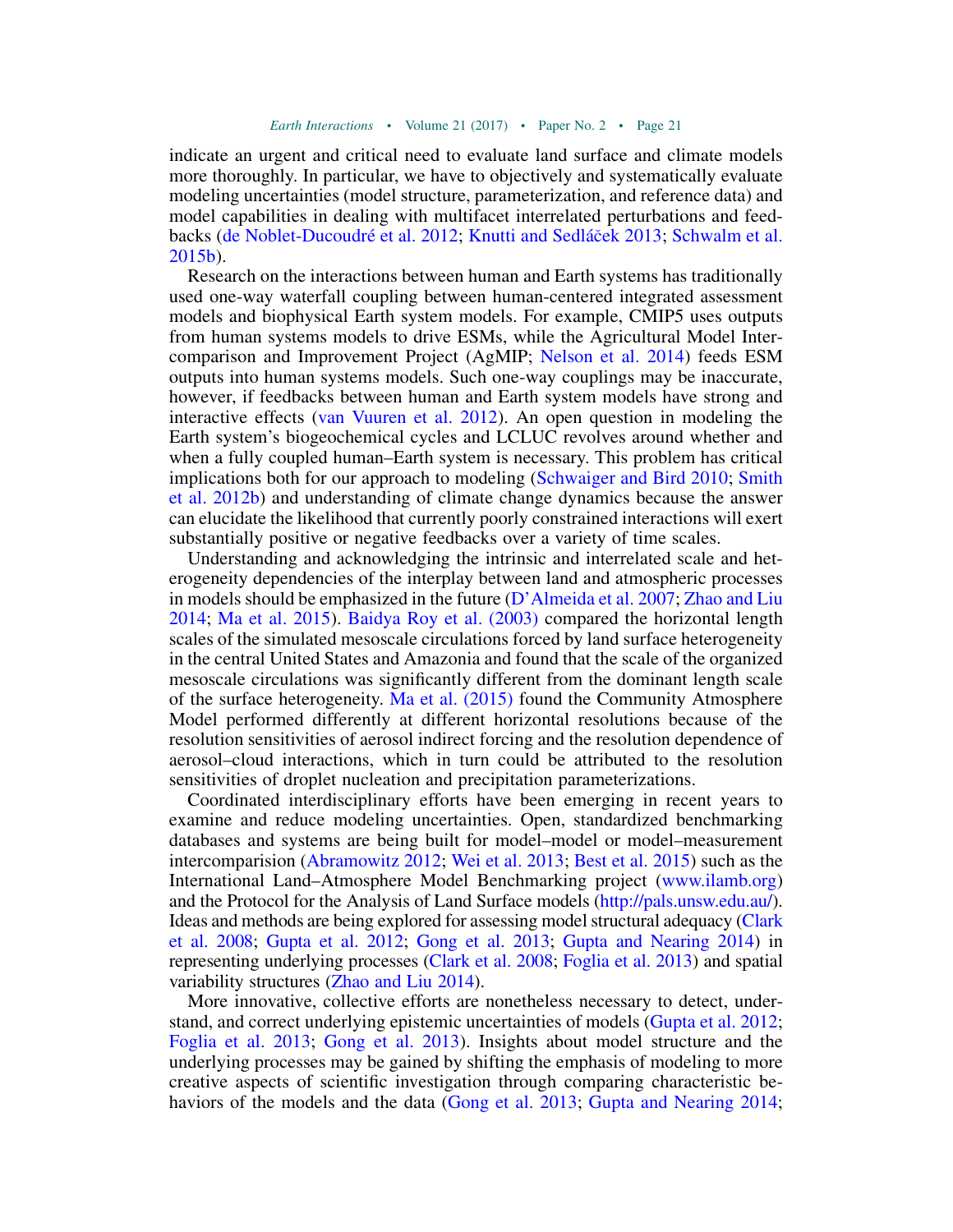indicate an urgent and critical need to evaluate land surface and climate models more thoroughly. In particular, we have to objectively and systematically evaluate modeling uncertainties (model structure, parameterization, and reference data) and model capabilities in dealing with multifacet interrelated perturbations and feedbacks (de Noblet-Ducoudré et al. 2012; Knutti and Sedláček 2013; Schwalm et al. 2015b).

Research on the interactions between human and Earth systems has traditionally used one-way waterfall coupling between human-centered integrated assessment models and biophysical Earth system models. For example, CMIP5 uses outputs from human systems models to drive ESMs, while the Agricultural Model Intercomparison and Improvement Project (AgMIP; Nelson et al. 2014) feeds ESM outputs into human systems models. Such one-way couplings may be inaccurate, however, if feedbacks between human and Earth system models have strong and interactive effects (van Vuuren et al. 2012). An open question in modeling the Earth system's biogeochemical cycles and LCLUC revolves around whether and when a fully coupled human–Earth system is necessary. This problem has critical implications both for our approach to modeling (Schwaiger and Bird 2010; Smith et al. 2012b) and understanding of climate change dynamics because the answer can elucidate the likelihood that currently poorly constrained interactions will exert substantially positive or negative feedbacks over a variety of time scales.

Understanding and acknowledging the intrinsic and interrelated scale and heterogeneity dependencies of the interplay between land and atmospheric processes in models should be emphasized in the future (D'Almeida et al. 2007; Zhao and Liu 2014; Ma et al. 2015). Baidya Roy et al. (2003) compared the horizontal length scales of the simulated mesoscale circulations forced by land surface heterogeneity in the central United States and Amazonia and found that the scale of the organized mesoscale circulations was significantly different from the dominant length scale of the surface heterogeneity. Ma et al. (2015) found the Community Atmosphere Model performed differently at different horizontal resolutions because of the resolution sensitivities of aerosol indirect forcing and the resolution dependence of aerosol–cloud interactions, which in turn could be attributed to the resolution sensitivities of droplet nucleation and precipitation parameterizations.

Coordinated interdisciplinary efforts have been emerging in recent years to examine and reduce modeling uncertainties. Open, standardized benchmarking databases and systems are being built for model–model or model–measurement intercomparision (Abramowitz 2012; Wei et al. 2013; Best et al. 2015) such as the International Land–Atmosphere Model Benchmarking project (www.ilamb.org) and the Protocol for the Analysis of Land Surface models (http://pals.unsw.edu.au/). Ideas and methods are being explored for assessing model structural adequacy (Clark et al. 2008; Gupta et al. 2012; Gong et al. 2013; Gupta and Nearing 2014) in representing underlying processes (Clark et al. 2008; Foglia et al. 2013) and spatial variability structures (Zhao and Liu 2014).

More innovative, collective efforts are nonetheless necessary to detect, understand, and correct underlying epistemic uncertainties of models (Gupta et al. 2012; Foglia et al. 2013; Gong et al. 2013). Insights about model structure and the underlying processes may be gained by shifting the emphasis of modeling to more creative aspects of scientific investigation through comparing characteristic behaviors of the models and the data (Gong et al. 2013; Gupta and Nearing 2014;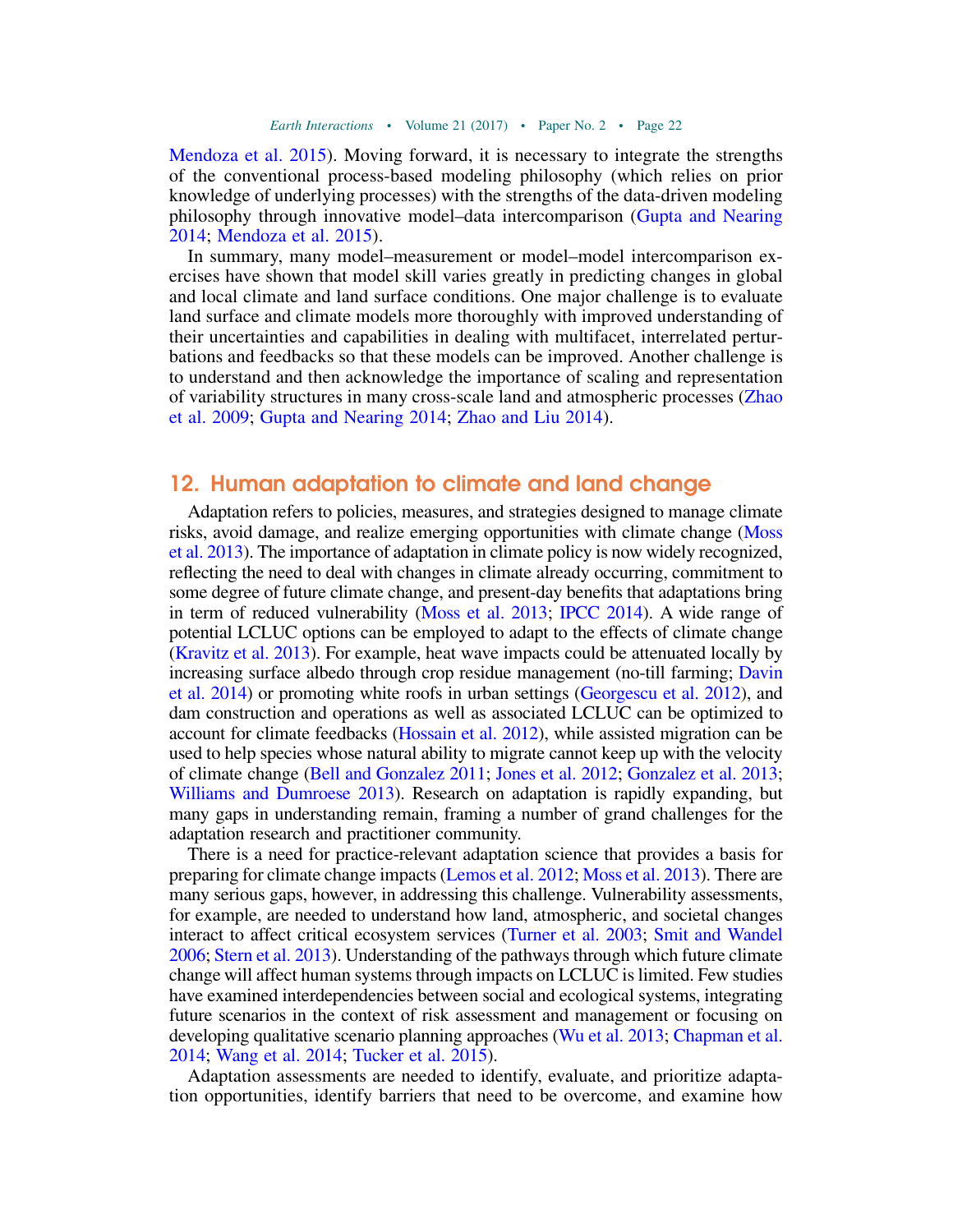Mendoza et al. 2015). Moving forward, it is necessary to integrate the strengths of the conventional process-based modeling philosophy (which relies on prior knowledge of underlying processes) with the strengths of the data-driven modeling philosophy through innovative model–data intercomparison (Gupta and Nearing 2014; Mendoza et al. 2015).

In summary, many model–measurement or model–model intercomparison exercises have shown that model skill varies greatly in predicting changes in global and local climate and land surface conditions. One major challenge is to evaluate land surface and climate models more thoroughly with improved understanding of their uncertainties and capabilities in dealing with multifacet, interrelated perturbations and feedbacks so that these models can be improved. Another challenge is to understand and then acknowledge the importance of scaling and representation of variability structures in many cross-scale land and atmospheric processes (Zhao et al. 2009; Gupta and Nearing 2014; Zhao and Liu 2014).

## 12. Human adaptation to climate and land change

Adaptation refers to policies, measures, and strategies designed to manage climate risks, avoid damage, and realize emerging opportunities with climate change (Moss et al. 2013). The importance of adaptation in climate policy is now widely recognized, reflecting the need to deal with changes in climate already occurring, commitment to some degree of future climate change, and present-day benefits that adaptations bring in term of reduced vulnerability (Moss et al. 2013; IPCC 2014). A wide range of potential LCLUC options can be employed to adapt to the effects of climate change (Kravitz et al. 2013). For example, heat wave impacts could be attenuated locally by increasing surface albedo through crop residue management (no-till farming; Davin et al. 2014) or promoting white roofs in urban settings (Georgescu et al. 2012), and dam construction and operations as well as associated LCLUC can be optimized to account for climate feedbacks (Hossain et al. 2012), while assisted migration can be used to help species whose natural ability to migrate cannot keep up with the velocity of climate change (Bell and Gonzalez 2011; Jones et al. 2012; Gonzalez et al. 2013; Williams and Dumroese 2013). Research on adaptation is rapidly expanding, but many gaps in understanding remain, framing a number of grand challenges for the adaptation research and practitioner community.

There is a need for practice-relevant adaptation science that provides a basis for preparing for climate change impacts (Lemos et al. 2012; Moss et al. 2013). There are many serious gaps, however, in addressing this challenge. Vulnerability assessments, for example, are needed to understand how land, atmospheric, and societal changes interact to affect critical ecosystem services (Turner et al. 2003; Smit and Wandel 2006; Stern et al. 2013). Understanding of the pathways through which future climate change will affect human systems through impacts on LCLUC is limited. Few studies have examined interdependencies between social and ecological systems, integrating future scenarios in the context of risk assessment and management or focusing on developing qualitative scenario planning approaches (Wu et al. 2013; Chapman et al. 2014; Wang et al. 2014; Tucker et al. 2015).

Adaptation assessments are needed to identify, evaluate, and prioritize adaptation opportunities, identify barriers that need to be overcome, and examine how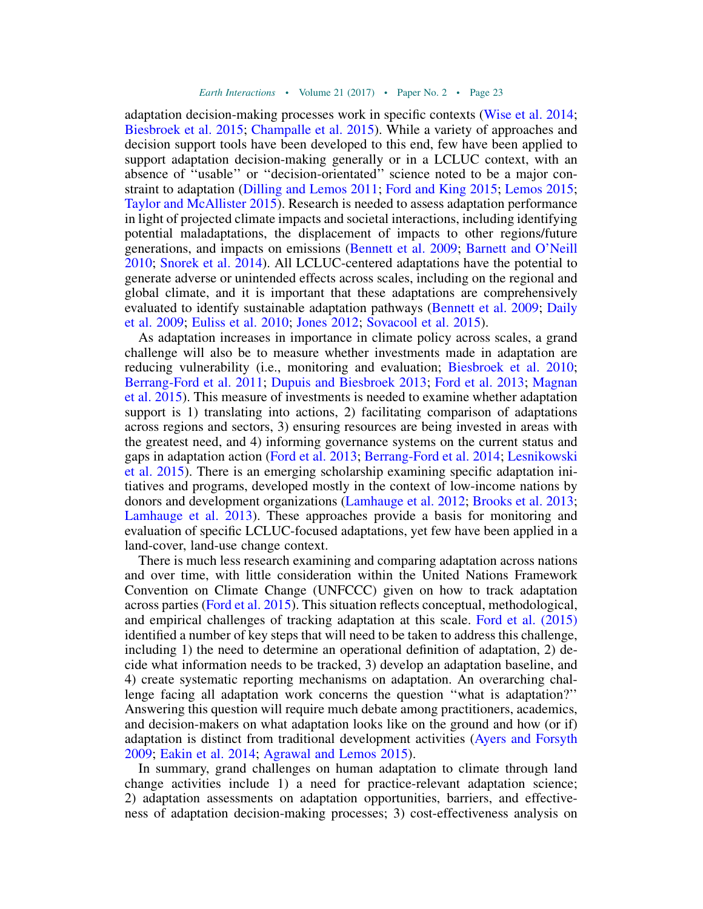adaptation decision-making processes work in specific contexts (Wise et al. 2014; Biesbroek et al. 2015; Champalle et al. 2015). While a variety of approaches and decision support tools have been developed to this end, few have been applied to support adaptation decision-making generally or in a LCLUC context, with an absence of ''usable'' or ''decision-orientated'' science noted to be a major constraint to adaptation (Dilling and Lemos 2011; Ford and King 2015; Lemos 2015; Taylor and McAllister 2015). Research is needed to assess adaptation performance in light of projected climate impacts and societal interactions, including identifying potential maladaptations, the displacement of impacts to other regions/future generations, and impacts on emissions (Bennett et al. 2009; Barnett and O'Neill 2010; Snorek et al. 2014). All LCLUC-centered adaptations have the potential to generate adverse or unintended effects across scales, including on the regional and global climate, and it is important that these adaptations are comprehensively evaluated to identify sustainable adaptation pathways (Bennett et al. 2009; Daily et al. 2009; Euliss et al. 2010; Jones 2012; Sovacool et al. 2015).

As adaptation increases in importance in climate policy across scales, a grand challenge will also be to measure whether investments made in adaptation are reducing vulnerability (i.e., monitoring and evaluation; Biesbroek et al. 2010; Berrang-Ford et al. 2011; Dupuis and Biesbroek 2013; Ford et al. 2013; Magnan et al. 2015). This measure of investments is needed to examine whether adaptation support is 1) translating into actions, 2) facilitating comparison of adaptations across regions and sectors, 3) ensuring resources are being invested in areas with the greatest need, and 4) informing governance systems on the current status and gaps in adaptation action (Ford et al. 2013; Berrang-Ford et al. 2014; Lesnikowski et al. 2015). There is an emerging scholarship examining specific adaptation initiatives and programs, developed mostly in the context of low-income nations by donors and development organizations (Lamhauge et al. 2012; Brooks et al. 2013; Lamhauge et al. 2013). These approaches provide a basis for monitoring and evaluation of specific LCLUC-focused adaptations, yet few have been applied in a land-cover, land-use change context.

There is much less research examining and comparing adaptation across nations and over time, with little consideration within the United Nations Framework Convention on Climate Change (UNFCCC) given on how to track adaptation across parties (Ford et al. 2015). This situation reflects conceptual, methodological, and empirical challenges of tracking adaptation at this scale. Ford et al. (2015) identified a number of key steps that will need to be taken to address this challenge, including 1) the need to determine an operational definition of adaptation, 2) decide what information needs to be tracked, 3) develop an adaptation baseline, and 4) create systematic reporting mechanisms on adaptation. An overarching challenge facing all adaptation work concerns the question ''what is adaptation?'' Answering this question will require much debate among practitioners, academics, and decision-makers on what adaptation looks like on the ground and how (or if) adaptation is distinct from traditional development activities (Ayers and Forsyth 2009; Eakin et al. 2014; Agrawal and Lemos 2015).

In summary, grand challenges on human adaptation to climate through land change activities include 1) a need for practice-relevant adaptation science; 2) adaptation assessments on adaptation opportunities, barriers, and effectiveness of adaptation decision-making processes; 3) cost-effectiveness analysis on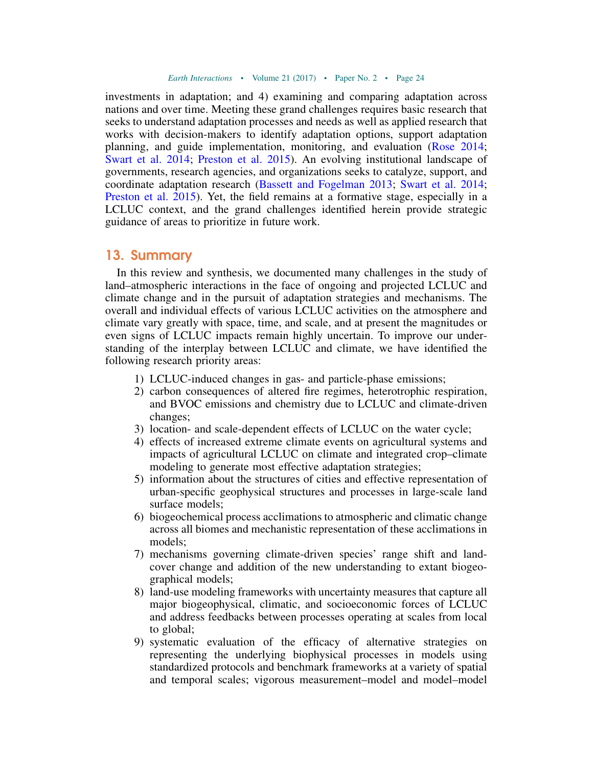investments in adaptation; and 4) examining and comparing adaptation across nations and over time. Meeting these grand challenges requires basic research that seeks to understand adaptation processes and needs as well as applied research that works with decision-makers to identify adaptation options, support adaptation planning, and guide implementation, monitoring, and evaluation (Rose 2014; Swart et al. 2014; Preston et al. 2015). An evolving institutional landscape of governments, research agencies, and organizations seeks to catalyze, support, and coordinate adaptation research (Bassett and Fogelman 2013; Swart et al. 2014; Preston et al. 2015). Yet, the field remains at a formative stage, especially in a LCLUC context, and the grand challenges identified herein provide strategic guidance of areas to prioritize in future work.

## 13. Summary

In this review and synthesis, we documented many challenges in the study of land–atmospheric interactions in the face of ongoing and projected LCLUC and climate change and in the pursuit of adaptation strategies and mechanisms. The overall and individual effects of various LCLUC activities on the atmosphere and climate vary greatly with space, time, and scale, and at present the magnitudes or even signs of LCLUC impacts remain highly uncertain. To improve our understanding of the interplay between LCLUC and climate, we have identified the following research priority areas:

1) LCLUC-induced changes in gas- and particle-phase emissions;
2) carbon consequences of altered fire regimes, heterotrophic respiration, and BVOC emissions and chemistry due to LCLUC and climate-driven changes;
3) location- and scale-dependent effects of LCLUC on the water cycle;
4) effects of increased extreme climate events on agricultural systems and impacts of agricultural LCLUC on climate and integrated crop–climate modeling to generate most effective adaptation strategies;
5) information about the structures of cities and effective representation of urban-specific geophysical structures and processes in large-scale land surface models;
6) biogeochemical process acclimations to atmospheric and climatic change across all biomes and mechanistic representation of these acclimations in models;
7) mechanisms governing climate-driven species' range shift and land-cover change and addition of the new understanding to extant biogeographical models;
8) land-use modeling frameworks with uncertainty measures that capture all major biogeophysical, climatic, and socioeconomic forces of LCLUC and address feedbacks between processes operating at scales from local to global;
9) systematic evaluation of the efficacy of alternative strategies on representing the underlying biophysical processes in models using standardized protocols and benchmark frameworks at a variety of spatial and temporal scales; vigorous measurement–model and model–model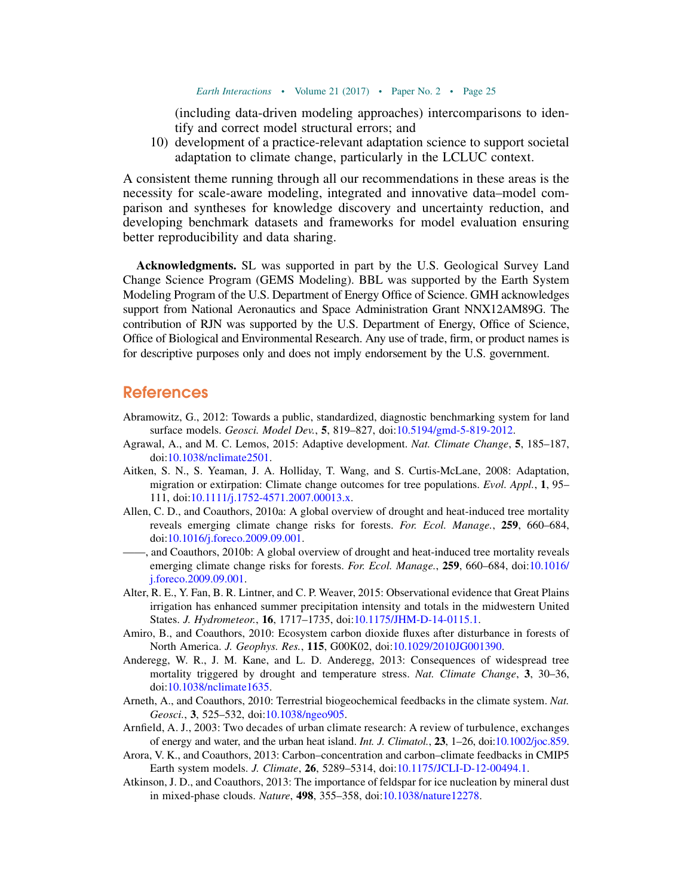(including data-driven modeling approaches) intercomparisons to identify and correct model structural errors; and

10) development of a practice-relevant adaptation science to support societal adaptation to climate change, particularly in the LCLUC context.

A consistent theme running through all our recommendations in these areas is the necessity for scale-aware modeling, integrated and innovative data–model comparison and syntheses for knowledge discovery and uncertainty reduction, and developing benchmark datasets and frameworks for model evaluation ensuring better reproducibility and data sharing.

**Acknowledgments.** SL was supported in part by the U.S. Geological Survey Land Change Science Program (GEMS Modeling). BBL was supported by the Earth System Modeling Program of the U.S. Department of Energy Office of Science. GMH acknowledges support from National Aeronautics and Space Administration Grant NNX12AM89G. The contribution of RJN was supported by the U.S. Department of Energy, Office of Science, Office of Biological and Environmental Research. Any use of trade, firm, or product names is for descriptive purposes only and does not imply endorsement by the U.S. government.

## References

Abramowitz, G., 2012: Towards a public, standardized, diagnostic benchmarking system for land surface models. *Geosci. Model Dev.*, **5**, 819–827, doi:10.5194/gmd-5-819-2012.

Agrawal, A., and M. C. Lemos, 2015: Adaptive development. *Nat. Climate Change*, **5**, 185–187, doi:10.1038/nclimate2501.

Aitken, S. N., S. Yeaman, J. A. Holliday, T. Wang, and S. Curtis-McLane, 2008: Adaptation, migration or extirpation: Climate change outcomes for tree populations. *Evol. Appl.*, **1**, 95–111, doi:10.1111/j.1752-4571.2007.00013.x.

Allen, C. D., and Coauthors, 2010a: A global overview of drought and heat-induced tree mortality reveals emerging climate change risks for forests. *For. Ecol. Manage.*, **259**, 660–684, doi:10.1016/j.foreco.2009.09.001.

——, and Coauthors, 2010b: A global overview of drought and heat-induced tree mortality reveals emerging climate change risks for forests. *For. Ecol. Manage.*, **259**, 660–684, doi:10.1016/j.foreco.2009.09.001.

Alter, R. E., Y. Fan, B. R. Lintner, and C. P. Weaver, 2015: Observational evidence that Great Plains irrigation has enhanced summer precipitation intensity and totals in the midwestern United States. *J. Hydrometeor.*, **16**, 1717–1735, doi:10.1175/JHM-D-14-0115.1.

Amiro, B., and Coauthors, 2010: Ecosystem carbon dioxide fluxes after disturbance in forests of North America. *J. Geophys. Res.*, **115**, G00K02, doi:10.1029/2010JG001390.

Anderegg, W. R., J. M. Kane, and L. D. Anderegg, 2013: Consequences of widespread tree mortality triggered by drought and temperature stress. *Nat. Climate Change*, **3**, 30–36, doi:10.1038/nclimate1635.

Arneth, A., and Coauthors, 2010: Terrestrial biogeochemical feedbacks in the climate system. *Nat. Geosci.*, **3**, 525–532, doi:10.1038/ngeo905.

Arnfield, A. J., 2003: Two decades of urban climate research: A review of turbulence, exchanges of energy and water, and the urban heat island. *Int. J. Climatol.*, **23**, 1–26, doi:10.1002/joc.859.

Arora, V. K., and Coauthors, 2013: Carbon–concentration and carbon–climate feedbacks in CMIP5 Earth system models. *J. Climate*, **26**, 5289–5314, doi:10.1175/JCLI-D-12-00494.1.

Atkinson, J. D., and Coauthors, 2013: The importance of feldspar for ice nucleation by mineral dust in mixed-phase clouds. *Nature*, **498**, 355–358, doi:10.1038/nature12278.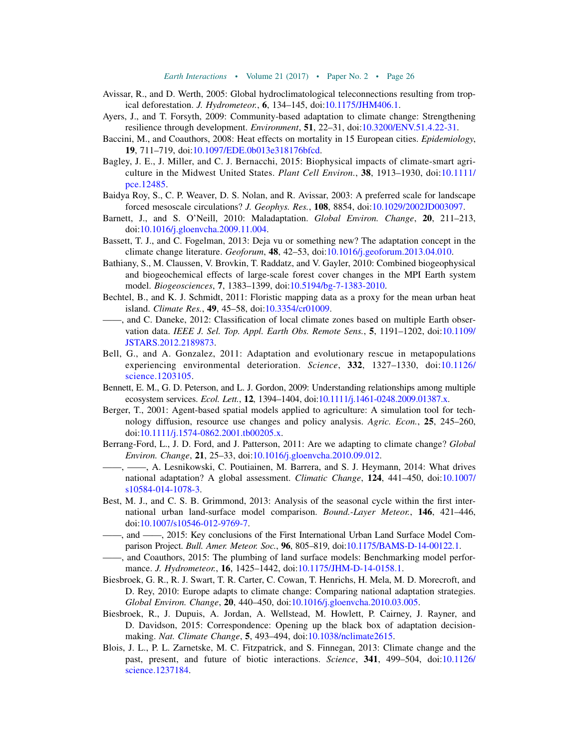Avissar, R., and D. Werth, 2005: Global hydroclimatological teleconnections resulting from tropical deforestation. *J. Hydrometeor.*, **6**, 134–145, doi:10.1175/JHM406.1.

Ayers, J., and T. Forsyth, 2009: Community-based adaptation to climate change: Strengthening resilience through development. *Environment*, **51**, 22–31, doi:10.3200/ENV.51.4.22-31.

Baccini, M., and Coauthors, 2008: Heat effects on mortality in 15 European cities. *Epidemiology*, **19**, 711–719, doi:10.1097/EDE.0b013e318176bfcd.

Bagley, J. E., J. Miller, and C. J. Bernacchi, 2015: Biophysical impacts of climate-smart agriculture in the Midwest United States. *Plant Cell Environ.*, **38**, 1913–1930, doi:10.1111/pce.12485.

Baidya Roy, S., C. P. Weaver, D. S. Nolan, and R. Avissar, 2003: A preferred scale for landscape forced mesoscale circulations? *J. Geophys. Res.*, **108**, 8854, doi:10.1029/2002JD003097.

Barnett, J., and S. O'Neill, 2010: Maladaptation. *Global Environ. Change*, **20**, 211–213, doi:10.1016/j.gloenvcha.2009.11.004.

Bassett, T. J., and C. Fogelman, 2013: Deja vu or something new? The adaptation concept in the climate change literature. *Geoforum*, **48**, 42–53, doi:10.1016/j.geoforum.2013.04.010.

Bathiany, S., M. Claussen, V. Brovkin, T. Raddatz, and V. Gayler, 2010: Combined biogeophysical and biogeochemical effects of large-scale forest cover changes in the MPI Earth system model. *Biogeosciences*, **7**, 1383–1399, doi:10.5194/bg-7-1383-2010.

Bechtel, B., and K. J. Schmidt, 2011: Floristic mapping data as a proxy for the mean urban heat island. *Climate Res.*, **49**, 45–58, doi:10.3354/cr01009.

——, and C. Daneke, 2012: Classification of local climate zones based on multiple Earth observation data. *IEEE J. Sel. Top. Appl. Earth Obs. Remote Sens.*, **5**, 1191–1202, doi:10.1109/JSTARS.2012.2189873.

Bell, G., and A. Gonzalez, 2011: Adaptation and evolutionary rescue in metapopulations experiencing environmental deterioration. *Science*, **332**, 1327–1330, doi:10.1126/science.1203105.

Bennett, E. M., G. D. Peterson, and L. J. Gordon, 2009: Understanding relationships among multiple ecosystem services. *Ecol. Lett.*, **12**, 1394–1404, doi:10.1111/j.1461-0248.2009.01387.x.

Berger, T., 2001: Agent-based spatial models applied to agriculture: A simulation tool for technology diffusion, resource use changes and policy analysis. *Agric. Econ.*, **25**, 245–260, doi:10.1111/j.1574-0862.2001.tb00205.x.

Berrang-Ford, L., J. D. Ford, and J. Patterson, 2011: Are we adapting to climate change? *Global Environ. Change*, **21**, 25–33, doi:10.1016/j.gloenvcha.2010.09.012.

——, ——, A. Lesnikowski, C. Poutiainen, M. Barrera, and S. J. Heymann, 2014: What drives national adaptation? A global assessment. *Climatic Change*, **124**, 441–450, doi:10.1007/s10584-014-1078-3.

Best, M. J., and C. S. B. Grimmond, 2013: Analysis of the seasonal cycle within the first international urban land-surface model comparison. *Bound.-Layer Meteor.*, **146**, 421–446, doi:10.1007/s10546-012-9769-7.

——, and ——, 2015: Key conclusions of the First International Urban Land Surface Model Comparison Project. *Bull. Amer. Meteor. Soc.*, **96**, 805–819, doi:10.1175/BAMS-D-14-00122.1.

——, and Coauthors, 2015: The plumbing of land surface models: Benchmarking model performance. *J. Hydrometeor.*, **16**, 1425–1442, doi:10.1175/JHM-D-14-0158.1.

Biesbroek, G. R., R. J. Swart, T. R. Carter, C. Cowan, T. Henrichs, H. Mela, M. D. Morecroft, and D. Rey, 2010: Europe adapts to climate change: Comparing national adaptation strategies. *Global Environ. Change*, **20**, 440–450, doi:10.1016/j.gloenvcha.2010.03.005.

Biesbroek, R., J. Dupuis, A. Jordan, A. Wellstead, M. Howlett, P. Cairney, J. Rayner, and D. Davidson, 2015: Correspondence: Opening up the black box of adaptation decision-making. *Nat. Climate Change*, **5**, 493–494, doi:10.1038/nclimate2615.

Blois, J. L., P. L. Zarnetske, M. C. Fitzpatrick, and S. Finnegan, 2013: Climate change and the past, present, and future of biotic interactions. *Science*, **341**, 499–504, doi:10.1126/science.1237184.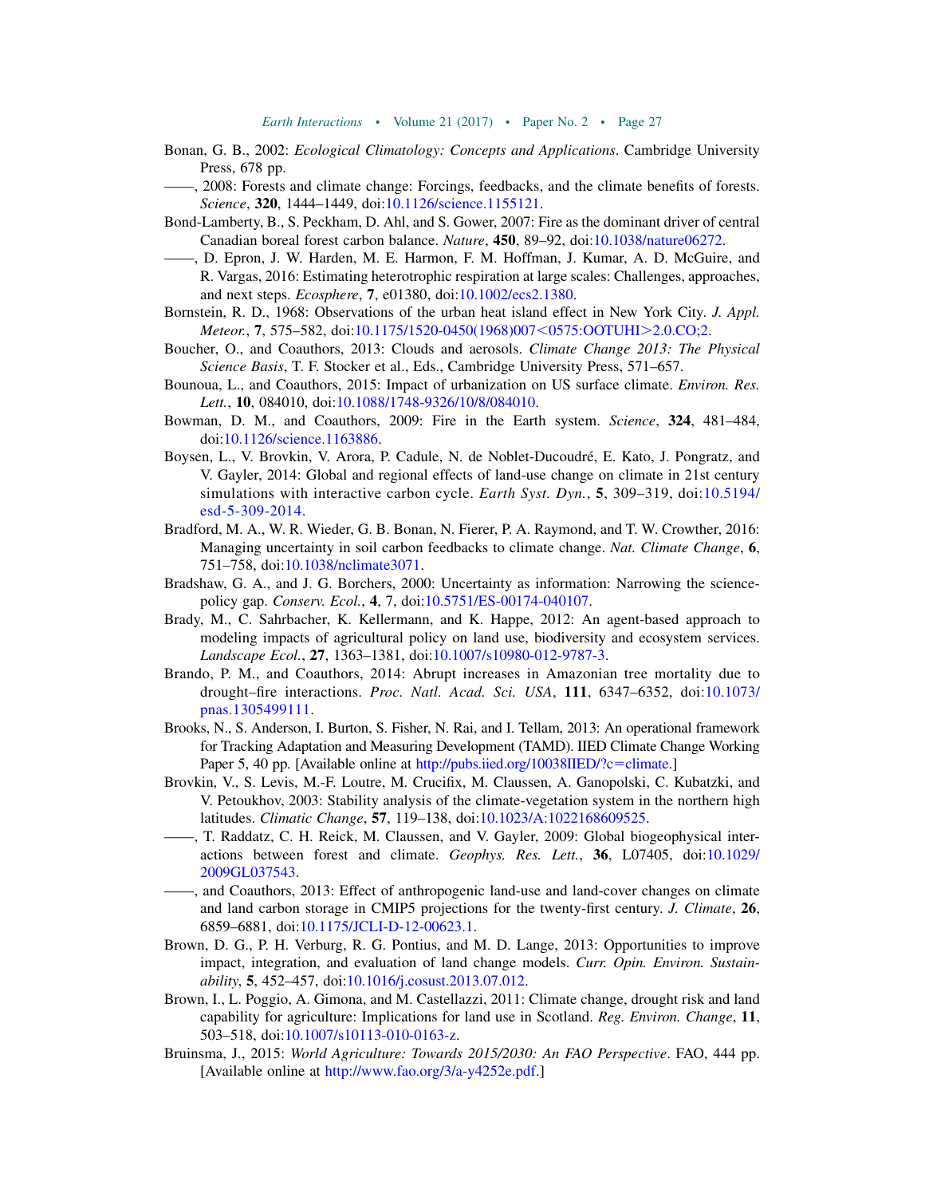Bonan, G. B., 2002: *Ecological Climatology: Concepts and Applications*. Cambridge University Press, 678 pp.

——, 2008: Forests and climate change: Forcings, feedbacks, and the climate benefits of forests. *Science*, **320**, 1444–1449, doi:10.1126/science.1155121.

Bond-Lamberty, B., S. Peckham, D. Ahl, and S. Gower, 2007: Fire as the dominant driver of central Canadian boreal forest carbon balance. *Nature*, **450**, 89–92, doi:10.1038/nature06272.

——, D. Epron, J. W. Harden, M. E. Harmon, F. M. Hoffman, J. Kumar, A. D. McGuire, and R. Vargas, 2016: Estimating heterotrophic respiration at large scales: Challenges, approaches, and next steps. *Ecosphere*, **7**, e01380, doi:10.1002/ecs2.1380.

Bornstein, R. D., 1968: Observations of the urban heat island effect in New York City. *J. Appl. Meteor.*, **7**, 575–582, doi:10.1175/1520-0450(1968)007<0575:OOTUHI>2.0.CO;2.

Boucher, O., and Coauthors, 2013: Clouds and aerosols. *Climate Change 2013: The Physical Science Basis*, T. F. Stocker et al., Eds., Cambridge University Press, 571–657.

Bounoua, L., and Coauthors, 2015: Impact of urbanization on US surface climate. *Environ. Res. Lett.*, **10**, 084010, doi:10.1088/1748-9326/10/8/084010.

Bowman, D. M., and Coauthors, 2009: Fire in the Earth system. *Science*, **324**, 481–484, doi:10.1126/science.1163886.

Boysen, L., V. Brovkin, V. Arora, P. Cadule, N. de Noblet-Ducoudré, E. Kato, J. Pongratz, and V. Gayler, 2014: Global and regional effects of land-use change on climate in 21st century simulations with interactive carbon cycle. *Earth Syst. Dyn.*, **5**, 309–319, doi:10.5194/esd-5-309-2014.

Bradford, M. A., W. R. Wieder, G. B. Bonan, N. Fierer, P. A. Raymond, and T. W. Crowther, 2016: Managing uncertainty in soil carbon feedbacks to climate change. *Nat. Climate Change*, **6**, 751–758, doi:10.1038/nclimate3071.

Bradshaw, G. A., and J. G. Borchers, 2000: Uncertainty as information: Narrowing the science-policy gap. *Conserv. Ecol.*, **4**, 7, doi:10.5751/ES-00174-040107.

Brady, M., C. Sahrbacher, K. Kellermann, and K. Happe, 2012: An agent-based approach to modeling impacts of agricultural policy on land use, biodiversity and ecosystem services. *Landscape Ecol.*, **27**, 1363–1381, doi:10.1007/s10980-012-9787-3.

Brando, P. M., and Coauthors, 2014: Abrupt increases in Amazonian tree mortality due to drought–fire interactions. *Proc. Natl. Acad. Sci. USA*, **111**, 6347–6352, doi:10.1073/pnas.1305499111.

Brooks, N., S. Anderson, I. Burton, S. Fisher, N. Rai, and I. Tellam, 2013: An operational framework for Tracking Adaptation and Measuring Development (TAMD). IIED Climate Change Working Paper 5, 40 pp. [Available online at http://pubs.iied.org/10038IIED/?c=climate.]

Brovkin, V., S. Levis, M.-F. Loutre, M. Crucifix, M. Claussen, A. Ganopolski, C. Kubatzki, and V. Petoukhov, 2003: Stability analysis of the climate-vegetation system in the northern high latitudes. *Climatic Change*, **57**, 119–138, doi:10.1023/A:1022168609525.

——, T. Raddatz, C. H. Reick, M. Claussen, and V. Gayler, 2009: Global biogeophysical interactions between forest and climate. *Geophys. Res. Lett.*, **36**, L07405, doi:10.1029/2009GL037543.

——, and Coauthors, 2013: Effect of anthropogenic land-use and land-cover changes on climate and land carbon storage in CMIP5 projections for the twenty-first century. *J. Climate*, **26**, 6859–6881, doi:10.1175/JCLI-D-12-00623.1.

Brown, D. G., P. H. Verburg, R. G. Pontius, and M. D. Lange, 2013: Opportunities to improve impact, integration, and evaluation of land change models. *Curr. Opin. Environ. Sustainability*, **5**, 452–457, doi:10.1016/j.cosust.2013.07.012.

Brown, I., L. Poggio, A. Gimona, and M. Castellazzi, 2011: Climate change, drought risk and land capability for agriculture: Implications for land use in Scotland. *Reg. Environ. Change*, **11**, 503–518, doi:10.1007/s10113-010-0163-z.

Bruinsma, J., 2015: *World Agriculture: Towards 2015/2030: An FAO Perspective*. FAO, 444 pp. [Available online at http://www.fao.org/3/a-y4252e.pdf.]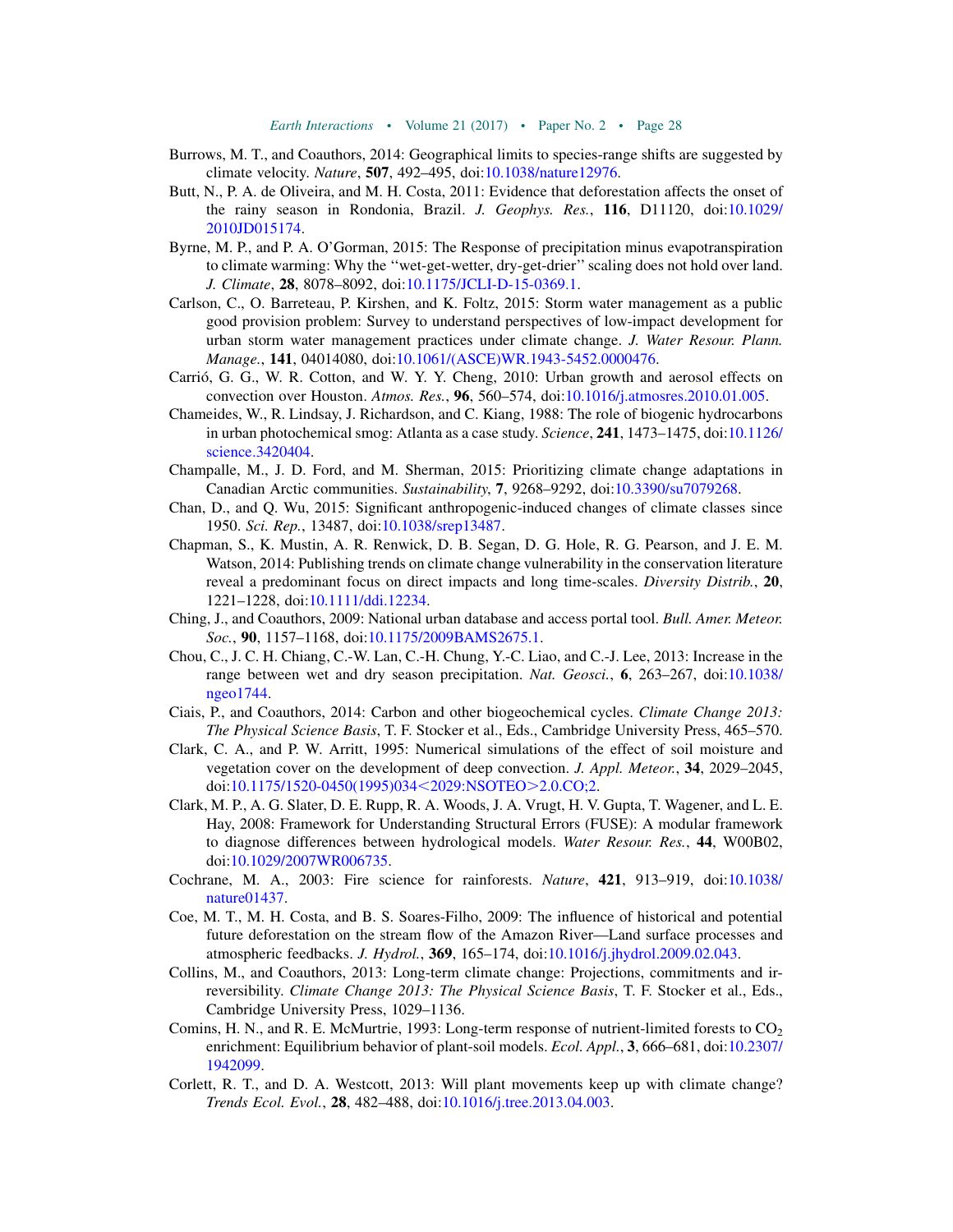Burrows, M. T., and Coauthors, 2014: Geographical limits to species-range shifts are suggested by climate velocity. *Nature*, **507**, 492–495, doi:10.1038/nature12976.

Butt, N., P. A. de Oliveira, and M. H. Costa, 2011: Evidence that deforestation affects the onset of the rainy season in Rondonia, Brazil. *J. Geophys. Res.*, **116**, D11120, doi:10.1029/2010JD015174.

Byrne, M. P., and P. A. O'Gorman, 2015: The Response of precipitation minus evapotranspiration to climate warming: Why the ''wet-get-wetter, dry-get-drier'' scaling does not hold over land. *J. Climate*, **28**, 8078–8092, doi:10.1175/JCLI-D-15-0369.1.

Carlson, C., O. Barreteau, P. Kirshen, and K. Foltz, 2015: Storm water management as a public good provision problem: Survey to understand perspectives of low-impact development for urban storm water management practices under climate change. *J. Water Resour. Plann. Manage.*, **141**, 04014080, doi:10.1061/(ASCE)WR.1943-5452.0000476.

Carrió, G. G., W. R. Cotton, and W. Y. Y. Cheng, 2010: Urban growth and aerosol effects on convection over Houston. *Atmos. Res.*, **96**, 560–574, doi:10.1016/j.atmosres.2010.01.005.

Chameides, W., R. Lindsay, J. Richardson, and C. Kiang, 1988: The role of biogenic hydrocarbons in urban photochemical smog: Atlanta as a case study. *Science*, **241**, 1473–1475, doi:10.1126/science.3420404.

Champalle, M., J. D. Ford, and M. Sherman, 2015: Prioritizing climate change adaptations in Canadian Arctic communities. *Sustainability*, **7**, 9268–9292, doi:10.3390/su7079268.

Chan, D., and Q. Wu, 2015: Significant anthropogenic-induced changes of climate classes since 1950. *Sci. Rep.*, 13487, doi:10.1038/srep13487.

Chapman, S., K. Mustin, A. R. Renwick, D. B. Segan, D. G. Hole, R. G. Pearson, and J. E. M. Watson, 2014: Publishing trends on climate change vulnerability in the conservation literature reveal a predominant focus on direct impacts and long time-scales. *Diversity Distrib.*, **20**, 1221–1228, doi:10.1111/ddi.12234.

Ching, J., and Coauthors, 2009: National urban database and access portal tool. *Bull. Amer. Meteor. Soc.*, **90**, 1157–1168, doi:10.1175/2009BAMS2675.1.

Chou, C., J. C. H. Chiang, C.-W. Lan, C.-H. Chung, Y.-C. Liao, and C.-J. Lee, 2013: Increase in the range between wet and dry season precipitation. *Nat. Geosci.*, **6**, 263–267, doi:10.1038/ngeo1744.

Ciais, P., and Coauthors, 2014: Carbon and other biogeochemical cycles. *Climate Change 2013: The Physical Science Basis*, T. F. Stocker et al., Eds., Cambridge University Press, 465–570.

Clark, C. A., and P. W. Arritt, 1995: Numerical simulations of the effect of soil moisture and vegetation cover on the development of deep convection. *J. Appl. Meteor.*, **34**, 2029–2045, doi:10.1175/1520-0450(1995)034<2029:NSOTEO>2.0.CO;2.

Clark, M. P., A. G. Slater, D. E. Rupp, R. A. Woods, J. A. Vrugt, H. V. Gupta, T. Wagener, and L. E. Hay, 2008: Framework for Understanding Structural Errors (FUSE): A modular framework to diagnose differences between hydrological models. *Water Resour. Res.*, **44**, W00B02, doi:10.1029/2007WR006735.

Cochrane, M. A., 2003: Fire science for rainforests. *Nature*, **421**, 913–919, doi:10.1038/nature01437.

Coe, M. T., M. H. Costa, and B. S. Soares-Filho, 2009: The influence of historical and potential future deforestation on the stream flow of the Amazon River—Land surface processes and atmospheric feedbacks. *J. Hydrol.*, **369**, 165–174, doi:10.1016/j.jhydrol.2009.02.043.

Collins, M., and Coauthors, 2013: Long-term climate change: Projections, commitments and irreversibility. *Climate Change 2013: The Physical Science Basis*, T. F. Stocker et al., Eds., Cambridge University Press, 1029–1136.

Comins, H. N., and R. E. McMurtrie, 1993: Long-term response of nutrient-limited forests to $CO_2$ enrichment: Equilibrium behavior of plant-soil models. *Ecol. Appl.*, **3**, 666–681, doi:10.2307/1942099.

Corlett, R. T., and D. A. Westcott, 2013: Will plant movements keep up with climate change? *Trends Ecol. Evol.*, **28**, 482–488, doi:10.1016/j.tree.2013.04.003.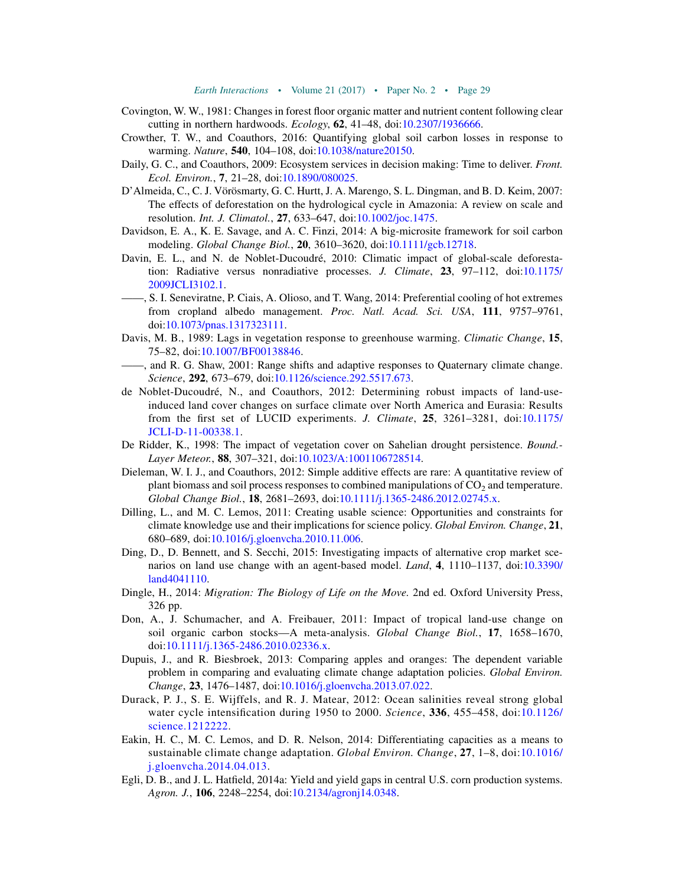Covington, W. W., 1981: Changes in forest floor organic matter and nutrient content following clear cutting in northern hardwoods. *Ecology*, **62**, 41–48, doi:10.2307/1936666.

Crowther, T. W., and Coauthors, 2016: Quantifying global soil carbon losses in response to warming. *Nature*, **540**, 104–108, doi:10.1038/nature20150.

Daily, G. C., and Coauthors, 2009: Ecosystem services in decision making: Time to deliver. *Front. Ecol. Environ.*, **7**, 21–28, doi:10.1890/080025.

D'Almeida, C., C. J. Vörösmarty, G. C. Hurtt, J. A. Marengo, S. L. Dingman, and B. D. Keim, 2007: The effects of deforestation on the hydrological cycle in Amazonia: A review on scale and resolution. *Int. J. Climatol.*, **27**, 633–647, doi:10.1002/joc.1475.

Davidson, E. A., K. E. Savage, and A. C. Finzi, 2014: A big-microsite framework for soil carbon modeling. *Global Change Biol.*, **20**, 3610–3620, doi:10.1111/gcb.12718.

Davin, E. L., and N. de Noblet-Ducoudré, 2010: Climatic impact of global-scale deforestation: Radiative versus nonradiative processes. *J. Climate*, **23**, 97–112, doi:10.1175/2009JCLI3102.1.

——, S. I. Seneviratne, P. Ciais, A. Olioso, and T. Wang, 2014: Preferential cooling of hot extremes from cropland albedo management. *Proc. Natl. Acad. Sci. USA*, **111**, 9757–9761, doi:10.1073/pnas.1317323111.

Davis, M. B., 1989: Lags in vegetation response to greenhouse warming. *Climatic Change*, **15**, 75–82, doi:10.1007/BF00138846.

——, and R. G. Shaw, 2001: Range shifts and adaptive responses to Quaternary climate change. *Science*, **292**, 673–679, doi:10.1126/science.292.5517.673.

de Noblet-Ducoudré, N., and Coauthors, 2012: Determining robust impacts of land-use-induced land cover changes on surface climate over North America and Eurasia: Results from the first set of LUCID experiments. *J. Climate*, **25**, 3261–3281, doi:10.1175/JCLI-D-11-00338.1.

De Ridder, K., 1998: The impact of vegetation cover on Sahelian drought persistence. *Bound.-Layer Meteor.*, **88**, 307–321, doi:10.1023/A:1001106728514.

Dieleman, W. I. J., and Coauthors, 2012: Simple additive effects are rare: A quantitative review of plant biomass and soil process responses to combined manipulations of $CO_2$ and temperature. *Global Change Biol.*, **18**, 2681–2693, doi:10.1111/j.1365-2486.2012.02745.x.

Dilling, L., and M. C. Lemos, 2011: Creating usable science: Opportunities and constraints for climate knowledge use and their implications for science policy. *Global Environ. Change*, **21**, 680–689, doi:10.1016/j.gloenvcha.2010.11.006.

Ding, D., D. Bennett, and S. Secchi, 2015: Investigating impacts of alternative crop market scenarios on land use change with an agent-based model. *Land*, **4**, 1110–1137, doi:10.3390/land4041110.

Dingle, H., 2014: *Migration: The Biology of Life on the Move.* 2nd ed. Oxford University Press, 326 pp.

Don, A., J. Schumacher, and A. Freibauer, 2011: Impact of tropical land-use change on soil organic carbon stocks—A meta-analysis. *Global Change Biol.*, **17**, 1658–1670, doi:10.1111/j.1365-2486.2010.02336.x.

Dupuis, J., and R. Biesbroek, 2013: Comparing apples and oranges: The dependent variable problem in comparing and evaluating climate change adaptation policies. *Global Environ. Change*, **23**, 1476–1487, doi:10.1016/j.gloenvcha.2013.07.022.

Durack, P. J., S. E. Wijffels, and R. J. Matear, 2012: Ocean salinities reveal strong global water cycle intensification during 1950 to 2000. *Science*, **336**, 455–458, doi:10.1126/science.1212222.

Eakin, H. C., M. C. Lemos, and D. R. Nelson, 2014: Differentiating capacities as a means to sustainable climate change adaptation. *Global Environ. Change*, **27**, 1–8, doi:10.1016/j.gloenvcha.2014.04.013.

Egli, D. B., and J. L. Hatfield, 2014a: Yield and yield gaps in central U.S. corn production systems. *Agron. J.*, **106**, 2248–2254, doi:10.2134/agronj14.0348.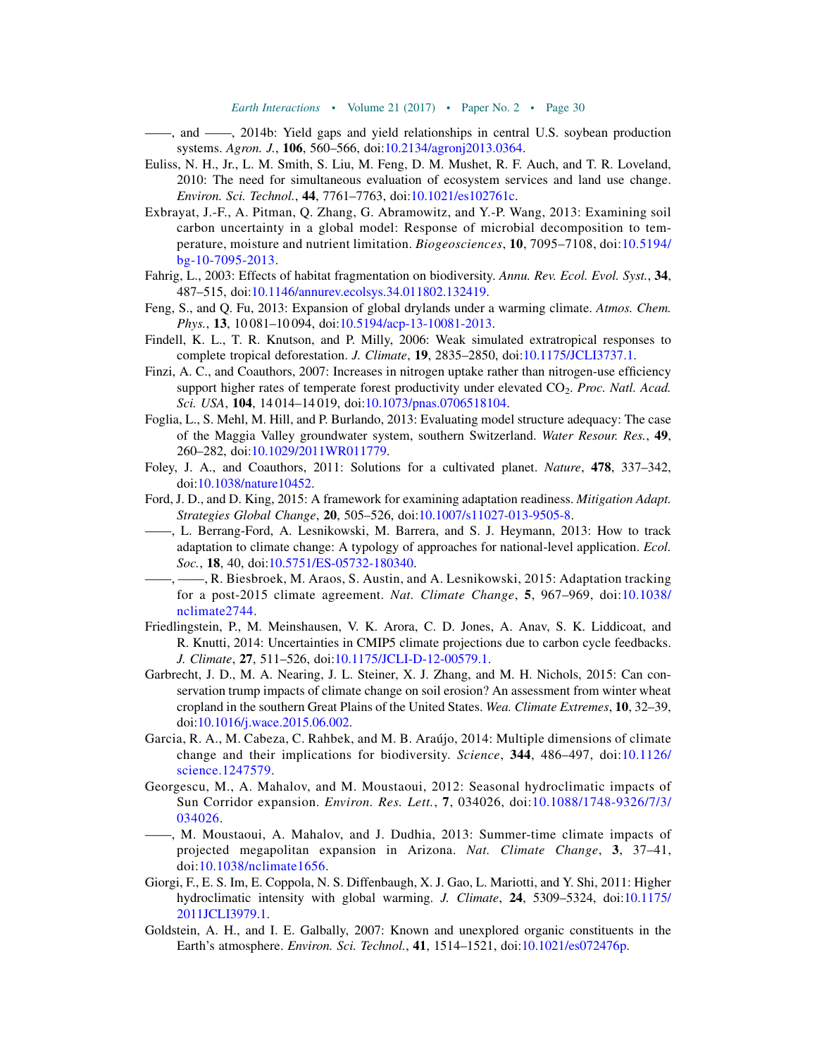——, and ——, 2014b: Yield gaps and yield relationships in central U.S. soybean production systems. *Agron. J.*, **106**, 560–566, doi:10.2134/agronj2013.0364.

Euliss, N. H., Jr., L. M. Smith, S. Liu, M. Feng, D. M. Mushet, R. F. Auch, and T. R. Loveland, 2010: The need for simultaneous evaluation of ecosystem services and land use change. *Environ. Sci. Technol.*, **44**, 7761–7763, doi:10.1021/es102761c.

Exbrayat, J.-F., A. Pitman, Q. Zhang, G. Abramowitz, and Y.-P. Wang, 2013: Examining soil carbon uncertainty in a global model: Response of microbial decomposition to temperature, moisture and nutrient limitation. *Biogeosciences*, **10**, 7095–7108, doi:10.5194/bg-10-7095-2013.

Fahrig, L., 2003: Effects of habitat fragmentation on biodiversity. *Annu. Rev. Ecol. Evol. Syst.*, **34**, 487–515, doi:10.1146/annurev.ecolsys.34.011802.132419.

Feng, S., and Q. Fu, 2013: Expansion of global drylands under a warming climate. *Atmos. Chem. Phys.*, **13**, 10 081–10 094, doi:10.5194/acp-13-10081-2013.

Findell, K. L., T. R. Knutson, and P. Milly, 2006: Weak simulated extratropical responses to complete tropical deforestation. *J. Climate*, **19**, 2835–2850, doi:10.1175/JCLI3737.1.

Finzi, A. C., and Coauthors, 2007: Increases in nitrogen uptake rather than nitrogen-use efficiency support higher rates of temperate forest productivity under elevated $CO_2$. *Proc. Natl. Acad. Sci. USA*, **104**, 14 014–14 019, doi:10.1073/pnas.0706518104.

Foglia, L., S. Mehl, M. Hill, and P. Burlando, 2013: Evaluating model structure adequacy: The case of the Maggia Valley groundwater system, southern Switzerland. *Water Resour. Res.*, **49**, 260–282, doi:10.1029/2011WR011779.

Foley, J. A., and Coauthors, 2011: Solutions for a cultivated planet. *Nature*, **478**, 337–342, doi:10.1038/nature10452.

Ford, J. D., and D. King, 2015: A framework for examining adaptation readiness. *Mitigation Adapt. Strategies Global Change*, **20**, 505–526, doi:10.1007/s11027-013-9505-8.

——, L. Berrang-Ford, A. Lesnikowski, M. Barrera, and S. J. Heymann, 2013: How to track adaptation to climate change: A typology of approaches for national-level application. *Ecol. Soc.*, **18**, 40, doi:10.5751/ES-05732-180340.

——, ——, R. Biesbroek, M. Araos, S. Austin, and A. Lesnikowski, 2015: Adaptation tracking for a post-2015 climate agreement. *Nat. Climate Change*, **5**, 967–969, doi:10.1038/nclimate2744.

Friedlingstein, P., M. Meinshausen, V. K. Arora, C. D. Jones, A. Anav, S. K. Liddicoat, and R. Knutti, 2014: Uncertainties in CMIP5 climate projections due to carbon cycle feedbacks. *J. Climate*, **27**, 511–526, doi:10.1175/JCLI-D-12-00579.1.

Garbrecht, J. D., M. A. Nearing, J. L. Steiner, X. J. Zhang, and M. H. Nichols, 2015: Can conservation trump impacts of climate change on soil erosion? An assessment from winter wheat cropland in the southern Great Plains of the United States. *Wea. Climate Extremes*, **10**, 32–39, doi:10.1016/j.wace.2015.06.002.

Garcia, R. A., M. Cabeza, C. Rahbek, and M. B. Araújo, 2014: Multiple dimensions of climate change and their implications for biodiversity. *Science*, **344**, 486–497, doi:10.1126/science.1247579.

Georgescu, M., A. Mahalov, and M. Moustaoui, 2012: Seasonal hydroclimatic impacts of Sun Corridor expansion. *Environ. Res. Lett.*, **7**, 034026, doi:10.1088/1748-9326/7/3/034026.

——, M. Moustaoui, A. Mahalov, and J. Dudhia, 2013: Summer-time climate impacts of projected megapolitan expansion in Arizona. *Nat. Climate Change*, **3**, 37–41, doi:10.1038/nclimate1656.

Giorgi, F., E. S. Im, E. Coppola, N. S. Diffenbaugh, X. J. Gao, L. Mariotti, and Y. Shi, 2011: Higher hydroclimatic intensity with global warming. *J. Climate*, **24**, 5309–5324, doi:10.1175/2011JCLI3979.1.

Goldstein, A. H., and I. E. Galbally, 2007: Known and unexplored organic constituents in the Earth's atmosphere. *Environ. Sci. Technol.*, **41**, 1514–1521, doi:10.1021/es072476p.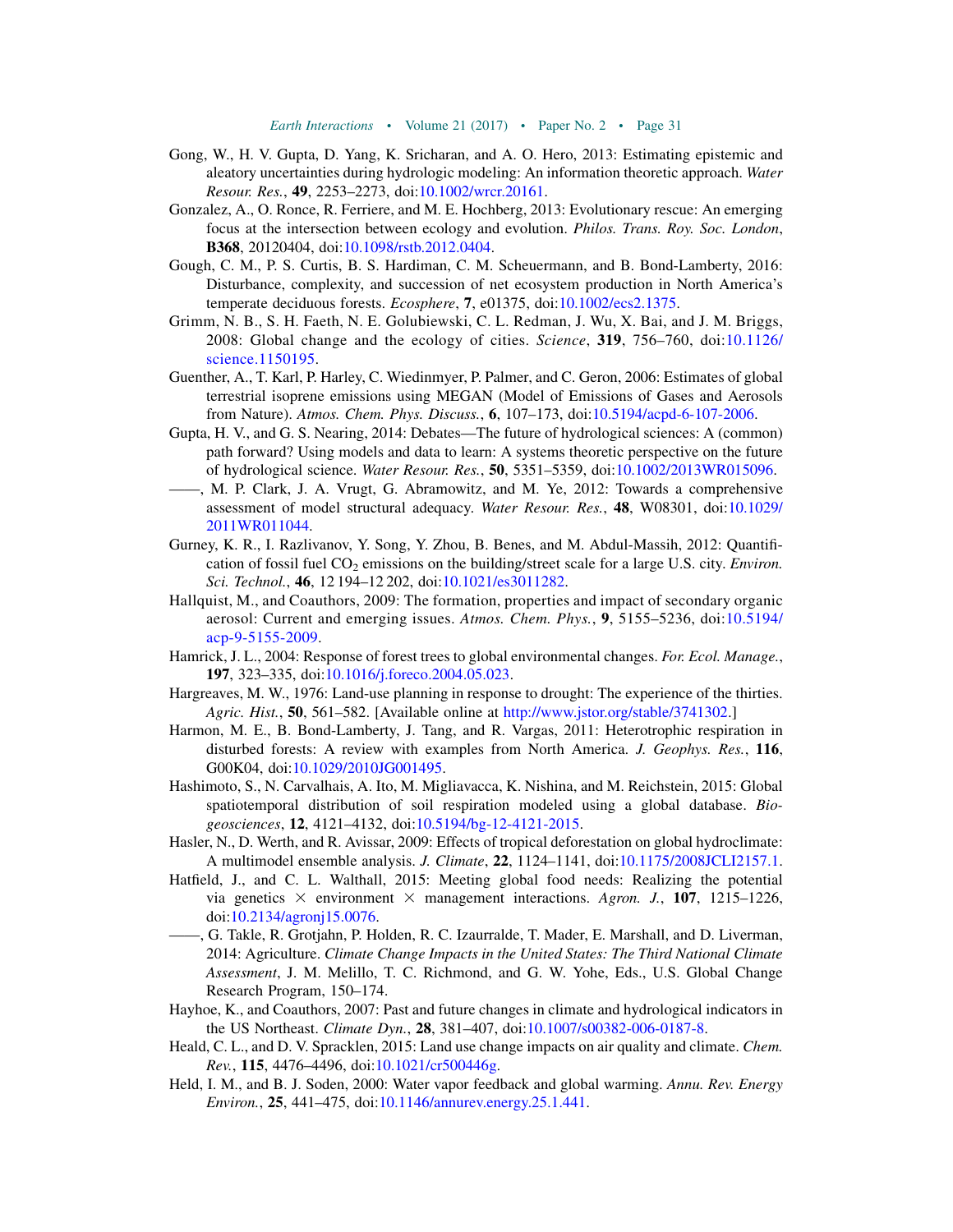Gong, W., H. V. Gupta, D. Yang, K. Sricharan, and A. O. Hero, 2013: Estimating epistemic and aleatory uncertainties during hydrologic modeling: An information theoretic approach. *Water Resour. Res.*, **49**, 2253–2273, doi:10.1002/wrcr.20161.

Gonzalez, A., O. Ronce, R. Ferriere, and M. E. Hochberg, 2013: Evolutionary rescue: An emerging focus at the intersection between ecology and evolution. *Philos. Trans. Roy. Soc. London*, **B368**, 20120404, doi:10.1098/rstb.2012.0404.

Gough, C. M., P. S. Curtis, B. S. Hardiman, C. M. Scheuermann, and B. Bond-Lamberty, 2016: Disturbance, complexity, and succession of net ecosystem production in North America's temperate deciduous forests. *Ecosphere*, **7**, e01375, doi:10.1002/ecs2.1375.

Grimm, N. B., S. H. Faeth, N. E. Golubiewski, C. L. Redman, J. Wu, X. Bai, and J. M. Briggs, 2008: Global change and the ecology of cities. *Science*, **319**, 756–760, doi:10.1126/science.1150195.

Guenther, A., T. Karl, P. Harley, C. Wiedinmyer, P. Palmer, and C. Geron, 2006: Estimates of global terrestrial isoprene emissions using MEGAN (Model of Emissions of Gases and Aerosols from Nature). *Atmos. Chem. Phys. Discuss.*, **6**, 107–173, doi:10.5194/acpd-6-107-2006.

Gupta, H. V., and G. S. Nearing, 2014: Debates—The future of hydrological sciences: A (common) path forward? Using models and data to learn: A systems theoretic perspective on the future of hydrological science. *Water Resour. Res.*, **50**, 5351–5359, doi:10.1002/2013WR015096.

——, M. P. Clark, J. A. Vrugt, G. Abramowitz, and M. Ye, 2012: Towards a comprehensive assessment of model structural adequacy. *Water Resour. Res.*, **48**, W08301, doi:10.1029/2011WR011044.

Gurney, K. R., I. Razlivanov, Y. Song, Y. Zhou, B. Benes, and M. Abdul-Massih, 2012: Quantification of fossil fuel $CO_2$ emissions on the building/street scale for a large U.S. city. *Environ. Sci. Technol.*, **46**, 12 194–12 202, doi:10.1021/es3011282.

Hallquist, M., and Coauthors, 2009: The formation, properties and impact of secondary organic aerosol: Current and emerging issues. *Atmos. Chem. Phys.*, **9**, 5155–5236, doi:10.5194/acp-9-5155-2009.

Hamrick, J. L., 2004: Response of forest trees to global environmental changes. *For. Ecol. Manage.*, **197**, 323–335, doi:10.1016/j.foreco.2004.05.023.

Hargreaves, M. W., 1976: Land-use planning in response to drought: The experience of the thirties. *Agric. Hist.*, **50**, 561–582. [Available online at http://www.jstor.org/stable/3741302.]

Harmon, M. E., B. Bond-Lamberty, J. Tang, and R. Vargas, 2011: Heterotrophic respiration in disturbed forests: A review with examples from North America. *J. Geophys. Res.*, **116**, G00K04, doi:10.1029/2010JG001495.

Hashimoto, S., N. Carvalhais, A. Ito, M. Migliavacca, K. Nishina, and M. Reichstein, 2015: Global spatiotemporal distribution of soil respiration modeled using a global database. *Biogeosciences*, **12**, 4121–4132, doi:10.5194/bg-12-4121-2015.

Hasler, N., D. Werth, and R. Avissar, 2009: Effects of tropical deforestation on global hydroclimate: A multimodel ensemble analysis. *J. Climate*, **22**, 1124–1141, doi:10.1175/2008JCLI2157.1.

Hatfield, J., and C. L. Walthall, 2015: Meeting global food needs: Realizing the potential via genetics × environment × management interactions. *Agron. J.*, **107**, 1215–1226, doi:10.2134/agronj15.0076.

——, G. Takle, R. Grotjahn, P. Holden, R. C. Izaurralde, T. Mader, E. Marshall, and D. Liverman, 2014: Agriculture. *Climate Change Impacts in the United States: The Third National Climate Assessment*, J. M. Melillo, T. C. Richmond, and G. W. Yohe, Eds., U.S. Global Change Research Program, 150–174.

Hayhoe, K., and Coauthors, 2007: Past and future changes in climate and hydrological indicators in the US Northeast. *Climate Dyn.*, **28**, 381–407, doi:10.1007/s00382-006-0187-8.

Heald, C. L., and D. V. Spracklen, 2015: Land use change impacts on air quality and climate. *Chem. Rev.*, **115**, 4476–4496, doi:10.1021/cr500446g.

Held, I. M., and B. J. Soden, 2000: Water vapor feedback and global warming. *Annu. Rev. Energy Environ.*, **25**, 441–475, doi:10.1146/annurev.energy.25.1.441.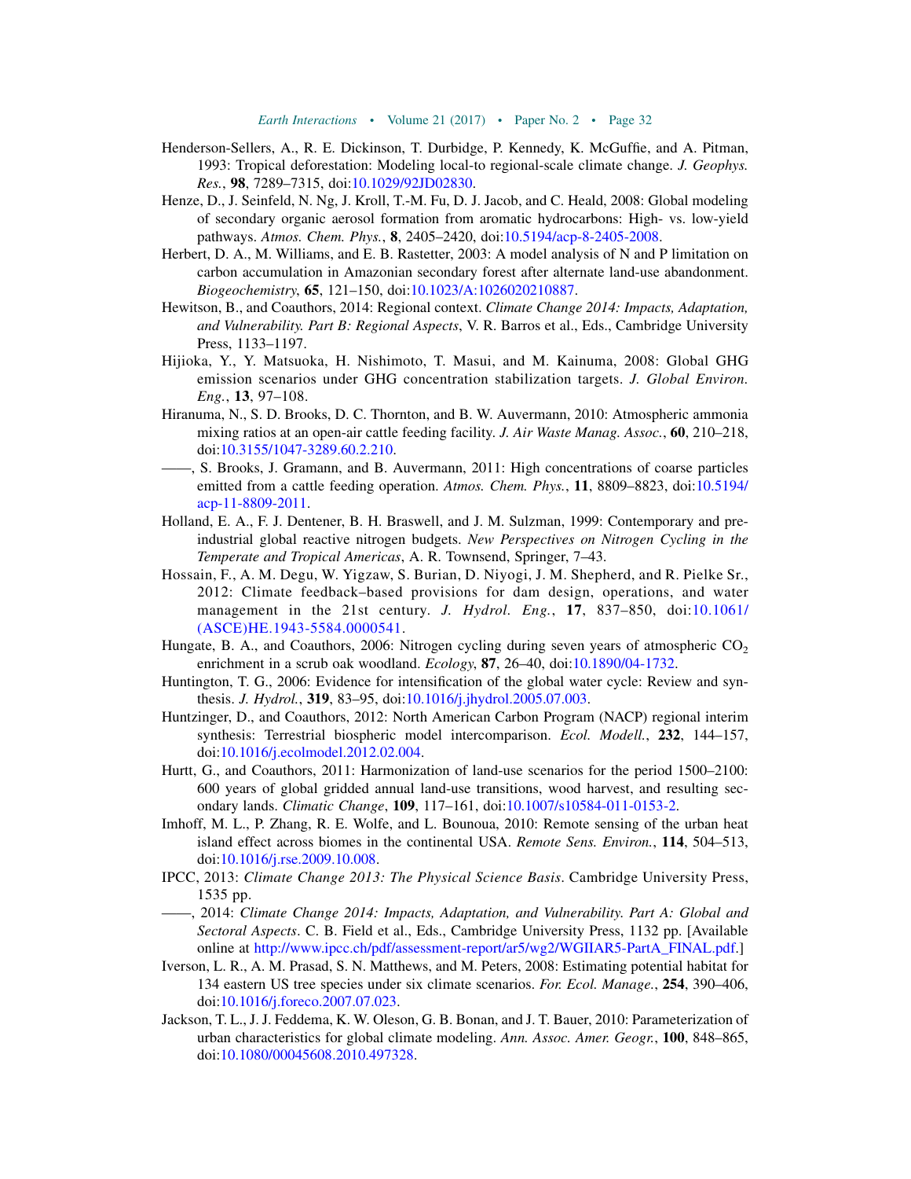Henderson-Sellers, A., R. E. Dickinson, T. Durbidge, P. Kennedy, K. McGuffie, and A. Pitman, 1993: Tropical deforestation: Modeling local-to regional-scale climate change. *J. Geophys. Res.*, **98**, 7289–7315, doi:10.1029/92JD02830.

Henze, D., J. Seinfeld, N. Ng, J. Kroll, T.-M. Fu, D. J. Jacob, and C. Heald, 2008: Global modeling of secondary organic aerosol formation from aromatic hydrocarbons: High- vs. low-yield pathways. *Atmos. Chem. Phys.*, **8**, 2405–2420, doi:10.5194/acp-8-2405-2008.

Herbert, D. A., M. Williams, and E. B. Rastetter, 2003: A model analysis of N and P limitation on carbon accumulation in Amazonian secondary forest after alternate land-use abandonment. *Biogeochemistry*, **65**, 121–150, doi:10.1023/A:1026020210887.

Hewitson, B., and Coauthors, 2014: Regional context. *Climate Change 2014: Impacts, Adaptation, and Vulnerability. Part B: Regional Aspects*, V. R. Barros et al., Eds., Cambridge University Press, 1133–1197.

Hijioka, Y., Y. Matsuoka, H. Nishimoto, T. Masui, and M. Kainuma, 2008: Global GHG emission scenarios under GHG concentration stabilization targets. *J. Global Environ. Eng.*, **13**, 97–108.

Hiranuma, N., S. D. Brooks, D. C. Thornton, and B. W. Auvermann, 2010: Atmospheric ammonia mixing ratios at an open-air cattle feeding facility. *J. Air Waste Manag. Assoc.*, **60**, 210–218, doi:10.3155/1047-3289.60.2.210.

——, S. Brooks, J. Gramann, and B. Auvermann, 2011: High concentrations of coarse particles emitted from a cattle feeding operation. *Atmos. Chem. Phys.*, **11**, 8809–8823, doi:10.5194/acp-11-8809-2011.

Holland, E. A., F. J. Dentener, B. H. Braswell, and J. M. Sulzman, 1999: Contemporary and pre-industrial global reactive nitrogen budgets. *New Perspectives on Nitrogen Cycling in the Temperate and Tropical Americas*, A. R. Townsend, Springer, 7–43.

Hossain, F., A. M. Degu, W. Yigzaw, S. Burian, D. Niyogi, J. M. Shepherd, and R. Pielke Sr., 2012: Climate feedback–based provisions for dam design, operations, and water management in the 21st century. *J. Hydrol. Eng.*, **17**, 837–850, doi:10.1061/(ASCE)HE.1943-5584.0000541.

Hungate, B. A., and Coauthors, 2006: Nitrogen cycling during seven years of atmospheric $CO_2$ enrichment in a scrub oak woodland. *Ecology*, **87**, 26–40, doi:10.1890/04-1732.

Huntington, T. G., 2006: Evidence for intensification of the global water cycle: Review and synthesis. *J. Hydrol.*, **319**, 83–95, doi:10.1016/j.jhydrol.2005.07.003.

Huntzinger, D., and Coauthors, 2012: North American Carbon Program (NACP) regional interim synthesis: Terrestrial biospheric model intercomparison. *Ecol. Modell.*, **232**, 144–157, doi:10.1016/j.ecolmodel.2012.02.004.

Hurtt, G., and Coauthors, 2011: Harmonization of land-use scenarios for the period 1500–2100: 600 years of global gridded annual land-use transitions, wood harvest, and resulting secondary lands. *Climatic Change*, **109**, 117–161, doi:10.1007/s10584-011-0153-2.

Imhoff, M. L., P. Zhang, R. E. Wolfe, and L. Bounoua, 2010: Remote sensing of the urban heat island effect across biomes in the continental USA. *Remote Sens. Environ.*, **114**, 504–513, doi:10.1016/j.rse.2009.10.008.

IPCC, 2013: *Climate Change 2013: The Physical Science Basis*. Cambridge University Press, 1535 pp.

——, 2014: *Climate Change 2014: Impacts, Adaptation, and Vulnerability. Part A: Global and Sectoral Aspects*. C. B. Field et al., Eds., Cambridge University Press, 1132 pp. [Available online at http://www.ipcc.ch/pdf/assessment-report/ar5/wg2/WGIIAR5-PartA_FINAL.pdf.]

Iverson, L. R., A. M. Prasad, S. N. Matthews, and M. Peters, 2008: Estimating potential habitat for 134 eastern US tree species under six climate scenarios. *For. Ecol. Manage.*, **254**, 390–406, doi:10.1016/j.foreco.2007.07.023.

Jackson, T. L., J. J. Feddema, K. W. Oleson, G. B. Bonan, and J. T. Bauer, 2010: Parameterization of urban characteristics for global climate modeling. *Ann. Assoc. Amer. Geogr.*, **100**, 848–865, doi:10.1080/00045608.2010.497328.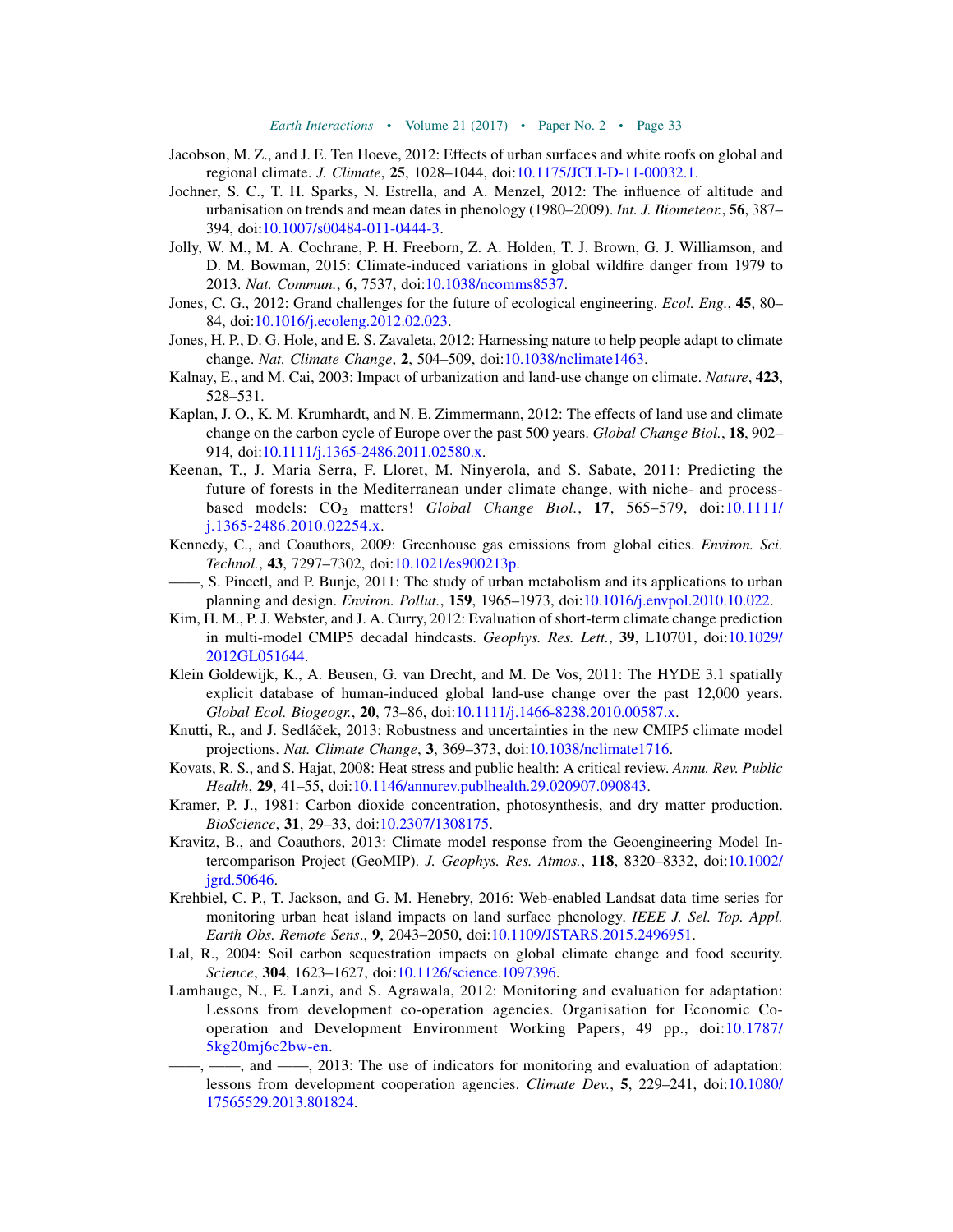Jacobson, M. Z., and J. E. Ten Hoeve, 2012: Effects of urban surfaces and white roofs on global and regional climate. *J. Climate*, **25**, 1028–1044, doi:10.1175/JCLI-D-11-00032.1.

Jochner, S. C., T. H. Sparks, N. Estrella, and A. Menzel, 2012: The influence of altitude and urbanisation on trends and mean dates in phenology (1980–2009). *Int. J. Biometeor.*, **56**, 387–394, doi:10.1007/s00484-011-0444-3.

Jolly, W. M., M. A. Cochrane, P. H. Freeborn, Z. A. Holden, T. J. Brown, G. J. Williamson, and D. M. Bowman, 2015: Climate-induced variations in global wildfire danger from 1979 to 2013. *Nat. Commun.*, **6**, 7537, doi:10.1038/ncomms8537.

Jones, C. G., 2012: Grand challenges for the future of ecological engineering. *Ecol. Eng.*, **45**, 80–84, doi:10.1016/j.ecoleng.2012.02.023.

Jones, H. P., D. G. Hole, and E. S. Zavaleta, 2012: Harnessing nature to help people adapt to climate change. *Nat. Climate Change*, **2**, 504–509, doi:10.1038/nclimate1463.

Kalnay, E., and M. Cai, 2003: Impact of urbanization and land-use change on climate. *Nature*, **423**, 528–531.

Kaplan, J. O., K. M. Krumhardt, and N. E. Zimmermann, 2012: The effects of land use and climate change on the carbon cycle of Europe over the past 500 years. *Global Change Biol.*, **18**, 902–914, doi:10.1111/j.1365-2486.2011.02580.x.

Keenan, T., J. Maria Serra, F. Lloret, M. Ninyerola, and S. Sabate, 2011: Predicting the future of forests in the Mediterranean under climate change, with niche- and process-based models: $CO_2$ matters! *Global Change Biol.*, **17**, 565–579, doi:10.1111/j.1365-2486.2010.02254.x.

Kennedy, C., and Coauthors, 2009: Greenhouse gas emissions from global cities. *Environ. Sci. Technol.*, **43**, 7297–7302, doi:10.1021/es900213p.

——, S. Pincetl, and P. Bunje, 2011: The study of urban metabolism and its applications to urban planning and design. *Environ. Pollut.*, **159**, 1965–1973, doi:10.1016/j.envpol.2010.10.022.

Kim, H. M., P. J. Webster, and J. A. Curry, 2012: Evaluation of short-term climate change prediction in multi-model CMIP5 decadal hindcasts. *Geophys. Res. Lett.*, **39**, L10701, doi:10.1029/2012GL051644.

Klein Goldewijk, K., A. Beusen, G. van Drecht, and M. De Vos, 2011: The HYDE 3.1 spatially explicit database of human-induced global land-use change over the past 12,000 years. *Global Ecol. Biogeogr.*, **20**, 73–86, doi:10.1111/j.1466-8238.2010.00587.x.

Knutti, R., and J. Sedláček, 2013: Robustness and uncertainties in the new CMIP5 climate model projections. *Nat. Climate Change*, **3**, 369–373, doi:10.1038/nclimate1716.

Kovats, R. S., and S. Hajat, 2008: Heat stress and public health: A critical review. *Annu. Rev. Public Health*, **29**, 41–55, doi:10.1146/annurev.publhealth.29.020907.090843.

Kramer, P. J., 1981: Carbon dioxide concentration, photosynthesis, and dry matter production. *BioScience*, **31**, 29–33, doi:10.2307/1308175.

Kravitz, B., and Coauthors, 2013: Climate model response from the Geoengineering Model Intercomparison Project (GeoMIP). *J. Geophys. Res. Atmos.*, **118**, 8320–8332, doi:10.1002/jgrd.50646.

Krehbiel, C. P., T. Jackson, and G. M. Henebry, 2016: Web-enabled Landsat data time series for monitoring urban heat island impacts on land surface phenology. *IEEE J. Sel. Top. Appl. Earth Obs. Remote Sens.*, **9**, 2043–2050, doi:10.1109/JSTARS.2015.2496951.

Lal, R., 2004: Soil carbon sequestration impacts on global climate change and food security. *Science*, **304**, 1623–1627, doi:10.1126/science.1097396.

Lamhauge, N., E. Lanzi, and S. Agrawala, 2012: Monitoring and evaluation for adaptation: Lessons from development co-operation agencies. Organisation for Economic Co-operation and Development Environment Working Papers, 49 pp., doi:10.1787/5kg20mj6c2bw-en.

——, ——, and ——, 2013: The use of indicators for monitoring and evaluation of adaptation: lessons from development cooperation agencies. *Climate Dev.*, **5**, 229–241, doi:10.1080/17565529.2013.801824.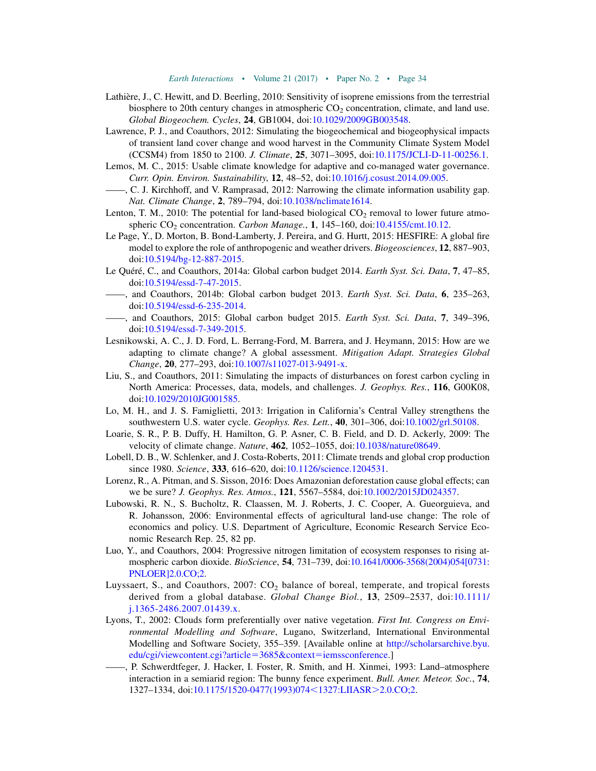Lathière, J., C. Hewitt, and D. Beerling, 2010: Sensitivity of isoprene emissions from the terrestrial biosphere to 20th century changes in atmospheric $CO_2$ concentration, climate, and land use. *Global Biogeochem. Cycles*, **24**, GB1004, doi:10.1029/2009GB003548.

Lawrence, P. J., and Coauthors, 2012: Simulating the biogeochemical and biogeophysical impacts of transient land cover change and wood harvest in the Community Climate System Model (CCSM4) from 1850 to 2100. *J. Climate*, **25**, 3071–3095, doi:10.1175/JCLI-D-11-00256.1.

Lemos, M. C., 2015: Usable climate knowledge for adaptive and co-managed water governance. *Curr. Opin. Environ. Sustainability*, **12**, 48–52, doi:10.1016/j.cosust.2014.09.005.

——, C. J. Kirchhoff, and V. Ramprasad, 2012: Narrowing the climate information usability gap. *Nat. Climate Change*, **2**, 789–794, doi:10.1038/nclimate1614.

Lenton, T. M., 2010: The potential for land-based biological $CO_2$ removal to lower future atmospheric $CO_2$ concentration. *Carbon Manage.*, **1**, 145–160, doi:10.4155/cmt.10.12.

Le Page, Y., D. Morton, B. Bond-Lamberty, J. Pereira, and G. Hurtt, 2015: HESFIRE: A global fire model to explore the role of anthropogenic and weather drivers. *Biogeosciences*, **12**, 887–903, doi:10.5194/bg-12-887-2015.

Le Quéré, C., and Coauthors, 2014a: Global carbon budget 2014. *Earth Syst. Sci. Data*, **7**, 47–85, doi:10.5194/essd-7-47-2015.

——, and Coauthors, 2014b: Global carbon budget 2013. *Earth Syst. Sci. Data*, **6**, 235–263, doi:10.5194/essd-6-235-2014.

——, and Coauthors, 2015: Global carbon budget 2015. *Earth Syst. Sci. Data*, **7**, 349–396, doi:10.5194/essd-7-349-2015.

Lesnikowski, A. C., J. D. Ford, L. Berrang-Ford, M. Barrera, and J. Heymann, 2015: How are we adapting to climate change? A global assessment. *Mitigation Adapt. Strategies Global Change*, **20**, 277–293, doi:10.1007/s11027-013-9491-x.

Liu, S., and Coauthors, 2011: Simulating the impacts of disturbances on forest carbon cycling in North America: Processes, data, models, and challenges. *J. Geophys. Res.*, **116**, G00K08, doi:10.1029/2010JG001585.

Lo, M. H., and J. S. Famiglietti, 2013: Irrigation in California's Central Valley strengthens the southwestern U.S. water cycle. *Geophys. Res. Lett.*, **40**, 301–306, doi:10.1002/grl.50108.

Loarie, S. R., P. B. Duffy, H. Hamilton, G. P. Asner, C. B. Field, and D. D. Ackerly, 2009: The velocity of climate change. *Nature*, **462**, 1052–1055, doi:10.1038/nature08649.

Lobell, D. B., W. Schlenker, and J. Costa-Roberts, 2011: Climate trends and global crop production since 1980. *Science*, **333**, 616–620, doi:10.1126/science.1204531.

Lorenz, R., A. Pitman, and S. Sisson, 2016: Does Amazonian deforestation cause global effects; can we be sure? *J. Geophys. Res. Atmos.*, **121**, 5567–5584, doi:10.1002/2015JD024357.

Lubowski, R. N., S. Bucholtz, R. Claassen, M. J. Roberts, J. C. Cooper, A. Gueorguieva, and R. Johansson, 2006: Environmental effects of agricultural land-use change: The role of economics and policy. U.S. Department of Agriculture, Economic Research Service Economic Research Rep. 25, 82 pp.

Luo, Y., and Coauthors, 2004: Progressive nitrogen limitation of ecosystem responses to rising atmospheric carbon dioxide. *BioScience*, **54**, 731–739, doi:10.1641/0006-3568(2004)054[0731:PNLOER]2.0.CO;2.

Luyssaert, S., and Coauthors, 2007: $CO_2$ balance of boreal, temperate, and tropical forests derived from a global database. *Global Change Biol.*, **13**, 2509–2537, doi:10.1111/j.1365-2486.2007.01439.x.

Lyons, T., 2002: Clouds form preferentially over native vegetation. *First Int. Congress on Environmental Modelling and Software*, Lugano, Switzerland, International Environmental Modelling and Software Society, 355–359. [Available online at http://scholarsarchive.byu.edu/cgi/viewcontent.cgi?article=3685&context=iemssconference.]

——, P. Schwerdtfeger, J. Hacker, I. Foster, R. Smith, and H. Xinmei, 1993: Land–atmosphere interaction in a semiarid region: The bunny fence experiment. *Bull. Amer. Meteor. Soc.*, **74**, 1327–1334, doi:10.1175/1520-0477(1993)074<1327:LIIASR>2.0.CO;2.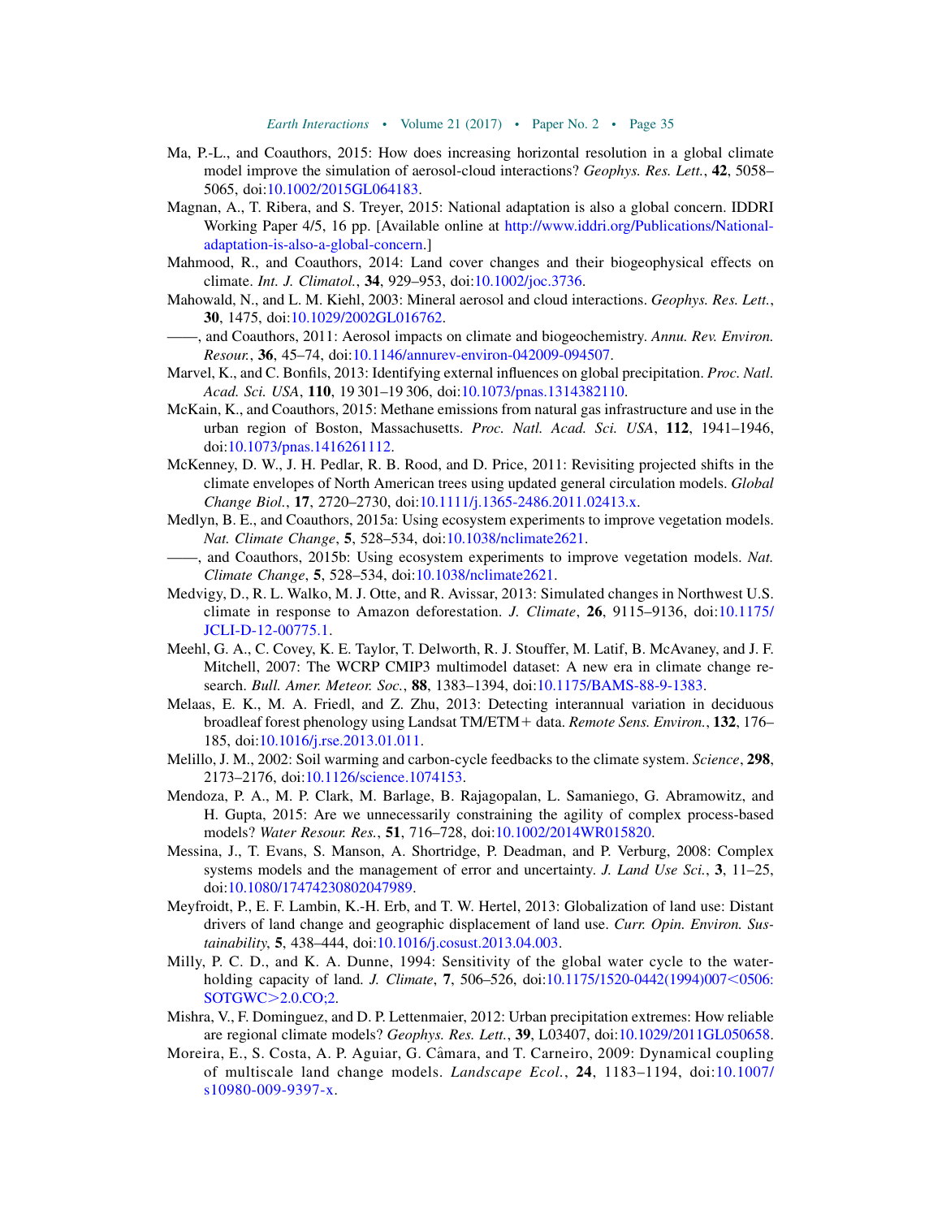Ma, P.-L., and Coauthors, 2015: How does increasing horizontal resolution in a global climate model improve the simulation of aerosol-cloud interactions? *Geophys. Res. Lett.*, **42**, 5058–5065, doi:10.1002/2015GL064183.

Magnan, A., T. Ribera, and S. Treyer, 2015: National adaptation is also a global concern. IDDRI Working Paper 4/5, 16 pp. [Available online at http://www.iddri.org/Publications/National-adaptation-is-also-a-global-concern.]

Mahmood, R., and Coauthors, 2014: Land cover changes and their biogeophysical effects on climate. *Int. J. Climatol.*, **34**, 929–953, doi:10.1002/joc.3736.

Mahowald, N., and L. M. Kiehl, 2003: Mineral aerosol and cloud interactions. *Geophys. Res. Lett.*, **30**, 1475, doi:10.1029/2002GL016762.

——, and Coauthors, 2011: Aerosol impacts on climate and biogeochemistry. *Annu. Rev. Environ. Resour.*, **36**, 45–74, doi:10.1146/annurev-environ-042009-094507.

Marvel, K., and C. Bonfils, 2013: Identifying external influences on global precipitation. *Proc. Natl. Acad. Sci. USA*, **110**, 19 301–19 306, doi:10.1073/pnas.1314382110.

McKain, K., and Coauthors, 2015: Methane emissions from natural gas infrastructure and use in the urban region of Boston, Massachusetts. *Proc. Natl. Acad. Sci. USA*, **112**, 1941–1946, doi:10.1073/pnas.1416261112.

McKenney, D. W., J. H. Pedlar, R. B. Rood, and D. Price, 2011: Revisiting projected shifts in the climate envelopes of North American trees using updated general circulation models. *Global Change Biol.*, **17**, 2720–2730, doi:10.1111/j.1365-2486.2011.02413.x.

Medlyn, B. E., and Coauthors, 2015a: Using ecosystem experiments to improve vegetation models. *Nat. Climate Change*, **5**, 528–534, doi:10.1038/nclimate2621.

——, and Coauthors, 2015b: Using ecosystem experiments to improve vegetation models. *Nat. Climate Change*, **5**, 528–534, doi:10.1038/nclimate2621.

Medvigy, D., R. L. Walko, M. J. Otte, and R. Avissar, 2013: Simulated changes in Northwest U.S. climate in response to Amazon deforestation. *J. Climate*, **26**, 9115–9136, doi:10.1175/JCLI-D-12-00775.1.

Meehl, G. A., C. Covey, K. E. Taylor, T. Delworth, R. J. Stouffer, M. Latif, B. McAvaney, and J. F. Mitchell, 2007: The WCRP CMIP3 multimodel dataset: A new era in climate change research. *Bull. Amer. Meteor. Soc.*, **88**, 1383–1394, doi:10.1175/BAMS-88-9-1383.

Melaas, E. K., M. A. Friedl, and Z. Zhu, 2013: Detecting interannual variation in deciduous broadleaf forest phenology using Landsat TM/ETM+ data. *Remote Sens. Environ.*, **132**, 176–185, doi:10.1016/j.rse.2013.01.011.

Melillo, J. M., 2002: Soil warming and carbon-cycle feedbacks to the climate system. *Science*, **298**, 2173–2176, doi:10.1126/science.1074153.

Mendoza, P. A., M. P. Clark, M. Barlage, B. Rajagopalan, L. Samaniego, G. Abramowitz, and H. Gupta, 2015: Are we unnecessarily constraining the agility of complex process-based models? *Water Resour. Res.*, **51**, 716–728, doi:10.1002/2014WR015820.

Messina, J., T. Evans, S. Manson, A. Shortridge, P. Deadman, and P. Verburg, 2008: Complex systems models and the management of error and uncertainty. *J. Land Use Sci.*, **3**, 11–25, doi:10.1080/17474230802047989.

Meyfroidt, P., E. F. Lambin, K.-H. Erb, and T. W. Hertel, 2013: Globalization of land use: Distant drivers of land change and geographic displacement of land use. *Curr. Opin. Environ. Sustainability*, **5**, 438–444, doi:10.1016/j.cosust.2013.04.003.

Milly, P. C. D., and K. A. Dunne, 1994: Sensitivity of the global water cycle to the water-holding capacity of land. *J. Climate*, **7**, 506–526, doi:10.1175/1520-0442(1994)007<0506:SOTGWC>2.0.CO;2.

Mishra, V., F. Dominguez, and D. P. Lettenmaier, 2012: Urban precipitation extremes: How reliable are regional climate models? *Geophys. Res. Lett.*, **39**, L03407, doi:10.1029/2011GL050658.

Moreira, E., S. Costa, A. P. Aguiar, G. Câmara, and T. Carneiro, 2009: Dynamical coupling of multiscale land change models. *Landscape Ecol.*, **24**, 1183–1194, doi:10.1007/s10980-009-9397-x.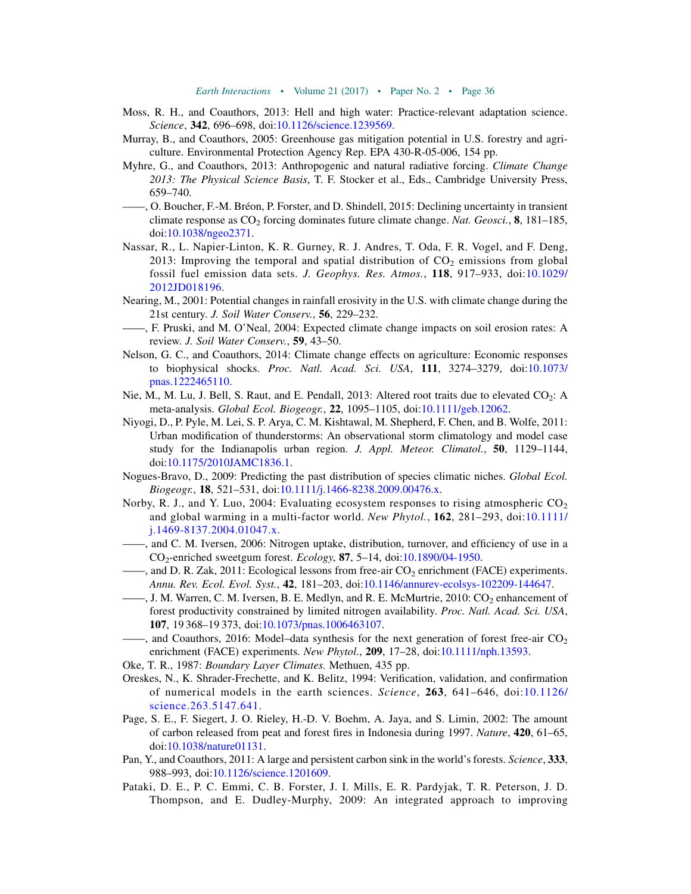Moss, R. H., and Coauthors, 2013: Hell and high water: Practice-relevant adaptation science. *Science*, **342**, 696–698, doi:10.1126/science.1239569.

Murray, B., and Coauthors, 2005: Greenhouse gas mitigation potential in U.S. forestry and agriculture. Environmental Protection Agency Rep. EPA 430-R-05-006, 154 pp.

Myhre, G., and Coauthors, 2013: Anthropogenic and natural radiative forcing. *Climate Change 2013: The Physical Science Basis*, T. F. Stocker et al., Eds., Cambridge University Press, 659–740.

——, O. Boucher, F.-M. Bréon, P. Forster, and D. Shindell, 2015: Declining uncertainty in transient climate response as $CO_2$ forcing dominates future climate change. *Nat. Geosci.*, **8**, 181–185, doi:10.1038/ngeo2371.

Nassar, R., L. Napier-Linton, K. R. Gurney, R. J. Andres, T. Oda, F. R. Vogel, and F. Deng, 2013: Improving the temporal and spatial distribution of $CO_2$ emissions from global fossil fuel emission data sets. *J. Geophys. Res. Atmos.*, **118**, 917–933, doi:10.1029/2012JD018196.

Nearing, M., 2001: Potential changes in rainfall erosivity in the U.S. with climate change during the 21st century. *J. Soil Water Conserv.*, **56**, 229–232.

——, F. Pruski, and M. O'Neal, 2004: Expected climate change impacts on soil erosion rates: A review. *J. Soil Water Conserv.*, **59**, 43–50.

Nelson, G. C., and Coauthors, 2014: Climate change effects on agriculture: Economic responses to biophysical shocks. *Proc. Natl. Acad. Sci. USA*, **111**, 3274–3279, doi:10.1073/pnas.1222465110.

Nie, M., M. Lu, J. Bell, S. Raut, and E. Pendall, 2013: Altered root traits due to elevated $CO_2$: A meta-analysis. *Global Ecol. Biogeogr.*, **22**, 1095–1105, doi:10.1111/geb.12062.

Niyogi, D., P. Pyle, M. Lei, S. P. Arya, C. M. Kishtawal, M. Shepherd, F. Chen, and B. Wolfe, 2011: Urban modification of thunderstorms: An observational storm climatology and model case study for the Indianapolis urban region. *J. Appl. Meteor. Climatol.*, **50**, 1129–1144, doi:10.1175/2010JAMC1836.1.

Nogues-Bravo, D., 2009: Predicting the past distribution of species climatic niches. *Global Ecol. Biogeogr.*, **18**, 521–531, doi:10.1111/j.1466-8238.2009.00476.x.

Norby, R. J., and Y. Luo, 2004: Evaluating ecosystem responses to rising atmospheric $CO_2$ and global warming in a multi-factor world. *New Phytol.*, **162**, 281–293, doi:10.1111/j.1469-8137.2004.01047.x.

——, and C. M. Iversen, 2006: Nitrogen uptake, distribution, turnover, and efficiency of use in a $CO_2$-enriched sweetgum forest. *Ecology*, **87**, 5–14, doi:10.1890/04-1950.

——, and D. R. Zak, 2011: Ecological lessons from free-air $CO_2$ enrichment (FACE) experiments. *Annu. Rev. Ecol. Evol. Syst.*, **42**, 181–203, doi:10.1146/annurev-ecolsys-102209-144647.

——, J. M. Warren, C. M. Iversen, B. E. Medlyn, and R. E. McMurtrie, 2010: $CO_2$ enhancement of forest productivity constrained by limited nitrogen availability. *Proc. Natl. Acad. Sci. USA*, **107**, 19 368–19 373, doi:10.1073/pnas.1006463107.

——, and Coauthors, 2016: Model–data synthesis for the next generation of forest free-air $CO_2$ enrichment (FACE) experiments. *New Phytol.*, **209**, 17–28, doi:10.1111/nph.13593.

Oke, T. R., 1987: *Boundary Layer Climates*. Methuen, 435 pp.

Oreskes, N., K. Shrader-Frechette, and K. Belitz, 1994: Verification, validation, and confirmation of numerical models in the earth sciences. *Science*, **263**, 641–646, doi:10.1126/science.263.5147.641.

Page, S. E., F. Siegert, J. O. Rieley, H.-D. V. Boehm, A. Jaya, and S. Limin, 2002: The amount of carbon released from peat and forest fires in Indonesia during 1997. *Nature*, **420**, 61–65, doi:10.1038/nature01131.

Pan, Y., and Coauthors, 2011: A large and persistent carbon sink in the world's forests. *Science*, **333**, 988–993, doi:10.1126/science.1201609.

Pataki, D. E., P. C. Emmi, C. B. Forster, J. I. Mills, E. R. Pardyjak, T. R. Peterson, J. D. Thompson, and E. Dudley-Murphy, 2009: An integrated approach to improving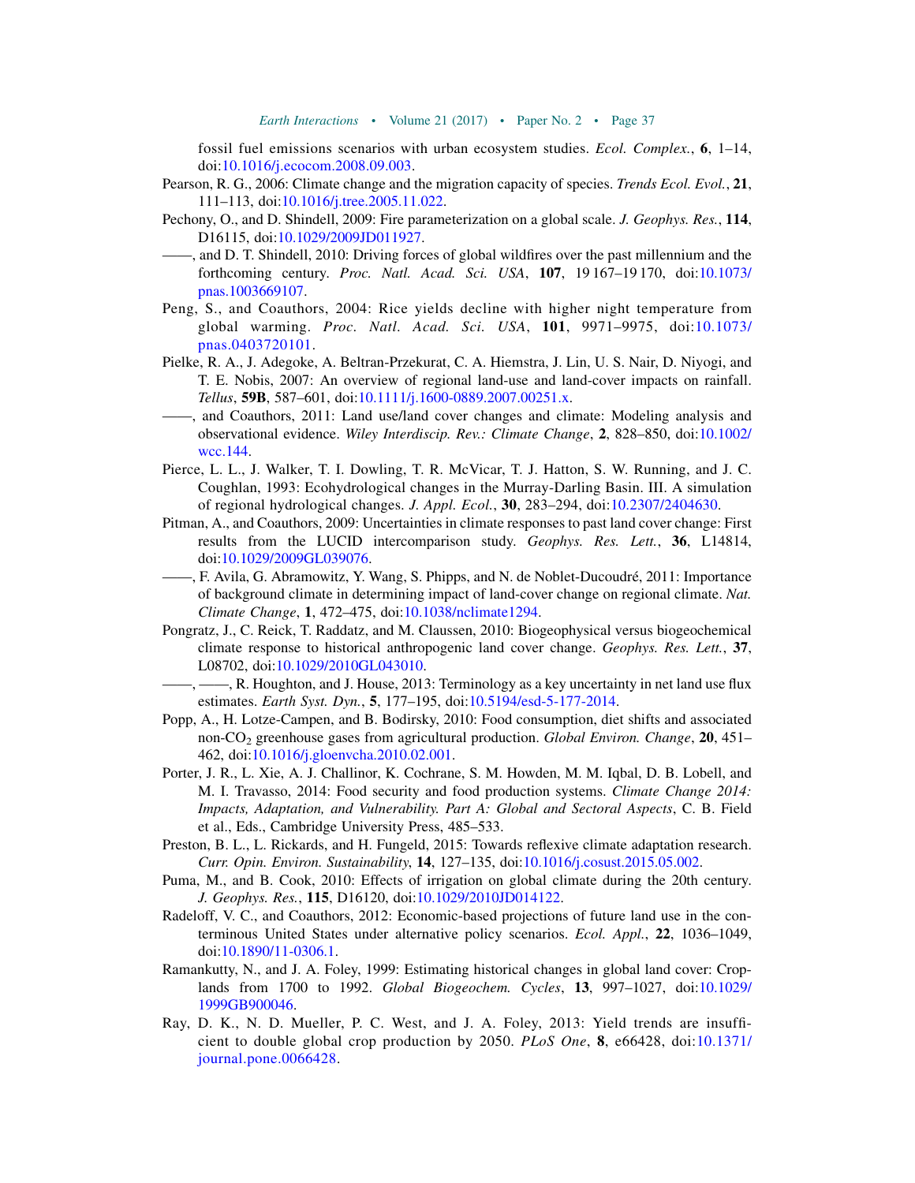fossil fuel emissions scenarios with urban ecosystem studies. *Ecol. Complex.*, **6**, 1–14, doi:10.1016/j.ecocom.2008.09.003.

Pearson, R. G., 2006: Climate change and the migration capacity of species. *Trends Ecol. Evol.*, **21**, 111–113, doi:10.1016/j.tree.2005.11.022.

Pechony, O., and D. Shindell, 2009: Fire parameterization on a global scale. *J. Geophys. Res.*, **114**, D16115, doi:10.1029/2009JD011927.

——, and D. T. Shindell, 2010: Driving forces of global wildfires over the past millennium and the forthcoming century. *Proc. Natl. Acad. Sci. USA*, **107**, 19 167–19 170, doi:10.1073/pnas.1003669107.

Peng, S., and Coauthors, 2004: Rice yields decline with higher night temperature from global warming. *Proc. Natl. Acad. Sci. USA*, **101**, 9971–9975, doi:10.1073/pnas.0403720101.

Pielke, R. A., J. Adegoke, A. Beltran-Przekurat, C. A. Hiemstra, J. Lin, U. S. Nair, D. Niyogi, and T. E. Nobis, 2007: An overview of regional land-use and land-cover impacts on rainfall. *Tellus*, **59B**, 587–601, doi:10.1111/j.1600-0889.2007.00251.x.

——, and Coauthors, 2011: Land use/land cover changes and climate: Modeling analysis and observational evidence. *Wiley Interdiscip. Rev.: Climate Change*, **2**, 828–850, doi:10.1002/wcc.144.

Pierce, L. L., J. Walker, T. I. Dowling, T. R. McVicar, T. J. Hatton, S. W. Running, and J. C. Coughlan, 1993: Ecohydrological changes in the Murray-Darling Basin. III. A simulation of regional hydrological changes. *J. Appl. Ecol.*, **30**, 283–294, doi:10.2307/2404630.

Pitman, A., and Coauthors, 2009: Uncertainties in climate responses to past land cover change: First results from the LUCID intercomparison study. *Geophys. Res. Lett.*, **36**, L14814, doi:10.1029/2009GL039076.

——, F. Avila, G. Abramowitz, Y. Wang, S. Phipps, and N. de Noblet-Ducoudré, 2011: Importance of background climate in determining impact of land-cover change on regional climate. *Nat. Climate Change*, **1**, 472–475, doi:10.1038/nclimate1294.

Pongratz, J., C. Reick, T. Raddatz, and M. Claussen, 2010: Biogeophysical versus biogeochemical climate response to historical anthropogenic land cover change. *Geophys. Res. Lett.*, **37**, L08702, doi:10.1029/2010GL043010.

——, ——, R. Houghton, and J. House, 2013: Terminology as a key uncertainty in net land use flux estimates. *Earth Syst. Dyn.*, **5**, 177–195, doi:10.5194/esd-5-177-2014.

Popp, A., H. Lotze-Campen, and B. Bodirsky, 2010: Food consumption, diet shifts and associated non-$CO_2$ greenhouse gases from agricultural production. *Global Environ. Change*, **20**, 451–462, doi:10.1016/j.gloenvcha.2010.02.001.

Porter, J. R., L. Xie, A. J. Challinor, K. Cochrane, S. M. Howden, M. M. Iqbal, D. B. Lobell, and M. I. Travasso, 2014: Food security and food production systems. *Climate Change 2014: Impacts, Adaptation, and Vulnerability. Part A: Global and Sectoral Aspects*, C. B. Field et al., Eds., Cambridge University Press, 485–533.

Preston, B. L., L. Rickards, and H. Fungeld, 2015: Towards reflexive climate adaptation research. *Curr. Opin. Environ. Sustainability*, **14**, 127–135, doi:10.1016/j.cosust.2015.05.002.

Puma, M., and B. Cook, 2010: Effects of irrigation on global climate during the 20th century. *J. Geophys. Res.*, **115**, D16120, doi:10.1029/2010JD014122.

Radeloff, V. C., and Coauthors, 2012: Economic-based projections of future land use in the conterminous United States under alternative policy scenarios. *Ecol. Appl.*, **22**, 1036–1049, doi:10.1890/11-0306.1.

Ramankutty, N., and J. A. Foley, 1999: Estimating historical changes in global land cover: Croplands from 1700 to 1992. *Global Biogeochem. Cycles*, **13**, 997–1027, doi:10.1029/1999GB900046.

Ray, D. K., N. D. Mueller, P. C. West, and J. A. Foley, 2013: Yield trends are insufficient to double global crop production by 2050. *PLoS One*, **8**, e66428, doi:10.1371/journal.pone.0066428.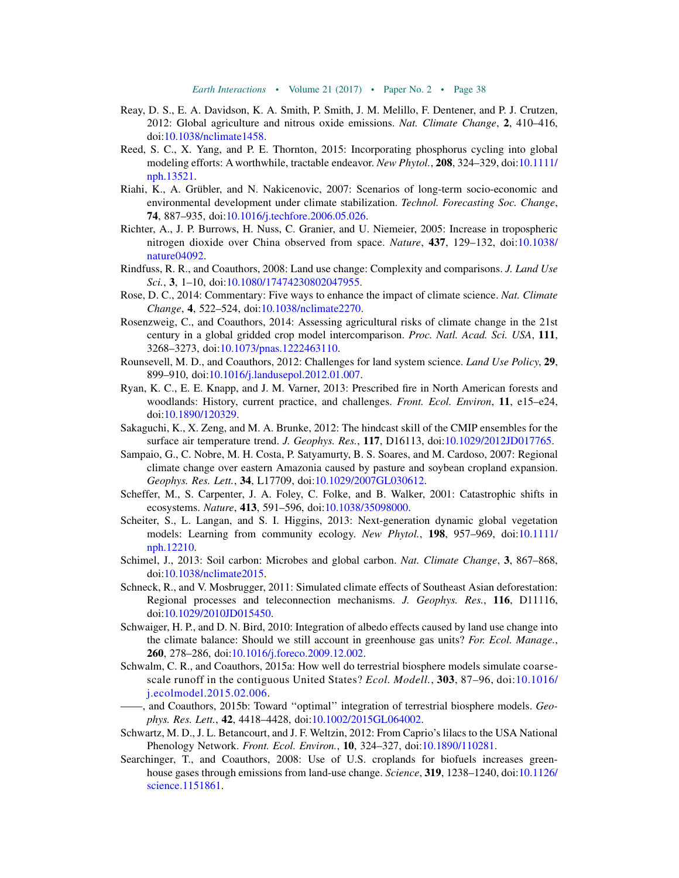Reay, D. S., E. A. Davidson, K. A. Smith, P. Smith, J. M. Melillo, F. Dentener, and P. J. Crutzen, 2012: Global agriculture and nitrous oxide emissions. *Nat. Climate Change*, **2**, 410–416, doi:10.1038/nclimate1458.

Reed, S. C., X. Yang, and P. E. Thornton, 2015: Incorporating phosphorus cycling into global modeling efforts: A worthwhile, tractable endeavor. *New Phytol.*, **208**, 324–329, doi:10.1111/nph.13521.

Riahi, K., A. Grübler, and N. Nakicenovic, 2007: Scenarios of long-term socio-economic and environmental development under climate stabilization. *Technol. Forecasting Soc. Change*, **74**, 887–935, doi:10.1016/j.techfore.2006.05.026.

Richter, A., J. P. Burrows, H. Nuss, C. Granier, and U. Niemeier, 2005: Increase in tropospheric nitrogen dioxide over China observed from space. *Nature*, **437**, 129–132, doi:10.1038/nature04092.

Rindfuss, R. R., and Coauthors, 2008: Land use change: Complexity and comparisons. *J. Land Use Sci.*, **3**, 1–10, doi:10.1080/17474230802047955.

Rose, D. C., 2014: Commentary: Five ways to enhance the impact of climate science. *Nat. Climate Change*, **4**, 522–524, doi:10.1038/nclimate2270.

Rosenzweig, C., and Coauthors, 2014: Assessing agricultural risks of climate change in the 21st century in a global gridded crop model intercomparison. *Proc. Natl. Acad. Sci. USA*, **111**, 3268–3273, doi:10.1073/pnas.1222463110.

Rounsevell, M. D., and Coauthors, 2012: Challenges for land system science. *Land Use Policy*, **29**, 899–910, doi:10.1016/j.landusepol.2012.01.007.

Ryan, K. C., E. E. Knapp, and J. M. Varner, 2013: Prescribed fire in North American forests and woodlands: History, current practice, and challenges. *Front. Ecol. Environ*, **11**, e15–e24, doi:10.1890/120329.

Sakaguchi, K., X. Zeng, and M. A. Brunke, 2012: The hindcast skill of the CMIP ensembles for the surface air temperature trend. *J. Geophys. Res.*, **117**, D16113, doi:10.1029/2012JD017765.

Sampaio, G., C. Nobre, M. H. Costa, P. Satyamurty, B. S. Soares, and M. Cardoso, 2007: Regional climate change over eastern Amazonia caused by pasture and soybean cropland expansion. *Geophys. Res. Lett.*, **34**, L17709, doi:10.1029/2007GL030612.

Scheffer, M., S. Carpenter, J. A. Foley, C. Folke, and B. Walker, 2001: Catastrophic shifts in ecosystems. *Nature*, **413**, 591–596, doi:10.1038/35098000.

Scheiter, S., L. Langan, and S. I. Higgins, 2013: Next-generation dynamic global vegetation models: Learning from community ecology. *New Phytol.*, **198**, 957–969, doi:10.1111/nph.12210.

Schimel, J., 2013: Soil carbon: Microbes and global carbon. *Nat. Climate Change*, **3**, 867–868, doi:10.1038/nclimate2015.

Schneck, R., and V. Mosbrugger, 2011: Simulated climate effects of Southeast Asian deforestation: Regional processes and teleconnection mechanisms. *J. Geophys. Res.*, **116**, D11116, doi:10.1029/2010JD015450.

Schwaiger, H. P., and D. N. Bird, 2010: Integration of albedo effects caused by land use change into the climate balance: Should we still account in greenhouse gas units? *For. Ecol. Manage.*, **260**, 278–286, doi:10.1016/j.foreco.2009.12.002.

Schwalm, C. R., and Coauthors, 2015a: How well do terrestrial biosphere models simulate coarse-scale runoff in the contiguous United States? *Ecol. Modell.*, **303**, 87–96, doi:10.1016/j.ecolmodel.2015.02.006.

——, and Coauthors, 2015b: Toward "optimal" integration of terrestrial biosphere models. *Geophys. Res. Lett.*, **42**, 4418–4428, doi:10.1002/2015GL064002.

Schwartz, M. D., J. L. Betancourt, and J. F. Weltzin, 2012: From Caprio's lilacs to the USA National Phenology Network. *Front. Ecol. Environ.*, **10**, 324–327, doi:10.1890/110281.

Searchinger, T., and Coauthors, 2008: Use of U.S. croplands for biofuels increases greenhouse gases through emissions from land-use change. *Science*, **319**, 1238–1240, doi:10.1126/science.1151861.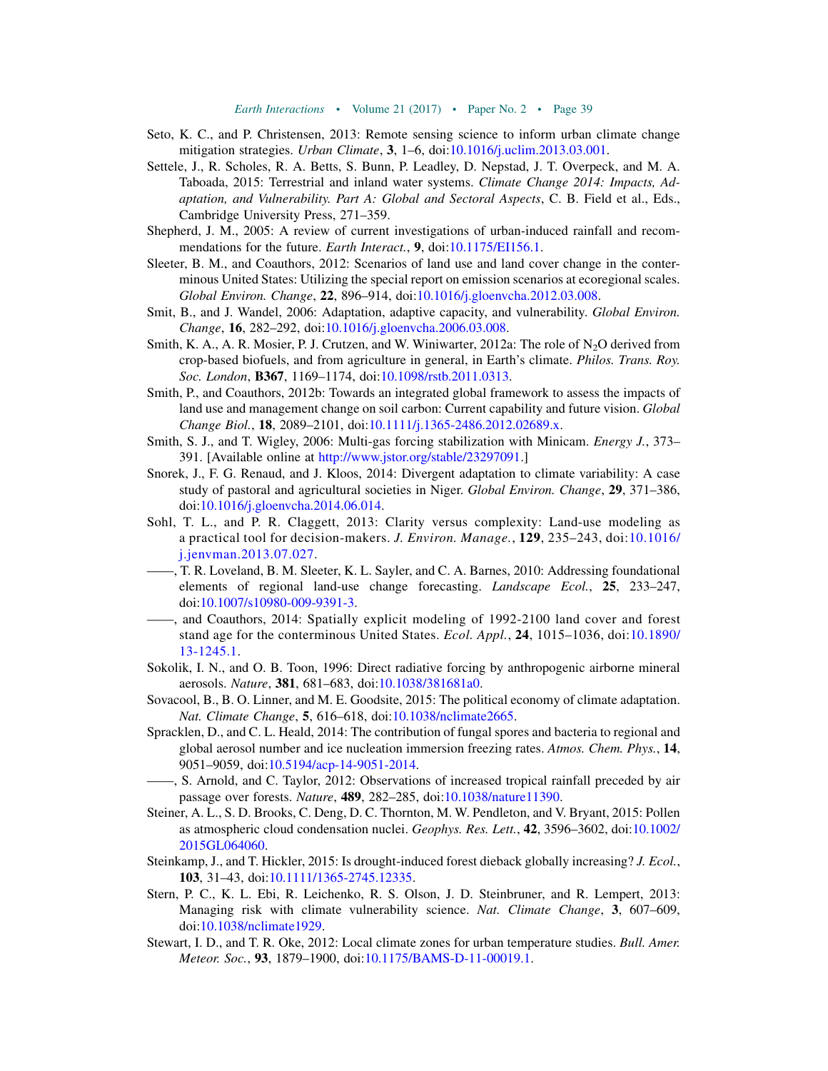Seto, K. C., and P. Christensen, 2013: Remote sensing science to inform urban climate change mitigation strategies. *Urban Climate*, **3**, 1–6, doi:10.1016/j.uclim.2013.03.001.

Settele, J., R. Scholes, R. A. Betts, S. Bunn, P. Leadley, D. Nepstad, J. T. Overpeck, and M. A. Taboada, 2015: Terrestrial and inland water systems. *Climate Change 2014: Impacts, Adaptation, and Vulnerability. Part A: Global and Sectoral Aspects*, C. B. Field et al., Eds., Cambridge University Press, 271–359.

Shepherd, J. M., 2005: A review of current investigations of urban-induced rainfall and recommendations for the future. *Earth Interact.*, **9**, doi:10.1175/EI156.1.

Sleeter, B. M., and Coauthors, 2012: Scenarios of land use and land cover change in the conterminous United States: Utilizing the special report on emission scenarios at ecoregional scales. *Global Environ. Change*, **22**, 896–914, doi:10.1016/j.gloenvcha.2012.03.008.

Smit, B., and J. Wandel, 2006: Adaptation, adaptive capacity, and vulnerability. *Global Environ. Change*, **16**, 282–292, doi:10.1016/j.gloenvcha.2006.03.008.

Smith, K. A., A. R. Mosier, P. J. Crutzen, and W. Winiwarter, 2012a: The role of $N_2O$ derived from crop-based biofuels, and from agriculture in general, in Earth's climate. *Philos. Trans. Roy. Soc. London*, **B367**, 1169–1174, doi:10.1098/rstb.2011.0313.

Smith, P., and Coauthors, 2012b: Towards an integrated global framework to assess the impacts of land use and management change on soil carbon: Current capability and future vision. *Global Change Biol.*, **18**, 2089–2101, doi:10.1111/j.1365-2486.2012.02689.x.

Smith, S. J., and T. Wigley, 2006: Multi-gas forcing stabilization with Minicam. *Energy J.*, 373–391. [Available online at http://www.jstor.org/stable/23297091.]

Snorek, J., F. G. Renaud, and J. Kloos, 2014: Divergent adaptation to climate variability: A case study of pastoral and agricultural societies in Niger. *Global Environ. Change*, **29**, 371–386, doi:10.1016/j.gloenvcha.2014.06.014.

Sohl, T. L., and P. R. Claggett, 2013: Clarity versus complexity: Land-use modeling as a practical tool for decision-makers. *J. Environ. Manage.*, **129**, 235–243, doi:10.1016/j.jenvman.2013.07.027.

——, T. R. Loveland, B. M. Sleeter, K. L. Sayler, and C. A. Barnes, 2010: Addressing foundational elements of regional land-use change forecasting. *Landscape Ecol.*, **25**, 233–247, doi:10.1007/s10980-009-9391-3.

——, and Coauthors, 2014: Spatially explicit modeling of 1992-2100 land cover and forest stand age for the conterminous United States. *Ecol. Appl.*, **24**, 1015–1036, doi:10.1890/13-1245.1.

Sokolik, I. N., and O. B. Toon, 1996: Direct radiative forcing by anthropogenic airborne mineral aerosols. *Nature*, **381**, 681–683, doi:10.1038/381681a0.

Sovacool, B., B. O. Linner, and M. E. Goodsite, 2015: The political economy of climate adaptation. *Nat. Climate Change*, **5**, 616–618, doi:10.1038/nclimate2665.

Spracklen, D., and C. L. Heald, 2014: The contribution of fungal spores and bacteria to regional and global aerosol number and ice nucleation immersion freezing rates. *Atmos. Chem. Phys.*, **14**, 9051–9059, doi:10.5194/acp-14-9051-2014.

——, S. Arnold, and C. Taylor, 2012: Observations of increased tropical rainfall preceded by air passage over forests. *Nature*, **489**, 282–285, doi:10.1038/nature11390.

Steiner, A. L., S. D. Brooks, C. Deng, D. C. Thornton, M. W. Pendleton, and V. Bryant, 2015: Pollen as atmospheric cloud condensation nuclei. *Geophys. Res. Lett.*, **42**, 3596–3602, doi:10.1002/2015GL064060.

Steinkamp, J., and T. Hickler, 2015: Is drought-induced forest dieback globally increasing? *J. Ecol.*, **103**, 31–43, doi:10.1111/1365-2745.12335.

Stern, P. C., K. L. Ebi, R. Leichenko, R. S. Olson, J. D. Steinbruner, and R. Lempert, 2013: Managing risk with climate vulnerability science. *Nat. Climate Change*, **3**, 607–609, doi:10.1038/nclimate1929.

Stewart, I. D., and T. R. Oke, 2012: Local climate zones for urban temperature studies. *Bull. Amer. Meteor. Soc.*, **93**, 1879–1900, doi:10.1175/BAMS-D-11-00019.1.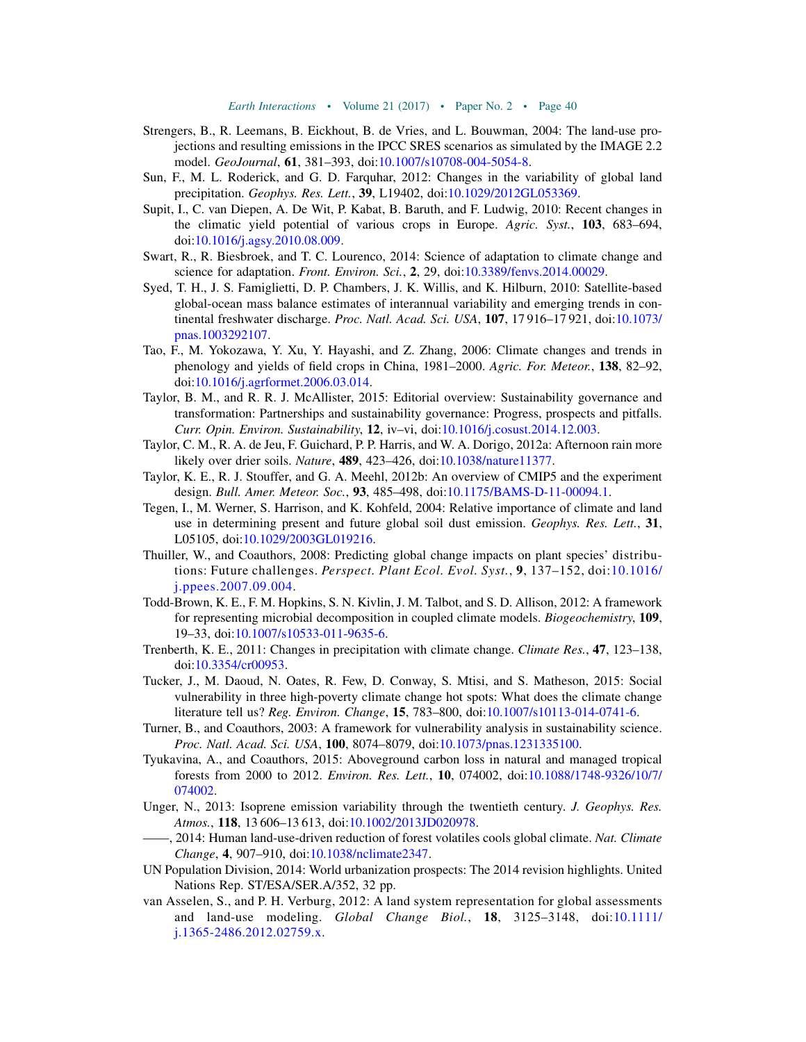Strengers, B., R. Leemans, B. Eickhout, B. de Vries, and L. Bouwman, 2004: The land-use projections and resulting emissions in the IPCC SRES scenarios as simulated by the IMAGE 2.2 model. *GeoJournal*, **61**, 381–393, doi:10.1007/s10708-004-5054-8.

Sun, F., M. L. Roderick, and G. D. Farquhar, 2012: Changes in the variability of global land precipitation. *Geophys. Res. Lett.*, **39**, L19402, doi:10.1029/2012GL053369.

Supit, I., C. van Diepen, A. De Wit, P. Kabat, B. Baruth, and F. Ludwig, 2010: Recent changes in the climatic yield potential of various crops in Europe. *Agric. Syst.*, **103**, 683–694, doi:10.1016/j.agsy.2010.08.009.

Swart, R., R. Biesbroek, and T. C. Lourenco, 2014: Science of adaptation to climate change and science for adaptation. *Front. Environ. Sci.*, **2**, 29, doi:10.3389/fenvs.2014.00029.

Syed, T. H., J. S. Famiglietti, D. P. Chambers, J. K. Willis, and K. Hilburn, 2010: Satellite-based global-ocean mass balance estimates of interannual variability and emerging trends in continental freshwater discharge. *Proc. Natl. Acad. Sci. USA*, **107**, 17 916–17 921, doi:10.1073/pnas.1003292107.

Tao, F., M. Yokozawa, Y. Xu, Y. Hayashi, and Z. Zhang, 2006: Climate changes and trends in phenology and yields of field crops in China, 1981–2000. *Agric. For. Meteor.*, **138**, 82–92, doi:10.1016/j.agrformet.2006.03.014.

Taylor, B. M., and R. R. J. McAllister, 2015: Editorial overview: Sustainability governance and transformation: Partnerships and sustainability governance: Progress, prospects and pitfalls. *Curr. Opin. Environ. Sustainability*, **12**, iv–vi, doi:10.1016/j.cosust.2014.12.003.

Taylor, C. M., R. A. de Jeu, F. Guichard, P. P. Harris, and W. A. Dorigo, 2012a: Afternoon rain more likely over drier soils. *Nature*, **489**, 423–426, doi:10.1038/nature11377.

Taylor, K. E., R. J. Stouffer, and G. A. Meehl, 2012b: An overview of CMIP5 and the experiment design. *Bull. Amer. Meteor. Soc.*, **93**, 485–498, doi:10.1175/BAMS-D-11-00094.1.

Tegen, I., M. Werner, S. Harrison, and K. Kohfeld, 2004: Relative importance of climate and land use in determining present and future global soil dust emission. *Geophys. Res. Lett.*, **31**, L05105, doi:10.1029/2003GL019216.

Thuiller, W., and Coauthors, 2008: Predicting global change impacts on plant species' distributions: Future challenges. *Perspect. Plant Ecol. Evol. Syst.*, **9**, 137–152, doi:10.1016/j.ppees.2007.09.004.

Todd-Brown, K. E., F. M. Hopkins, S. N. Kivlin, J. M. Talbot, and S. D. Allison, 2012: A framework for representing microbial decomposition in coupled climate models. *Biogeochemistry*, **109**, 19–33, doi:10.1007/s10533-011-9635-6.

Trenberth, K. E., 2011: Changes in precipitation with climate change. *Climate Res.*, **47**, 123–138, doi:10.3354/cr00953.

Tucker, J., M. Daoud, N. Oates, R. Few, D. Conway, S. Mtisi, and S. Matheson, 2015: Social vulnerability in three high-poverty climate change hot spots: What does the climate change literature tell us? *Reg. Environ. Change*, **15**, 783–800, doi:10.1007/s10113-014-0741-6.

Turner, B., and Coauthors, 2003: A framework for vulnerability analysis in sustainability science. *Proc. Natl. Acad. Sci. USA*, **100**, 8074–8079, doi:10.1073/pnas.1231335100.

Tyukavina, A., and Coauthors, 2015: Aboveground carbon loss in natural and managed tropical forests from 2000 to 2012. *Environ. Res. Lett.*, **10**, 074002, doi:10.1088/1748-9326/10/7/074002.

Unger, N., 2013: Isoprene emission variability through the twentieth century. *J. Geophys. Res. Atmos.*, **118**, 13 606–13 613, doi:10.1002/2013JD020978.

——, 2014: Human land-use-driven reduction of forest volatiles cools global climate. *Nat. Climate Change*, **4**, 907–910, doi:10.1038/nclimate2347.

UN Population Division, 2014: World urbanization prospects: The 2014 revision highlights. United Nations Rep. ST/ESA/SER.A/352, 32 pp.

van Asselen, S., and P. H. Verburg, 2012: A land system representation for global assessments and land-use modeling. *Global Change Biol.*, **18**, 3125–3148, doi:10.1111/j.1365-2486.2012.02759.x.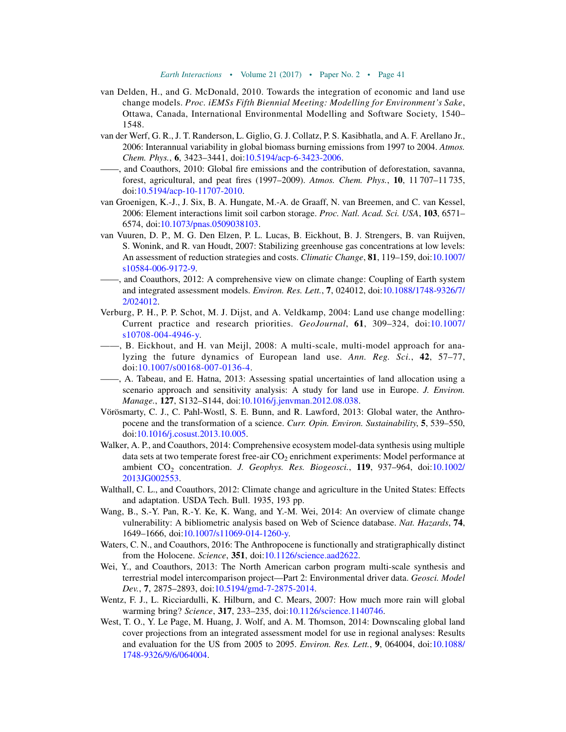van Delden, H., and G. McDonald, 2010. Towards the integration of economic and land use change models. *Proc. iEMSs Fifth Biennial Meeting: Modelling for Environment's Sake*, Ottawa, Canada, International Environmental Modelling and Software Society, 1540–1548.

van der Werf, G. R., J. T. Randerson, L. Giglio, G. J. Collatz, P. S. Kasibhatla, and A. F. Arellano Jr., 2006: Interannual variability in global biomass burning emissions from 1997 to 2004. *Atmos. Chem. Phys.*, **6**, 3423–3441, doi:10.5194/acp-6-3423-2006.

——, and Coauthors, 2010: Global fire emissions and the contribution of deforestation, savanna, forest, agricultural, and peat fires (1997–2009). *Atmos. Chem. Phys.*, **10**, 11 707–11 735, doi:10.5194/acp-10-11707-2010.

van Groenigen, K.-J., J. Six, B. A. Hungate, M.-A. de Graaff, N. van Breemen, and C. van Kessel, 2006: Element interactions limit soil carbon storage. *Proc. Natl. Acad. Sci. USA*, **103**, 6571–6574, doi:10.1073/pnas.0509038103.

van Vuuren, D. P., M. G. Den Elzen, P. L. Lucas, B. Eickhout, B. J. Strengers, B. van Ruijven, S. Wonink, and R. van Houdt, 2007: Stabilizing greenhouse gas concentrations at low levels: An assessment of reduction strategies and costs. *Climatic Change*, **81**, 119–159, doi:10.1007/s10584-006-9172-9.

——, and Coauthors, 2012: A comprehensive view on climate change: Coupling of Earth system and integrated assessment models. *Environ. Res. Lett.*, **7**, 024012, doi:10.1088/1748-9326/7/2/024012.

Verburg, P. H., P. P. Schot, M. J. Dijst, and A. Veldkamp, 2004: Land use change modelling: Current practice and research priorities. *GeoJournal*, **61**, 309–324, doi:10.1007/s10708-004-4946-y.

——, B. Eickhout, and H. van Meijl, 2008: A multi-scale, multi-model approach for analyzing the future dynamics of European land use. *Ann. Reg. Sci.*, **42**, 57–77, doi:10.1007/s00168-007-0136-4.

——, A. Tabeau, and E. Hatna, 2013: Assessing spatial uncertainties of land allocation using a scenario approach and sensitivity analysis: A study for land use in Europe. *J. Environ. Manage.*, **127**, S132–S144, doi:10.1016/j.jenvman.2012.08.038.

Vörösmarty, C. J., C. Pahl-Wostl, S. E. Bunn, and R. Lawford, 2013: Global water, the Anthropocene and the transformation of a science. *Curr. Opin. Environ. Sustainability*, **5**, 539–550, doi:10.1016/j.cosust.2013.10.005.

Walker, A. P., and Coauthors, 2014: Comprehensive ecosystem model-data synthesis using multiple data sets at two temperate forest free-air $CO_2$ enrichment experiments: Model performance at ambient $CO_2$ concentration. *J. Geophys. Res. Biogeosci.*, **119**, 937–964, doi:10.1002/2013JG002553.

Walthall, C. L., and Coauthors, 2012: Climate change and agriculture in the United States: Effects and adaptation. USDA Tech. Bull. 1935, 193 pp.

Wang, B., S.-Y. Pan, R.-Y. Ke, K. Wang, and Y.-M. Wei, 2014: An overview of climate change vulnerability: A bibliometric analysis based on Web of Science database. *Nat. Hazards*, **74**, 1649–1666, doi:10.1007/s11069-014-1260-y.

Waters, C. N., and Coauthors, 2016: The Anthropocene is functionally and stratigraphically distinct from the Holocene. *Science*, **351**, doi:10.1126/science.aad2622.

Wei, Y., and Coauthors, 2013: The North American carbon program multi-scale synthesis and terrestrial model intercomparison project—Part 2: Environmental driver data. *Geosci. Model Dev.*, **7**, 2875–2893, doi:10.5194/gmd-7-2875-2014.

Wentz, F. J., L. Ricciardulli, K. Hilburn, and C. Mears, 2007: How much more rain will global warming bring? *Science*, **317**, 233–235, doi:10.1126/science.1140746.

West, T. O., Y. Le Page, M. Huang, J. Wolf, and A. M. Thomson, 2014: Downscaling global land cover projections from an integrated assessment model for use in regional analyses: Results and evaluation for the US from 2005 to 2095. *Environ. Res. Lett.*, **9**, 064004, doi:10.1088/1748-9326/9/6/064004.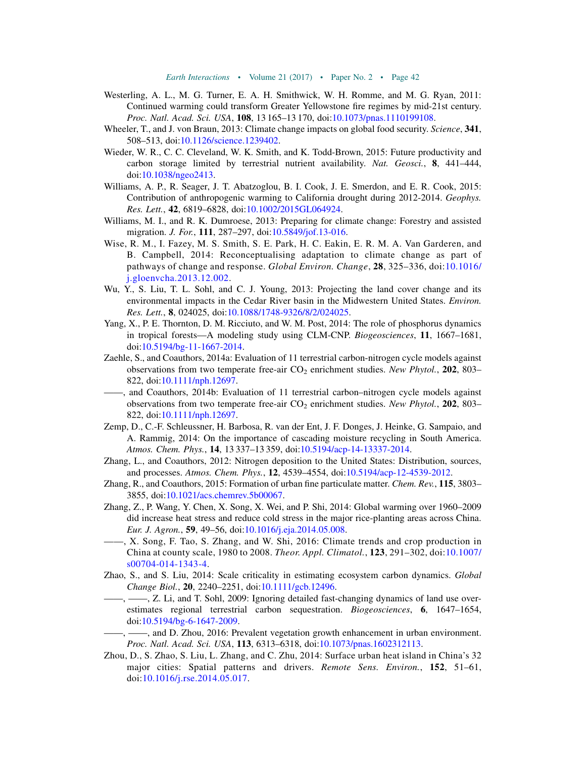Westerling, A. L., M. G. Turner, E. A. H. Smithwick, W. H. Romme, and M. G. Ryan, 2011: Continued warming could transform Greater Yellowstone fire regimes by mid-21st century. *Proc. Natl. Acad. Sci. USA*, **108**, 13 165–13 170, doi:10.1073/pnas.1110199108.

Wheeler, T., and J. von Braun, 2013: Climate change impacts on global food security. *Science*, **341**, 508–513, doi:10.1126/science.1239402.

Wieder, W. R., C. C. Cleveland, W. K. Smith, and K. Todd-Brown, 2015: Future productivity and carbon storage limited by terrestrial nutrient availability. *Nat. Geosci.*, **8**, 441–444, doi:10.1038/ngeo2413.

Williams, A. P., R. Seager, J. T. Abatzoglou, B. I. Cook, J. E. Smerdon, and E. R. Cook, 2015: Contribution of anthropogenic warming to California drought during 2012-2014. *Geophys. Res. Lett.*, **42**, 6819–6828, doi:10.1002/2015GL064924.

Williams, M. I., and R. K. Dumroese, 2013: Preparing for climate change: Forestry and assisted migration. *J. For.*, **111**, 287–297, doi:10.5849/jof.13-016.

Wise, R. M., I. Fazey, M. S. Smith, S. E. Park, H. C. Eakin, E. R. M. A. Van Garderen, and B. Campbell, 2014: Reconceptualising adaptation to climate change as part of pathways of change and response. *Global Environ. Change*, **28**, 325–336, doi:10.1016/j.gloenvcha.2013.12.002.

Wu, Y., S. Liu, T. L. Sohl, and C. J. Young, 2013: Projecting the land cover change and its environmental impacts in the Cedar River basin in the Midwestern United States. *Environ. Res. Lett.*, **8**, 024025, doi:10.1088/1748-9326/8/2/024025.

Yang, X., P. E. Thornton, D. M. Ricciuto, and W. M. Post, 2014: The role of phosphorus dynamics in tropical forests—A modeling study using CLM-CNP. *Biogeosciences*, **11**, 1667–1681, doi:10.5194/bg-11-1667-2014.

Zaehle, S., and Coauthors, 2014a: Evaluation of 11 terrestrial carbon-nitrogen cycle models against observations from two temperate free-air $CO_2$ enrichment studies. *New Phytol.*, **202**, 803–822, doi:10.1111/nph.12697.

——, and Coauthors, 2014b: Evaluation of 11 terrestrial carbon–nitrogen cycle models against observations from two temperate free-air $CO_2$ enrichment studies. *New Phytol.*, **202**, 803–822, doi:10.1111/nph.12697.

Zemp, D., C.-F. Schleussner, H. Barbosa, R. van der Ent, J. F. Donges, J. Heinke, G. Sampaio, and A. Rammig, 2014: On the importance of cascading moisture recycling in South America. *Atmos. Chem. Phys.*, **14**, 13 337–13 359, doi:10.5194/acp-14-13337-2014.

Zhang, L., and Coauthors, 2012: Nitrogen deposition to the United States: Distribution, sources, and processes. *Atmos. Chem. Phys.*, **12**, 4539–4554, doi:10.5194/acp-12-4539-2012.

Zhang, R., and Coauthors, 2015: Formation of urban fine particulate matter. *Chem. Rev.*, **115**, 3803–3855, doi:10.1021/acs.chemrev.5b00067.

Zhang, Z., P. Wang, Y. Chen, X. Song, X. Wei, and P. Shi, 2014: Global warming over 1960–2009 did increase heat stress and reduce cold stress in the major rice-planting areas across China. *Eur. J. Agron.*, **59**, 49–56, doi:10.1016/j.eja.2014.05.008.

——, X. Song, F. Tao, S. Zhang, and W. Shi, 2016: Climate trends and crop production in China at county scale, 1980 to 2008. *Theor. Appl. Climatol.*, **123**, 291–302, doi:10.1007/s00704-014-1343-4.

Zhao, S., and S. Liu, 2014: Scale criticality in estimating ecosystem carbon dynamics. *Global Change Biol.*, **20**, 2240–2251, doi:10.1111/gcb.12496.

——, ——, Z. Li, and T. Sohl, 2009: Ignoring detailed fast-changing dynamics of land use overestimates regional terrestrial carbon sequestration. *Biogeosciences*, **6**, 1647–1654, doi:10.5194/bg-6-1647-2009.

——, ——, and D. Zhou, 2016: Prevalent vegetation growth enhancement in urban environment. *Proc. Natl. Acad. Sci. USA*, **113**, 6313–6318, doi:10.1073/pnas.1602312113.

Zhou, D., S. Zhao, S. Liu, L. Zhang, and C. Zhu, 2014: Surface urban heat island in China's 32 major cities: Spatial patterns and drivers. *Remote Sens. Environ.*, **152**, 51–61, doi:10.1016/j.rse.2014.05.017.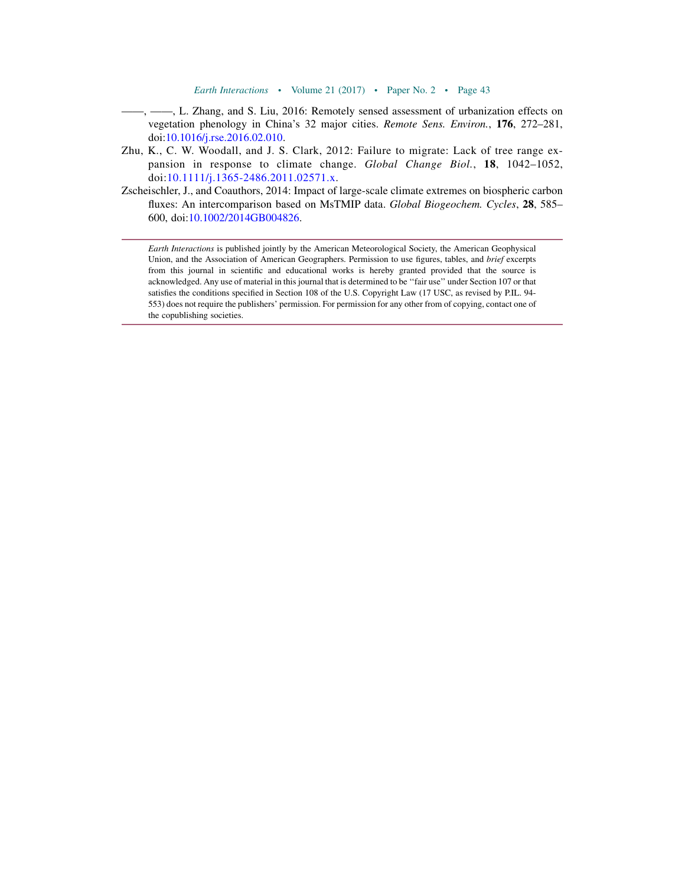——, ——, L. Zhang, and S. Liu, 2016: Remotely sensed assessment of urbanization effects on vegetation phenology in China's 32 major cities. *Remote Sens. Environ.*, **176**, 272–281, doi:10.1016/j.rse.2016.02.010.

Zhu, K., C. W. Woodall, and J. S. Clark, 2012: Failure to migrate: Lack of tree range expansion in response to climate change. *Global Change Biol.*, **18**, 1042–1052, doi:10.1111/j.1365-2486.2011.02571.x.

Zscheischler, J., and Coauthors, 2014: Impact of large-scale climate extremes on biospheric carbon fluxes: An intercomparison based on MsTMIP data. *Global Biogeochem. Cycles*, **28**, 585–600, doi:10.1002/2014GB004826.

---

*Earth Interactions* is published jointly by the American Meteorological Society, the American Geophysical Union, and the Association of American Geographers. Permission to use figures, tables, and *brief* excerpts from this journal in scientific and educational works is hereby granted provided that the source is acknowledged. Any use of material in this journal that is determined to be "fair use" under Section 107 or that satisfies the conditions specified in Section 108 of the U.S. Copyright Law (17 USC, as revised by P.IL. 94-553) does not require the publishers' permission. For permission for any other from of copying, contact one of the copublishing societies.